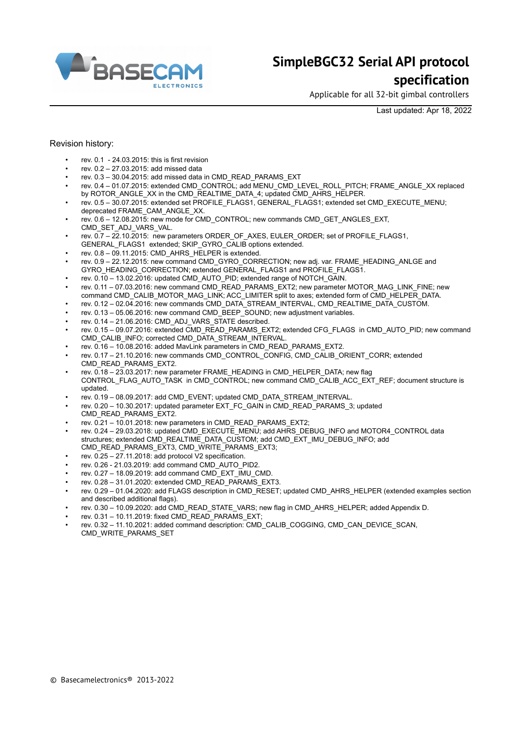# SimpleBGC32 Serial API protocol specification

Applicable for all 32-bit gimbal controllers

Last updated: Apr 18, 2022

Revision history:

- rev. 0.1 - 24.03.2015: this is first revision
- rev. 0.2 – 27.03.2015: add missed data
- rev. 0.3 – 30.04.2015: add missed data in CMD_READ_PARAMS_EXT
- rev. 0.4 – 01.07.2015: extended CMD_CONTROL; add MENU_CMD_LEVEL_ROLL_PITCH; FRAME_ANGLE_XX replaced by ROTOR_ANGLE_XX in the CMD_REALTIME_DATA_4; updated CMD_AHRS_HELPER.
- rev. 0.5 – 30.07.2015: extended set PROFILE_FLAGS1, GENERAL_FLAGS1; extended set CMD_EXECUTE_MENU; deprecated FRAME_CAM_ANGLE_XX.
- rev. 0.6 – 12.08.2015: new mode for CMD_CONTROL; new commands CMD_GET_ANGLES_EXT, CMD_SET_ADJ_VARS_VAL.
- rev. 0.7 – 22.10.2015: new parameters ORDER_OF_AXES, EULER_ORDER; set of PROFILE_FLAGS1, GENERAL_FLAGS1 extended; SKIP_GYRO_CALIB options extended.
- rev. 0.8 – 09.11.2015: CMD_AHRS_HELPER is extended.
- rev. 0.9 – 22.12.2015: new command CMD_GYRO_CORRECTION; new adj. var. FRAME_HEADING_ANLGE and GYRO_HEADING_CORRECTION; extended GENERAL_FLAGS1 and PROFILE_FLAGS1.
- rev. 0.10 – 13.02.2016: updated CMD_AUTO_PID; extended range of NOTCH_GAIN.
- rev. 0.11 – 07.03.2016: new command CMD_READ_PARAMS_EXT2; new parameter MOTOR_MAG_LINK_FINE; new command CMD_CALIB_MOTOR_MAG_LINK; ACC_LIMITER split to axes; extended form of CMD_HELPER_DATA.
- rev. 0.12 – 02.04.2016: new commands CMD_DATA_STREAM_INTERVAL, CMD_REALTIME_DATA_CUSTOM.
- rev. 0.13 – 05.06.2016: new command CMD_BEEP_SOUND; new adjustment variables.
- rev. 0.14 – 21.06.2016: CMD_ADJ_VARS_STATE described.
- rev. 0.15 – 09.07.2016: extended CMD_READ_PARAMS_EXT2; extended CFG_FLAGS in CMD_AUTO_PID; new command CMD_CALIB_INFO; corrected CMD_DATA_STREAM_INTERVAL.
- rev. 0.16 – 10.08.2016: added MavLink parameters in CMD_READ_PARAMS_EXT2.
- rev. 0.17 – 21.10.2016: new commands CMD_CONTROL_CONFIG, CMD_CALIB_ORIENT_CORR; extended CMD_READ_PARAMS_EXT2.
- rev. 0.18 – 23.03.2017: new parameter FRAME_HEADING in CMD_HELPER_DATA; new flag CONTROL_FLAG_AUTO_TASK in CMD_CONTROL; new command CMD_CALIB_ACC_EXT_REF; document structure is updated.
- rev. 0.19 – 08.09.2017: add CMD_EVENT; updated CMD_DATA_STREAM_INTERVAL.
- rev. 0.20 – 10.30.2017: updated parameter EXT_FC_GAIN in CMD_READ_PARAMS_3; updated CMD_READ_PARAMS_EXT2.
- rev. 0.21 – 10.01.2018: new parameters in CMD_READ_PARAMS_EXT2;
- rev. 0.24 – 29.03.2018: updated CMD_EXECUTE_MENU; add AHRS_DEBUG_INFO and MOTOR4_CONTROL data structures; extended CMD_REALTIME_DATA_CUSTOM; add CMD_EXT_IMU_DEBUG_INFO; add CMD_READ_PARAMS_EXT3, CMD_WRITE_PARAMS_EXT3;
- rev. 0.25 – 27.11.2018: add protocol V2 specification.
- rev. 0.26 - 21.03.2019: add command CMD_AUTO_PID2.
- rev. 0.27 – 18.09.2019: add command CMD_EXT_IMU_CMD.
- rev. 0.28 – 31.01.2020: extended CMD_READ_PARAMS_EXT3.
- rev. 0.29 – 01.04.2020: add FLAGS description in CMD_RESET; updated CMD_AHRS_HELPER (extended examples section and described additional flags).
- rev. 0.30 – 10.09.2020: add CMD_READ_STATE_VARS; new flag in CMD_AHRS_HELPER; added Appendix D.
- rev. 0.31 – 10.11.2019: fixed CMD_READ_PARAMS_EXT;
- rev. 0.32 – 11.10.2021: added command description: CMD_CALIB_COGGING, CMD_CAN_DEVICE_SCAN, CMD_WRITE_PARAMS_SET

© Basecamelectronics® 2013-2022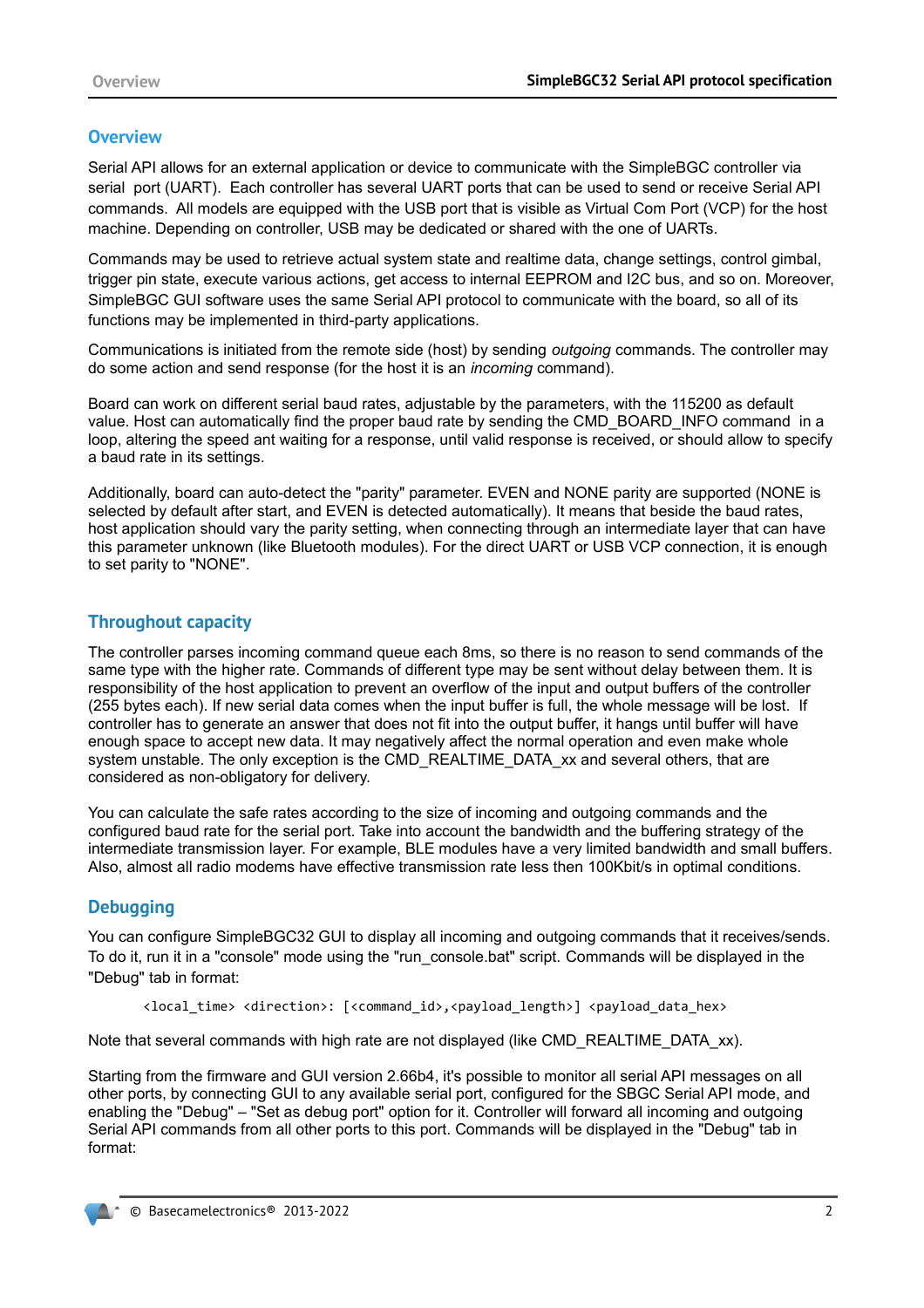## Overview

Serial API allows for an external application or device to communicate with the SimpleBGC controller via serial port (UART). Each controller has several UART ports that can be used to send or receive Serial API commands. All models are equipped with the USB port that is visible as Virtual Com Port (VCP) for the host machine. Depending on controller, USB may be dedicated or shared with the one of UARTs.

Commands may be used to retrieve actual system state and realtime data, change settings, control gimbal, trigger pin state, execute various actions, get access to internal EEPROM and I2C bus, and so on. Moreover, SimpleBGC GUI software uses the same Serial API protocol to communicate with the board, so all of its functions may be implemented in third-party applications.

Communications is initiated from the remote side (host) by sending *outgoing* commands. The controller may do some action and send response (for the host it is an *incoming* command).

Board can work on different serial baud rates, adjustable by the parameters, with the 115200 as default value. Host can automatically find the proper baud rate by sending the CMD_BOARD_INFO command in a loop, altering the speed ant waiting for a response, until valid response is received, or should allow to specify a baud rate in its settings.

Additionally, board can auto-detect the "parity" parameter. EVEN and NONE parity are supported (NONE is selected by default after start, and EVEN is detected automatically). It means that beside the baud rates, host application should vary the parity setting, when connecting through an intermediate layer that can have this parameter unknown (like Bluetooth modules). For the direct UART or USB VCP connection, it is enough to set parity to "NONE".

## Throughout capacity

The controller parses incoming command queue each 8ms, so there is no reason to send commands of the same type with the higher rate. Commands of different type may be sent without delay between them. It is responsibility of the host application to prevent an overflow of the input and output buffers of the controller (255 bytes each). If new serial data comes when the input buffer is full, the whole message will be lost. If controller has to generate an answer that does not fit into the output buffer, it hangs until buffer will have enough space to accept new data. It may negatively affect the normal operation and even make whole system unstable. The only exception is the CMD_REALTIME_DATA_xx and several others, that are considered as non-obligatory for delivery.

You can calculate the safe rates according to the size of incoming and outgoing commands and the configured baud rate for the serial port. Take into account the bandwidth and the buffering strategy of the intermediate transmission layer. For example, BLE modules have a very limited bandwidth and small buffers. Also, almost all radio modems have effective transmission rate less then 100Kbit/s in optimal conditions.

## Debugging

You can configure SimpleBGC32 GUI to display all incoming and outgoing commands that it receives/sends. To do it, run it in a "console" mode using the "run_console.bat" script. Commands will be displayed in the "Debug" tab in format:

```
<local_time> <direction>: [<command_id>,<payload_length>] <payload_data_hex>
```

Note that several commands with high rate are not displayed (like CMD_REALTIME_DATA_xx).

Starting from the firmware and GUI version 2.66b4, it's possible to monitor all serial API messages on all other ports, by connecting GUI to any available serial port, configured for the SBGC Serial API mode, and enabling the "Debug" – "Set as debug port" option for it. Controller will forward all incoming and outgoing Serial API commands from all other ports to this port. Commands will be displayed in the "Debug" tab in format: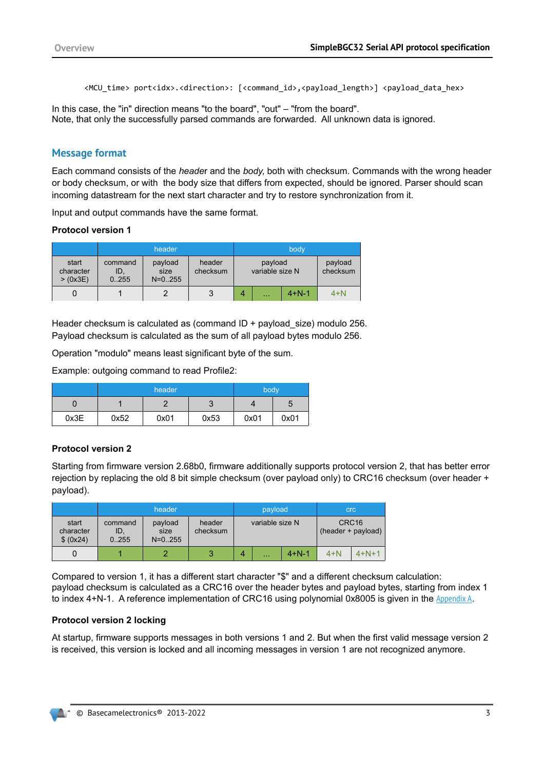```
<MCU_time> port<idx>.<direction>: [<command_id>,<payload_length>] <payload_data_hex>
```

In this case, the "in" direction means "to the board", "out" – "from the board".
Note, that only the successfully parsed commands are forwarded. All unknown data is ignored.

## Message format

Each command consists of the *header* and the *body*, both with checksum. Commands with the wrong header or body checksum, or with the body size that differs from expected, should be ignored. Parser should scan incoming datastream for the next start character and try to restore synchronization from it.

Input and output commands have the same format.

**Protocol version 1**

| header | | | | body | | | |
|---|---|---|---|---|---|---|---|
| start character > (0x3E) | command ID, 0..255 | payload size N=0..255 | header checksum | payload variable size N | | | payload checksum |
| 0 | 1 | 2 | 3 | 4 | ... | 4+N-1 | 4+N |

Header checksum is calculated as (command ID + payload_size) modulo 256.
Payload checksum is calculated as the sum of all payload bytes modulo 256.

Operation "modulo" means least significant byte of the sum.

Example: outgoing command to read Profile2:

| | header | | | body | |
|---|---|---|---|---|---|
| 0 | 1 | 2 | 3 | 4 | 5 |
| 0x3E | 0x52 | 0x01 | 0x53 | 0x01 | 0x01 |

**Protocol version 2**

Starting from firmware version 2.68b0, firmware additionally supports protocol version 2, that has better error rejection by replacing the old 8 bit simple checksum (over payload only) to CRC16 checksum (over header + payload).

| header | | | | payload | | | crc | |
|---|---|---|---|---|---|---|---|---|
| start character $ (0x24) | command ID, 0..255 | payload size N=0..255 | header checksum | variable size N | | | CRC16 (header + payload) | |
| 0 | 1 | 2 | 3 | 4 | ... | 4+N-1 | 4+N | 4+N+1 |

Compared to version 1, it has a different start character "$" and a different checksum calculation:
payload checksum is calculated as a CRC16 over the header bytes and payload bytes, starting from index 1 to index 4+N-1. A reference implementation of CRC16 using polynomial 0x8005 is given in the Appendix A.

**Protocol version 2 locking**

At startup, firmware supports messages in both versions 1 and 2. But when the first valid message version 2 is received, this version is locked and all incoming messages in version 1 are not recognized anymore.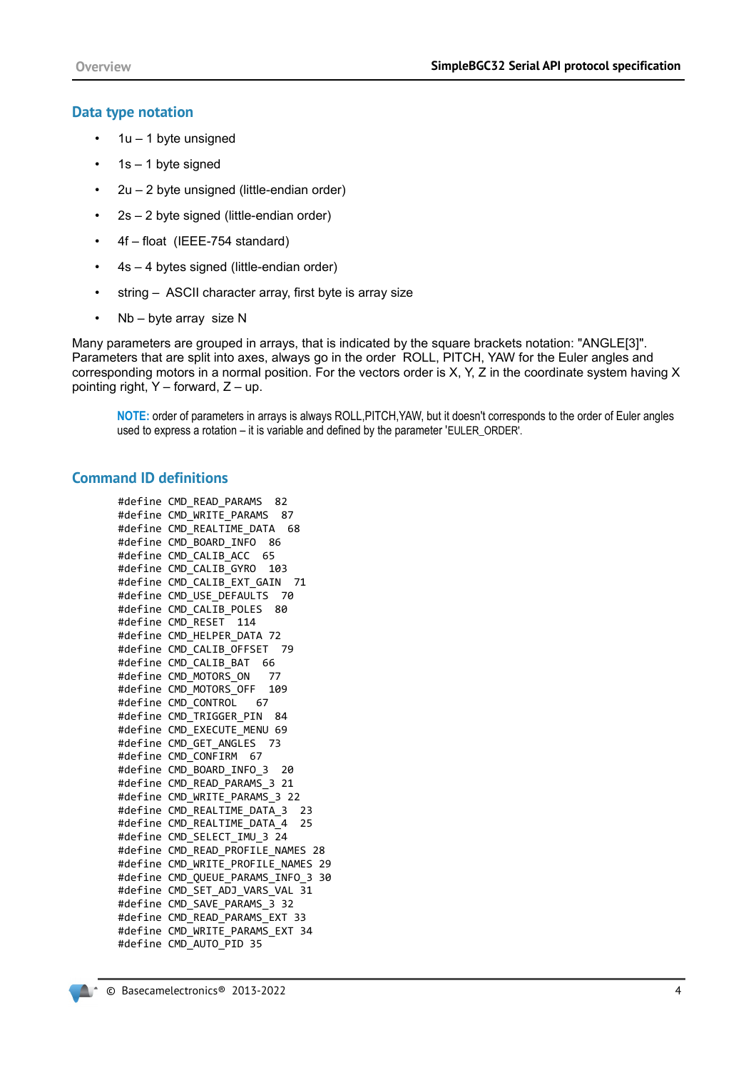## Data type notation

- 1u – 1 byte unsigned
- 1s – 1 byte signed
- 2u – 2 byte unsigned (little-endian order)
- 2s – 2 byte signed (little-endian order)
- 4f – float  (IEEE-754 standard)
- 4s – 4 bytes signed (little-endian order)
- string –  ASCII character array, first byte is array size
- Nb – byte array  size N

Many parameters are grouped in arrays, that is indicated by the square brackets notation: "ANGLE[3]". Parameters that are split into axes, always go in the order  ROLL, PITCH, YAW for the Euler angles and corresponding motors in a normal position. For the vectors order is X, Y, Z in the coordinate system having X pointing right, Y – forward, Z – up.

> **NOTE:** order of parameters in arrays is always ROLL,PITCH,YAW, but it doesn't corresponds to the order of Euler angles used to express a rotation – it is variable and defined by the parameter 'EULER_ORDER'.

## Command ID definitions

```
#define CMD_READ_PARAMS  82
#define CMD_WRITE_PARAMS  87
#define CMD_REALTIME_DATA  68
#define CMD_BOARD_INFO  86
#define CMD_CALIB_ACC  65
#define CMD_CALIB_GYRO  103
#define CMD_CALIB_EXT_GAIN  71
#define CMD_USE_DEFAULTS  70
#define CMD_CALIB_POLES  80
#define CMD_RESET  114
#define CMD_HELPER_DATA 72
#define CMD_CALIB_OFFSET  79
#define CMD_CALIB_BAT  66
#define CMD_MOTORS_ON  77
#define CMD_MOTORS_OFF  109
#define CMD_CONTROL   67
#define CMD_TRIGGER_PIN  84
#define CMD_EXECUTE_MENU 69
#define CMD_GET_ANGLES  73
#define CMD_CONFIRM  67
#define CMD_BOARD_INFO_3  20
#define CMD_READ_PARAMS_3 21
#define CMD_WRITE_PARAMS_3 22
#define CMD_REALTIME_DATA_3  23
#define CMD_REALTIME_DATA_4  25
#define CMD_SELECT_IMU_3 24
#define CMD_READ_PROFILE_NAMES 28
#define CMD_WRITE_PROFILE_NAMES 29
#define CMD_QUEUE_PARAMS_INFO_3 30
#define CMD_SET_ADJ_VARS_VAL 31
#define CMD_SAVE_PARAMS_3 32
#define CMD_READ_PARAMS_EXT 33
#define CMD_WRITE_PARAMS_EXT 34
#define CMD_AUTO_PID 35
```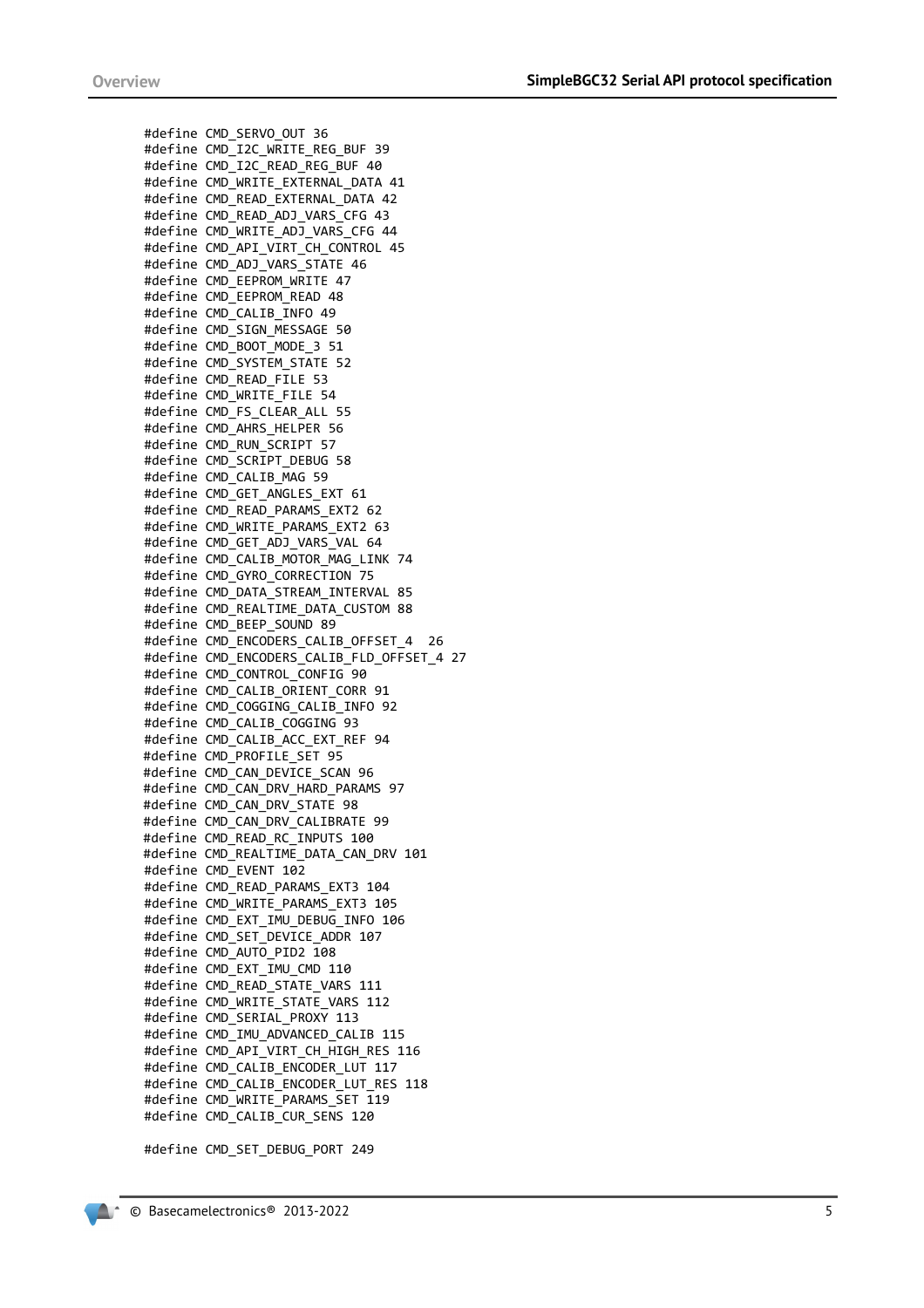```
#define CMD_SERVO_OUT 36
#define CMD_I2C_WRITE_REG_BUF 39
#define CMD_I2C_READ_REG_BUF 40
#define CMD_WRITE_EXTERNAL_DATA 41
#define CMD_READ_EXTERNAL_DATA 42
#define CMD_READ_ADJ_VARS_CFG 43
#define CMD_WRITE_ADJ_VARS_CFG 44
#define CMD_API_VIRT_CH_CONTROL 45
#define CMD_ADJ_VARS_STATE 46
#define CMD_EEPROM_WRITE 47
#define CMD_EEPROM_READ 48
#define CMD_CALIB_INFO 49
#define CMD_SIGN_MESSAGE 50
#define CMD_BOOT_MODE_3 51
#define CMD_SYSTEM_STATE 52
#define CMD_READ_FILE 53
#define CMD_WRITE_FILE 54
#define CMD_FS_CLEAR_ALL 55
#define CMD_AHRS_HELPER 56
#define CMD_RUN_SCRIPT 57
#define CMD_SCRIPT_DEBUG 58
#define CMD_CALIB_MAG 59
#define CMD_GET_ANGLES_EXT 61
#define CMD_READ_PARAMS_EXT2 62
#define CMD_WRITE_PARAMS_EXT2 63
#define CMD_GET_ADJ_VARS_VAL 64
#define CMD_CALIB_MOTOR_MAG_LINK 74
#define CMD_GYRO_CORRECTION 75
#define CMD_DATA_STREAM_INTERVAL 85
#define CMD_REALTIME_DATA_CUSTOM 88
#define CMD_BEEP_SOUND 89
#define CMD_ENCODERS_CALIB_OFFSET_4  26
#define CMD_ENCODERS_CALIB_FLD_OFFSET_4 27
#define CMD_CONTROL_CONFIG 90
#define CMD_CALIB_ORIENT_CORR 91
#define CMD_COGGING_CALIB_INFO 92
#define CMD_CALIB_COGGING 93
#define CMD_CALIB_ACC_EXT_REF 94
#define CMD_PROFILE_SET 95
#define CMD_CAN_DEVICE_SCAN 96
#define CMD_CAN_DRV_HARD_PARAMS 97
#define CMD_CAN_DRV_STATE 98
#define CMD_CAN_DRV_CALIBRATE 99
#define CMD_READ_RC_INPUTS 100
#define CMD_REALTIME_DATA_CAN_DRV 101
#define CMD_EVENT 102
#define CMD_READ_PARAMS_EXT3 104
#define CMD_WRITE_PARAMS_EXT3 105
#define CMD_EXT_IMU_DEBUG_INFO 106
#define CMD_SET_DEVICE_ADDR 107
#define CMD_AUTO_PID2 108
#define CMD_EXT_IMU_CMD 110
#define CMD_READ_STATE_VARS 111
#define CMD_WRITE_STATE_VARS 112
#define CMD_SERIAL_PROXY 113
#define CMD_IMU_ADVANCED_CALIB 115
#define CMD_API_VIRT_CH_HIGH_RES 116
#define CMD_CALIB_ENCODER_LUT 117
#define CMD_CALIB_ENCODER_LUT_RES 118
#define CMD_WRITE_PARAMS_SET 119
#define CMD_CALIB_CUR_SENS 120

#define CMD_SET_DEBUG_PORT 249
```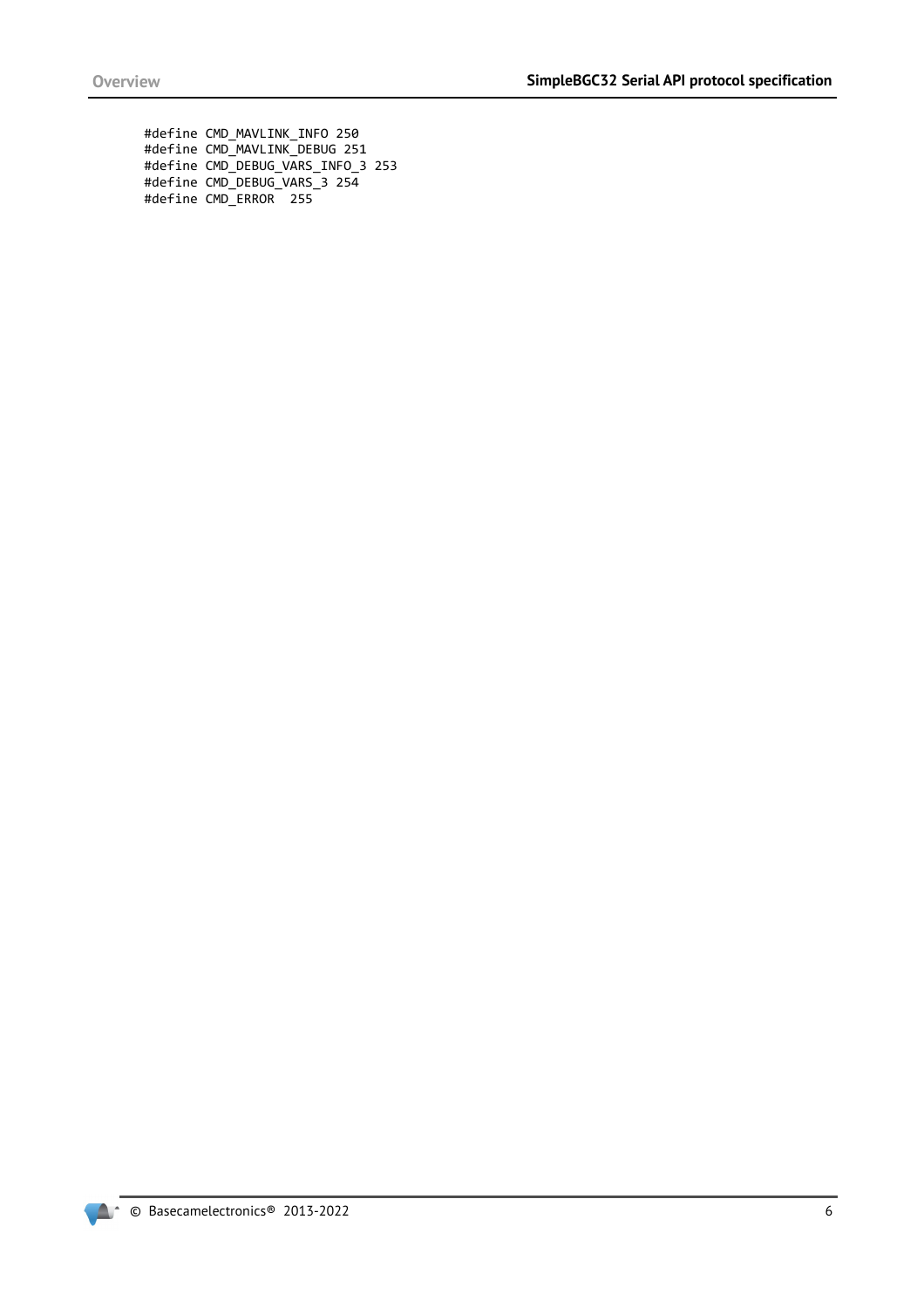```
#define CMD_MAVLINK_INFO 250
#define CMD_MAVLINK_DEBUG 251
#define CMD_DEBUG_VARS_INFO_3 253
#define CMD_DEBUG_VARS_3 254
#define CMD_ERROR  255
```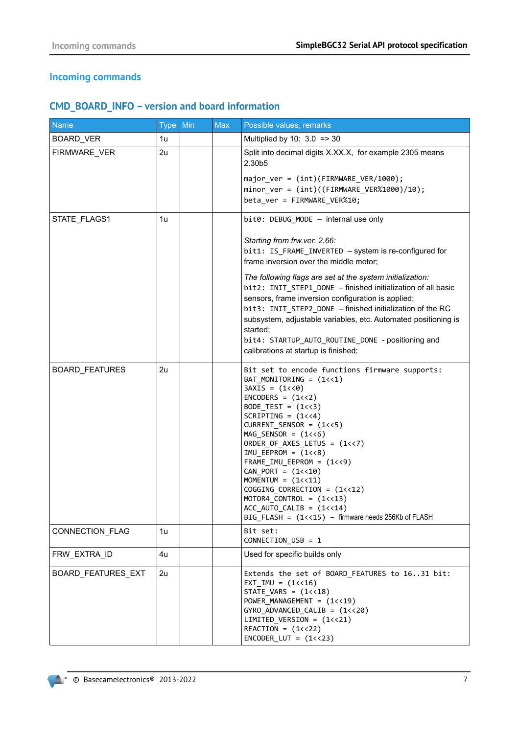## Incoming commands

### CMD_BOARD_INFO – version and board information

| Name | Type | Min | Max | Possible values, remarks |
|---|---|---|---|---|
| BOARD_VER | 1u | | | Multiplied by 10: 3.0 => 30 |
| FIRMWARE_VER | 2u | | | Split into decimal digits X.XX.X, for example 2305 means 2.30b5<br><br>`major_ver = (int)(FIRMWARE_VER/1000);`<br>`minor_ver = (int)((FIRMWARE_VER%1000)/10);`<br>`beta_ver = FIRMWARE_VER%10;` |
| STATE_FLAGS1 | 1u | | | `bit0: DEBUG_MODE` – internal use only<br><br>*Starting from frw.ver. 2.66:*<br>`bit1: IS_FRAME_INVERTED` – system is re-configured for frame inversion over the middle motor;<br><br>*The following flags are set at the system initialization:*<br>`bit2: INIT_STEP1_DONE` – finished initialization of all basic sensors, frame inversion configuration is applied;<br>`bit3: INIT_STEP2_DONE` – finished initialization of the RC subsystem, adjustable variables, etc. Automated positioning is started;<br>`bit4: STARTUP_AUTO_ROUTINE_DONE` - positioning and calibrations at startup is finished; |
| BOARD_FEATURES | 2u | | | `Bit set to encode functions firmware supports:`<br>`BAT_MONITORING = (1<<1)`<br>`3AXIS = (1<<0)`<br>`ENCODERS = (1<<2)`<br>`BODE_TEST = (1<<3)`<br>`SCRIPTING = (1<<4)`<br>`CURRENT_SENSOR = (1<<5)`<br>`MAG_SENSOR = (1<<6)`<br>`ORDER_OF_AXES_LETUS = (1<<7)`<br>`IMU_EEPROM = (1<<8)`<br>`FRAME_IMU_EEPROM = (1<<9)`<br>`CAN_PORT = (1<<10)`<br>`MOMENTUM = (1<<11)`<br>`COGGING_CORRECTION = (1<<12)`<br>`MOTOR4_CONTROL = (1<<13)`<br>`ACC_AUTO_CALIB = (1<<14)`<br>`BIG_FLASH = (1<<15)` – firmware needs 256Kb of FLASH |
| CONNECTION_FLAG | 1u | | | `Bit set:`<br>`CONNECTION_USB = 1` |
| FRW_EXTRA_ID | 4u | | | Used for specific builds only |
| BOARD_FEATURES_EXT | 2u | | | `Extends the set of BOARD_FEATURES to 16..31 bit:`<br>`EXT_IMU = (1<<16)`<br>`STATE_VARS = (1<<18)`<br>`POWER_MANAGEMENT = (1<<19)`<br>`GYRO_ADVANCED_CALIB = (1<<20)`<br>`LIMITED_VERSION = (1<<21)`<br>`REACTION = (1<<22)`<br>`ENCODER_LUT = (1<<23)` |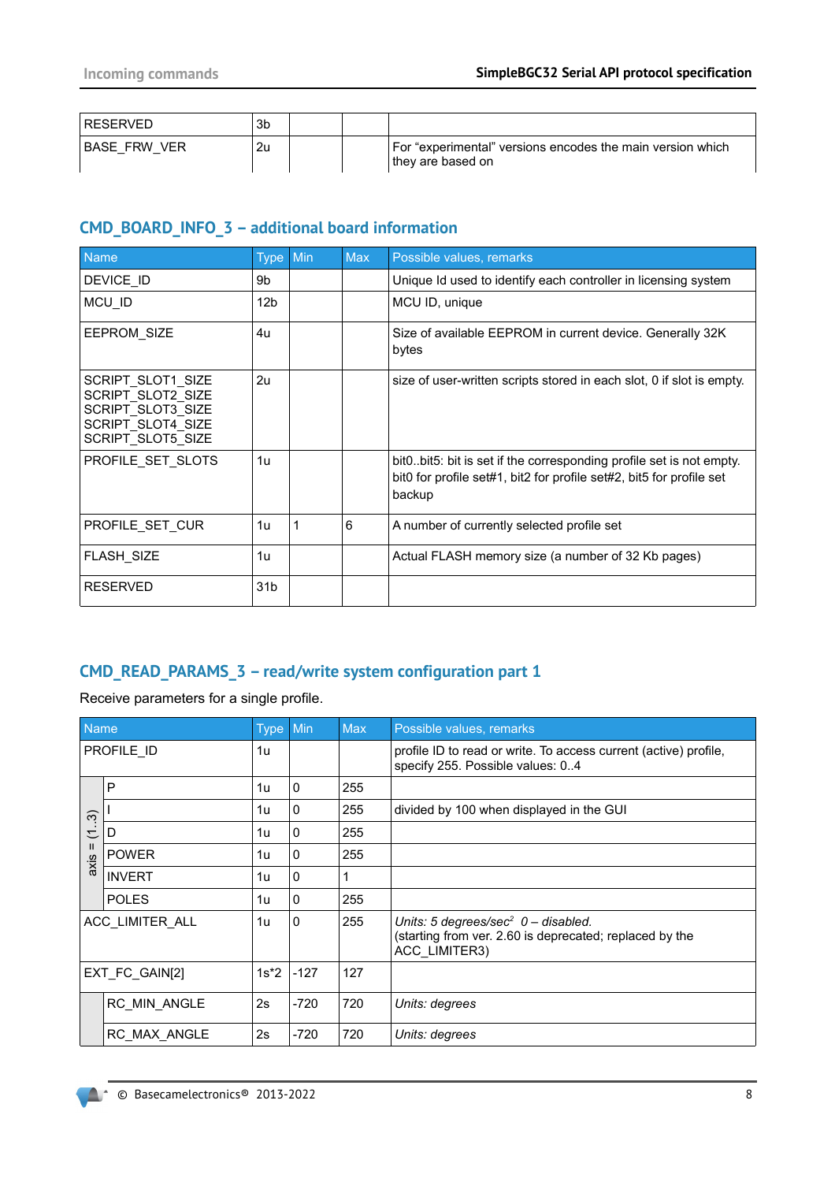| | | | | |
|---|---|---|---|---|
| RESERVED | 3b | | | |
| BASE_FRW_VER | 2u | | | For “experimental” versions encodes the main version which they are based on |

## CMD_BOARD_INFO_3 – additional board information

| Name | Type | Min | Max | Possible values, remarks |
|---|---|---|---|---|
| DEVICE_ID | 9b | | | Unique Id used to identify each controller in licensing system |
| MCU_ID | 12b | | | MCU ID, unique |
| EEPROM_SIZE | 4u | | | Size of available EEPROM in current device. Generally 32K bytes |
| SCRIPT_SLOT1_SIZE SCRIPT_SLOT2_SIZE SCRIPT_SLOT3_SIZE SCRIPT_SLOT4_SIZE SCRIPT_SLOT5_SIZE | 2u | | | size of user-written scripts stored in each slot, 0 if slot is empty. |
| PROFILE_SET_SLOTS | 1u | | | bit0..bit5: bit is set if the corresponding profile set is not empty. bit0 for profile set#1, bit2 for profile set#2, bit5 for profile set backup |
| PROFILE_SET_CUR | 1u | 1 | 6 | A number of currently selected profile set |
| FLASH_SIZE | 1u | | | Actual FLASH memory size (a number of 32 Kb pages) |
| RESERVED | 31b | | | |

## CMD_READ_PARAMS_3 – read/write system configuration part 1

Receive parameters for a single profile.

| | Name | Type | Min | Max | Possible values, remarks |
|---|---|---|---|---|---|
| PROFILE_ID | | 1u | | | profile ID to read or write. To access current (active) profile, specify 255. Possible values: 0..4 |
| axis = (1..3) | P | 1u | 0 | 255 | |
| | I | 1u | 0 | 255 | divided by 100 when displayed in the GUI |
| | D | 1u | 0 | 255 | |
| | POWER | 1u | 0 | 255 | |
| | INVERT | 1u | 0 | 1 | |
| | POLES | 1u | 0 | 255 | |
| ACC_LIMITER_ALL | | 1u | 0 | 255 | *Units: 5 degrees/sec² 0 – disabled.* (starting from ver. 2.60 is deprecated; replaced by the ACC_LIMITER3) |
| EXT_FC_GAIN[2] | | 1s*2 | -127 | 127 | |
| | RC_MIN_ANGLE | 2s | -720 | 720 | *Units: degrees* |
| | RC_MAX_ANGLE | 2s | -720 | 720 | *Units: degrees* |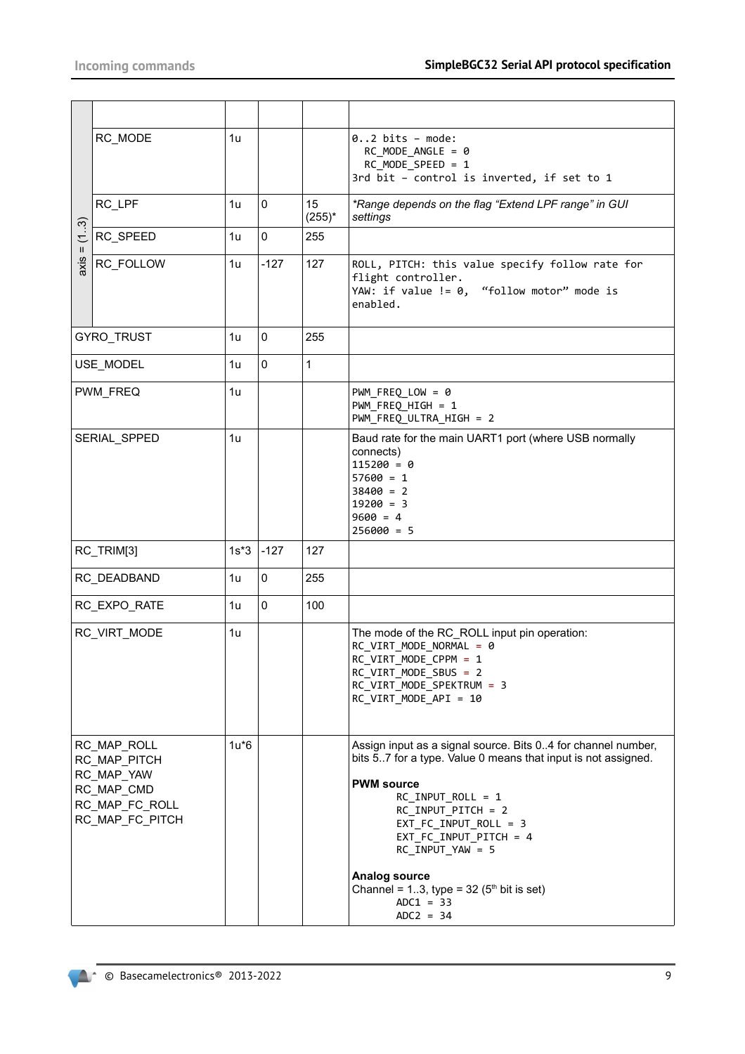| | | | | | |
|---|---|---|---|---|---|
| axis = (1..3) | | | | | |
| | RC_MODE | 1u | | | 0..2 bits – mode:<br>RC_MODE_ANGLE = 0<br>RC_MODE_SPEED = 1<br>3rd bit – control is inverted, if set to 1 |
| | RC_LPF | 1u | 0 | 15 (255)* | *Range depends on the flag "Extend LPF range" in GUI settings* |
| | RC_SPEED | 1u | 0 | 255 | |
| | RC_FOLLOW | 1u | -127 | 127 | ROLL, PITCH: this value specify follow rate for flight controller.<br>YAW: if value != 0, "follow motor" mode is enabled. |
| GYRO_TRUST | | 1u | 0 | 255 | |
| USE_MODEL | | 1u | 0 | 1 | |
| PWM_FREQ | | 1u | | | PWM_FREQ_LOW = 0<br>PWM_FREQ_HIGH = 1<br>PWM_FREQ_ULTRA_HIGH = 2 |
| SERIAL_SPPED | | 1u | | | Baud rate for the main UART1 port (where USB normally connects)<br>115200 = 0<br>57600 = 1<br>38400 = 2<br>19200 = 3<br>9600 = 4<br>256000 = 5 |
| RC_TRIM[3] | | 1s*3 | -127 | 127 | |
| RC_DEADBAND | | 1u | 0 | 255 | |
| RC_EXPO_RATE | | 1u | 0 | 100 | |
| RC_VIRT_MODE | | 1u | | | The mode of the RC_ROLL input pin operation:<br>RC_VIRT_MODE_NORMAL = 0<br>RC_VIRT_MODE_CPPM = 1<br>RC_VIRT_MODE_SBUS = 2<br>RC_VIRT_MODE_SPEKTRUM = 3<br>RC_VIRT_MODE_API = 10 |
| RC_MAP_ROLL<br>RC_MAP_PITCH<br>RC_MAP_YAW<br>RC_MAP_CMD<br>RC_MAP_FC_ROLL<br>RC_MAP_FC_PITCH | | 1u*6 | | | Assign input as a signal source. Bits 0..4 for channel number, bits 5..7 for a type. Value 0 means that input is not assigned.<br><br>**PWM source**<br>RC_INPUT_ROLL = 1<br>RC_INPUT_PITCH = 2<br>EXT_FC_INPUT_ROLL = 3<br>EXT_FC_INPUT_PITCH = 4<br>RC_INPUT_YAW = 5<br><br>**Analog source**<br>Channel = 1..3, type = 32 (5th bit is set)<br>ADC1 = 33<br>ADC2 = 34 |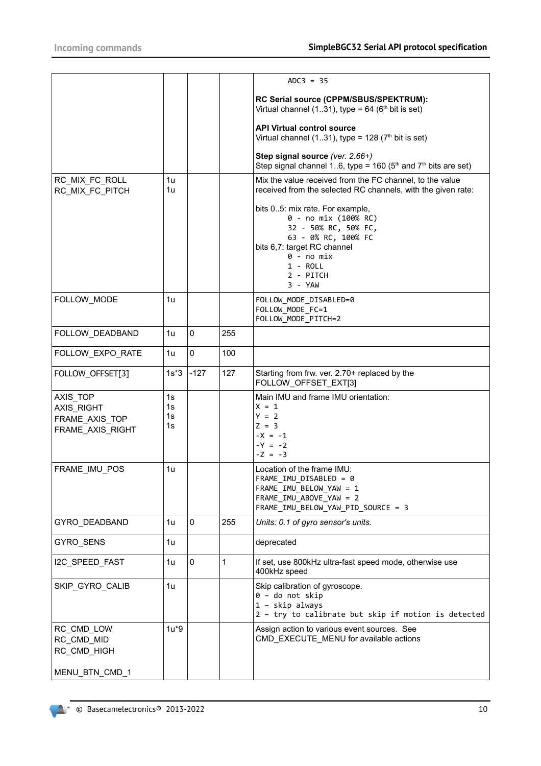| | | | | |
|---|---|---|---|---|
| | | | | ADC3 = 35<br><br>**RC Serial source (CPPM/SBUS/SPEKTRUM):**<br>Virtual channel (1..31), type = 64 (6th bit is set)<br><br>**API Virtual control source**<br>Virtual channel (1..31), type = 128 (7th bit is set)<br><br>**Step signal source** *(ver. 2.66+)*<br>Step signal channel 1..6, type = 160 (5th and 7th bits are set) |
| RC_MIX_FC_ROLL<br>RC_MIX_FC_PITCH | 1u<br>1u | | | Mix the value received from the FC channel, to the value received from the selected RC channels, with the given rate:<br><br>bits 0..5: mix rate. For example,<br>0 - no mix (100% RC)<br>32 - 50% RC, 50% FC,<br>63 - 0% RC, 100% FC<br>bits 6,7: target RC channel<br>0 - no mix<br>1 - ROLL<br>2 - PITCH<br>3 - YAW |
| FOLLOW_MODE | 1u | | | FOLLOW_MODE_DISABLED=0<br>FOLLOW_MODE_FC=1<br>FOLLOW_MODE_PITCH=2 |
| FOLLOW_DEADBAND | 1u | 0 | 255 | |
| FOLLOW_EXPO_RATE | 1u | 0 | 100 | |
| FOLLOW_OFFSET[3] | 1s*3 | -127 | 127 | Starting from frw. ver. 2.70+ replaced by the FOLLOW_OFFSET_EXT[3] |
| AXIS_TOP<br>AXIS_RIGHT<br>FRAME_AXIS_TOP<br>FRAME_AXIS_RIGHT | 1s<br>1s<br>1s<br>1s | | | Main IMU and frame IMU orientation:<br>X = 1<br>Y = 2<br>Z = 3<br>-X = -1<br>-Y = -2<br>-Z = -3 |
| FRAME_IMU_POS | 1u | | | Location of the frame IMU:<br>FRAME_IMU_DISABLED = 0<br>FRAME_IMU_BELOW_YAW = 1<br>FRAME_IMU_ABOVE_YAW = 2<br>FRAME_IMU_BELOW_YAW_PID_SOURCE = 3 |
| GYRO_DEADBAND | 1u | 0 | 255 | *Units: 0.1 of gyro sensor's units.* |
| GYRO_SENS | 1u | | | deprecated |
| I2C_SPEED_FAST | 1u | 0 | 1 | If set, use 800kHz ultra-fast speed mode, otherwise use 400kHz speed |
| SKIP_GYRO_CALIB | 1u | | | Skip calibration of gyroscope.<br>0 – do not skip<br>1 – skip always<br>2 – try to calibrate but skip if motion is detected |
| RC_CMD_LOW<br>RC_CMD_MID<br>RC_CMD_HIGH<br><br>MENU_BTN_CMD_1 | 1u*9 | | | Assign action to various event sources. See CMD_EXECUTE_MENU for available actions |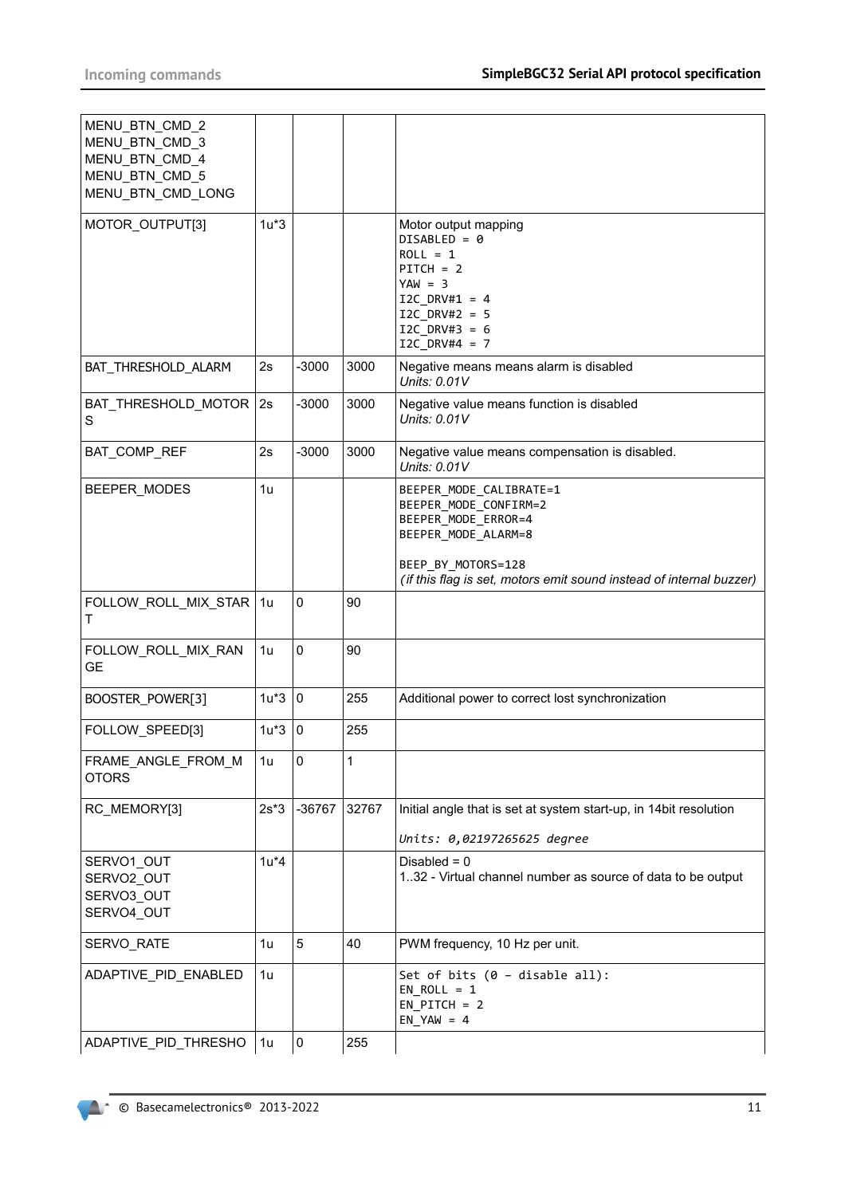| | | | | |
|---|---|---|---|---|
| MENU_BTN_CMD_2<br>MENU_BTN_CMD_3<br>MENU_BTN_CMD_4<br>MENU_BTN_CMD_5<br>MENU_BTN_CMD_LONG | | | | |
| MOTOR_OUTPUT[3] | 1u*3 | | | Motor output mapping<br>`DISABLED = 0`<br>`ROLL = 1`<br>`PITCH = 2`<br>`YAW = 3`<br>`I2C_DRV#1 = 4`<br>`I2C_DRV#2 = 5`<br>`I2C_DRV#3 = 6`<br>`I2C_DRV#4 = 7` |
| BAT_THRESHOLD_ALARM | 2s | -3000 | 3000 | Negative means means alarm is disabled<br>*Units: 0.01V* |
| BAT_THRESHOLD_MOTORS | 2s | -3000 | 3000 | Negative value means function is disabled<br>*Units: 0.01V* |
| BAT_COMP_REF | 2s | -3000 | 3000 | Negative value means compensation is disabled.<br>*Units: 0.01V* |
| BEEPER_MODES | 1u | | | `BEEPER_MODE_CALIBRATE=1`<br>`BEEPER_MODE_CONFIRM=2`<br>`BEEPER_MODE_ERROR=4`<br>`BEEPER_MODE_ALARM=8`<br><br>`BEEP_BY_MOTORS=128`<br>*(if this flag is set, motors emit sound instead of internal buzzer)* |
| FOLLOW_ROLL_MIX_START | 1u | 0 | 90 | |
| FOLLOW_ROLL_MIX_RANGE | 1u | 0 | 90 | |
| BOOSTER_POWER[3] | 1u*3 | 0 | 255 | Additional power to correct lost synchronization |
| FOLLOW_SPEED[3] | 1u*3 | 0 | 255 | |
| FRAME_ANGLE_FROM_MOTORS | 1u | 0 | 1 | |
| RC_MEMORY[3] | 2s*3 | -36767 | 32767 | Initial angle that is set at system start-up, in 14bit resolution<br><br>*`Units: 0,02197265625 degree`* |
| SERVO1_OUT<br>SERVO2_OUT<br>SERVO3_OUT<br>SERVO4_OUT | 1u*4 | | | Disabled = 0<br>1..32 - Virtual channel number as source of data to be output |
| SERVO_RATE | 1u | 5 | 40 | PWM frequency, 10 Hz per unit. |
| ADAPTIVE_PID_ENABLED | 1u | | | `Set of bits (0 – disable all):`<br>`EN_ROLL = 1`<br>`EN_PITCH = 2`<br>`EN_YAW = 4` |
| ADAPTIVE_PID_THRESHO | 1u | 0 | 255 | |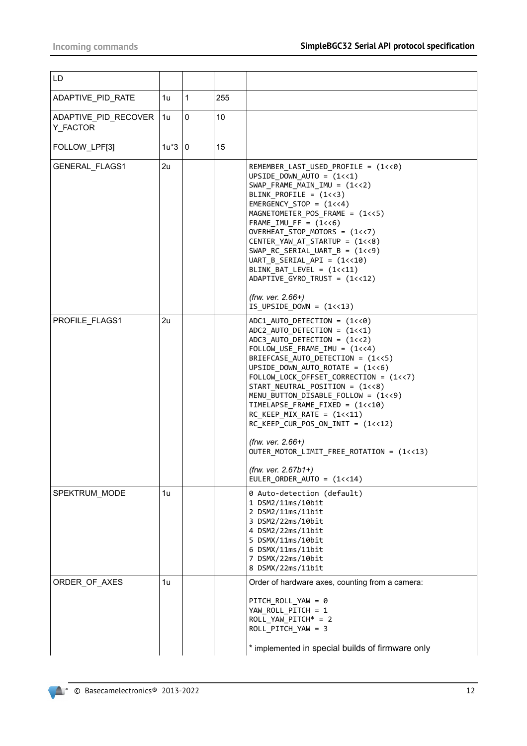| | | | | |
|---|---|---|---|---|
| LD | | | | |
| ADAPTIVE_PID_RATE | 1u | 1 | 255 | |
| ADAPTIVE_PID_RECOVERY_FACTOR | 1u | 0 | 10 | |
| FOLLOW_LPF[3] | 1u*3 | 0 | 15 | |
| GENERAL_FLAGS1 | 2u | | | REMEMBER_LAST_USED_PROFILE = (1<<0)<br>UPSIDE_DOWN_AUTO = (1<<1)<br>SWAP_FRAME_MAIN_IMU = (1<<2)<br>BLINK_PROFILE = (1<<3)<br>EMERGENCY_STOP = (1<<4)<br>MAGNETOMETER_POS_FRAME = (1<<5)<br>FRAME_IMU_FF = (1<<6)<br>OVERHEAT_STOP_MOTORS = (1<<7)<br>CENTER_YAW_AT_STARTUP = (1<<8)<br>SWAP_RC_SERIAL_UART_B = (1<<9)<br>UART_B_SERIAL_API = (1<<10)<br>BLINK_BAT_LEVEL = (1<<11)<br>ADAPTIVE_GYRO_TRUST = (1<<12)<br><br>*(frw. ver. 2.66+)*<br>IS_UPSIDE_DOWN = (1<<13) |
| PROFILE_FLAGS1 | 2u | | | ADC1_AUTO_DETECTION = (1<<0)<br>ADC2_AUTO_DETECTION = (1<<1)<br>ADC3_AUTO_DETECTION = (1<<2)<br>FOLLOW_USE_FRAME_IMU = (1<<4)<br>BRIEFCASE_AUTO_DETECTION = (1<<5)<br>UPSIDE_DOWN_AUTO_ROTATE = (1<<6)<br>FOLLOW_LOCK_OFFSET_CORRECTION = (1<<7)<br>START_NEUTRAL_POSITION = (1<<8)<br>MENU_BUTTON_DISABLE_FOLLOW = (1<<9)<br>TIMELAPSE_FRAME_FIXED = (1<<10)<br>RC_KEEP_MIX_RATE = (1<<11)<br>RC_KEEP_CUR_POS_ON_INIT = (1<<12)<br><br>*(frw. ver. 2.66+)*<br>OUTER_MOTOR_LIMIT_FREE_ROTATION = (1<<13)<br><br>*(frw. ver. 2.67b1+)*<br>EULER_ORDER_AUTO = (1<<14) |
| SPEKTRUM_MODE | 1u | | | 0 Auto-detection (default)<br>1 DSM2/11ms/10bit<br>2 DSM2/11ms/11bit<br>3 DSM2/22ms/10bit<br>4 DSM2/22ms/11bit<br>5 DSMX/11ms/10bit<br>6 DSMX/11ms/11bit<br>7 DSMX/22ms/10bit<br>8 DSMX/22ms/11bit |
| ORDER_OF_AXES | 1u | | | Order of hardware axes, counting from a camera:<br><br>PITCH_ROLL_YAW = 0<br>YAW_ROLL_PITCH = 1<br>ROLL_YAW_PITCH* = 2<br>ROLL_PITCH_YAW = 3<br><br>* implemented in special builds of firmware only |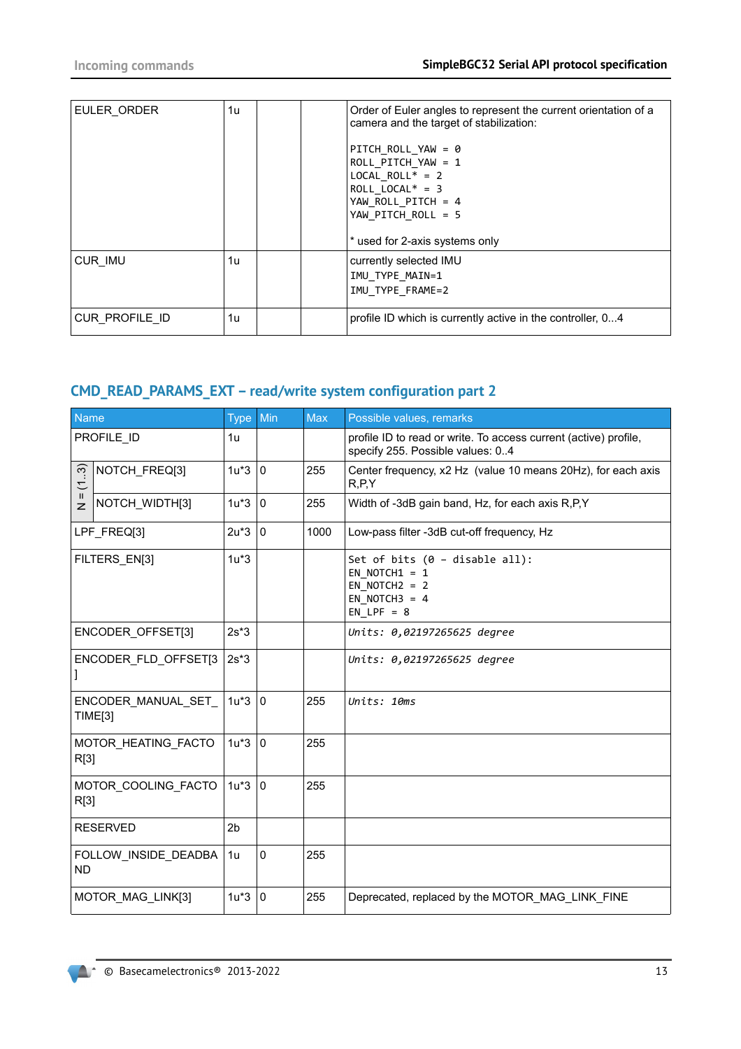| | | | | |
|---|---|---|---|---|
| EULER_ORDER | 1u | | | Order of Euler angles to represent the current orientation of a camera and the target of stabilization:<br><br>`PITCH_ROLL_YAW = 0`<br>`ROLL_PITCH_YAW = 1`<br>`LOCAL_ROLL* = 2`<br>`ROLL_LOCAL* = 3`<br>`YAW_ROLL_PITCH = 4`<br>`YAW_PITCH_ROLL = 5`<br><br>* used for 2-axis systems only |
| CUR_IMU | 1u | | | currently selected IMU<br>`IMU_TYPE_MAIN=1`<br>`IMU_TYPE_FRAME=2` |
| CUR_PROFILE_ID | 1u | | | profile ID which is currently active in the controller, 0...4 |

## CMD_READ_PARAMS_EXT – read/write system configuration part 2

| Name | | Type | Min | Max | Possible values, remarks |
|---|---|---|---|---|---|
| PROFILE_ID | | 1u | | | profile ID to read or write. To access current (active) profile, specify 255. Possible values: 0..4 |
| N = (1..3) | NOTCH_FREQ[3] | 1u*3 | 0 | 255 | Center frequency, x2 Hz (value 10 means 20Hz), for each axis R,P,Y |
| | NOTCH_WIDTH[3] | 1u*3 | 0 | 255 | Width of -3dB gain band, Hz, for each axis R,P,Y |
| LPF_FREQ[3] | | 2u*3 | 0 | 1000 | Low-pass filter -3dB cut-off frequency, Hz |
| FILTERS_EN[3] | | 1u*3 | | | `Set of bits (0 – disable all):`<br>`EN_NOTCH1 = 1`<br>`EN_NOTCH2 = 2`<br>`EN_NOTCH3 = 4`<br>`EN_LPF = 8` |
| ENCODER_OFFSET[3] | | 2s*3 | | | *Units: 0,02197265625 degree* |
| ENCODER_FLD_OFFSET[3] | | 2s*3 | | | *Units: 0,02197265625 degree* |
| ENCODER_MANUAL_SET_TIME[3] | | 1u*3 | 0 | 255 | *Units: 10ms* |
| MOTOR_HEATING_FACTOR[3] | | 1u*3 | 0 | 255 | |
| MOTOR_COOLING_FACTOR[3] | | 1u*3 | 0 | 255 | |
| RESERVED | | 2b | | | |
| FOLLOW_INSIDE_DEADBAND | | 1u | 0 | 255 | |
| MOTOR_MAG_LINK[3] | | 1u*3 | 0 | 255 | Deprecated, replaced by the MOTOR_MAG_LINK_FINE |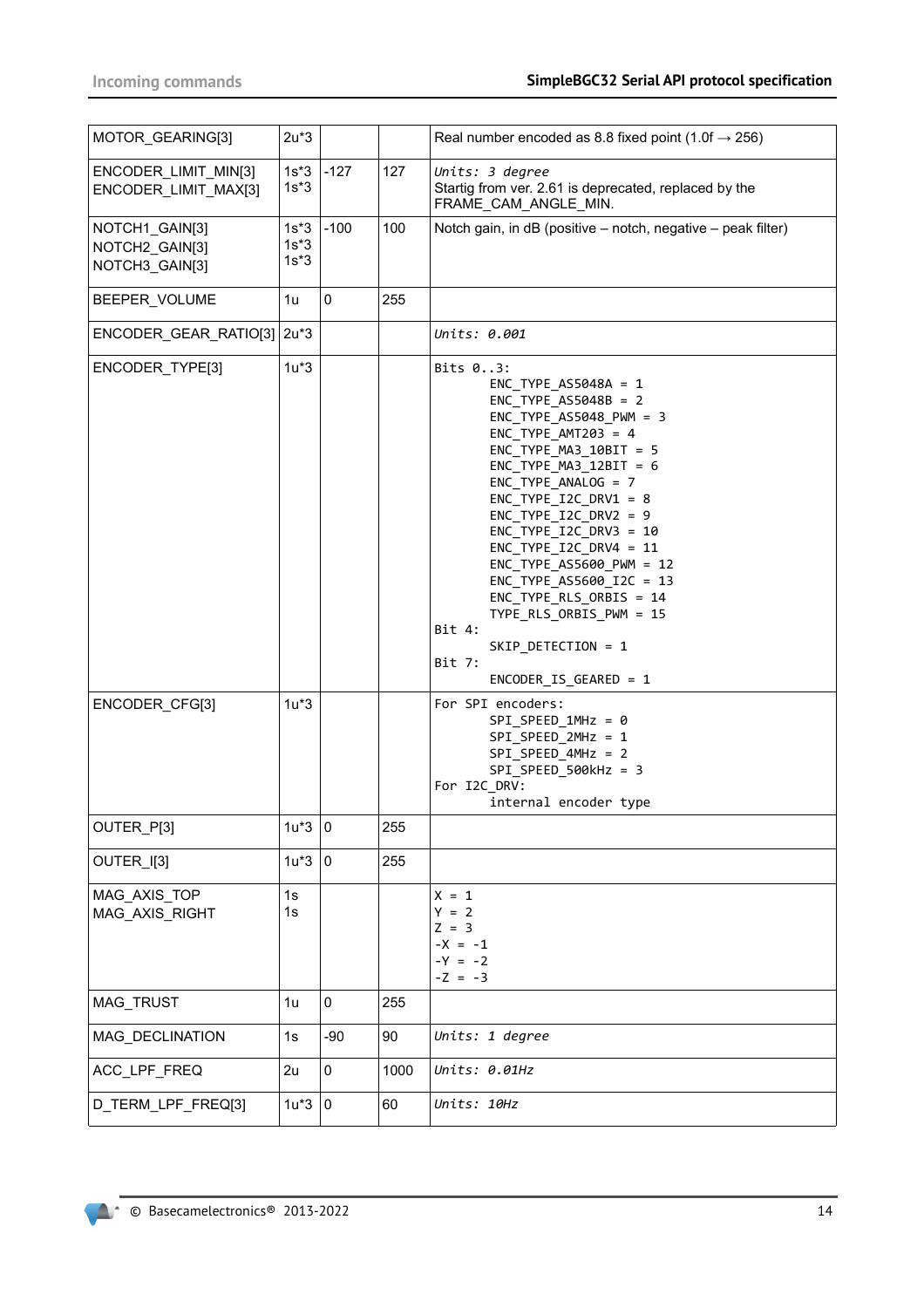| | | | | |
|---|---|---|---|---|
| MOTOR_GEARING[3] | 2u*3 | | | Real number encoded as 8.8 fixed point (1.0f → 256) |
| ENCODER_LIMIT_MIN[3]<br>ENCODER_LIMIT_MAX[3] | 1s*3<br>1s*3 | -127 | 127 | *Units: 3 degree*<br>Startig from ver. 2.61 is deprecated, replaced by the FRAME_CAM_ANGLE_MIN. |
| NOTCH1_GAIN[3]<br>NOTCH2_GAIN[3]<br>NOTCH3_GAIN[3] | 1s*3<br>1s*3<br>1s*3 | -100 | 100 | Notch gain, in dB (positive – notch, negative – peak filter) |
| BEEPER_VOLUME | 1u | 0 | 255 | |
| ENCODER_GEAR_RATIO[3] | 2u*3 | | | *Units: 0.001* |
| ENCODER_TYPE[3] | 1u*3 | | | Bits 0..3:<br>ENC_TYPE_AS5048A = 1<br>ENC_TYPE_AS5048B = 2<br>ENC_TYPE_AS5048_PWM = 3<br>ENC_TYPE_AMT203 = 4<br>ENC_TYPE_MA3_10BIT = 5<br>ENC_TYPE_MA3_12BIT = 6<br>ENC_TYPE_ANALOG = 7<br>ENC_TYPE_I2C_DRV1 = 8<br>ENC_TYPE_I2C_DRV2 = 9<br>ENC_TYPE_I2C_DRV3 = 10<br>ENC_TYPE_I2C_DRV4 = 11<br>ENC_TYPE_AS5600_PWM = 12<br>ENC_TYPE_AS5600_I2C = 13<br>ENC_TYPE_RLS_ORBIS = 14<br>TYPE_RLS_ORBIS_PWM = 15<br>Bit 4:<br>SKIP_DETECTION = 1<br>Bit 7:<br>ENCODER_IS_GEARED = 1 |
| ENCODER_CFG[3] | 1u*3 | | | For SPI encoders:<br>SPI_SPEED_1MHz = 0<br>SPI_SPEED_2MHz = 1<br>SPI_SPEED_4MHz = 2<br>SPI_SPEED_500kHz = 3<br>For I2C_DRV:<br>internal encoder type |
| OUTER_P[3] | 1u*3 | 0 | 255 | |
| OUTER_I[3] | 1u*3 | 0 | 255 | |
| MAG_AXIS_TOP<br>MAG_AXIS_RIGHT | 1s<br>1s | | | X = 1<br>Y = 2<br>Z = 3<br>-X = -1<br>-Y = -2<br>-Z = -3 |
| MAG_TRUST | 1u | 0 | 255 | |
| MAG_DECLINATION | 1s | -90 | 90 | *Units: 1 degree* |
| ACC_LPF_FREQ | 2u | 0 | 1000 | *Units: 0.01Hz* |
| D_TERM_LPF_FREQ[3] | 1u*3 | 0 | 60 | *Units: 10Hz* |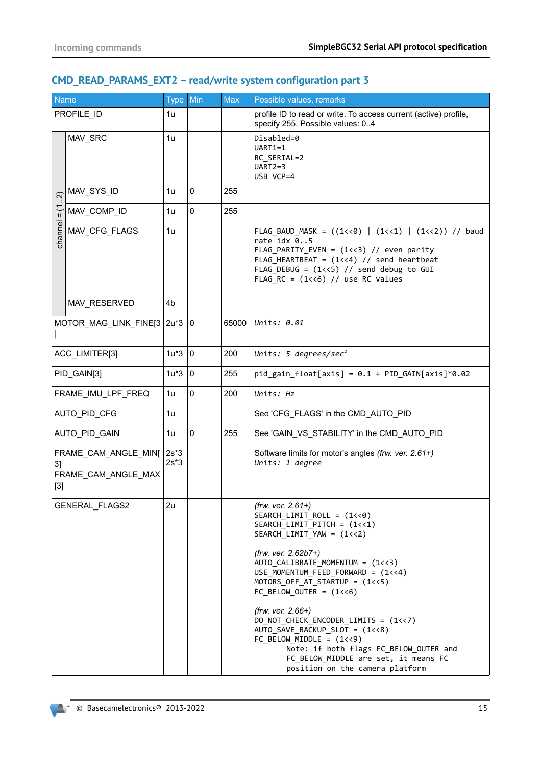## CMD_READ_PARAMS_EXT2 – read/write system configuration part 3

| Name | | Type | Min | Max | Possible values, remarks |
|---|---|---|---|---|---|
| PROFILE_ID | | 1u | | | profile ID to read or write. To access current (active) profile, specify 255. Possible values: 0..4 |
| channel = (1..2) | MAV_SRC | 1u | | | Disabled=0<br>UART1=1<br>RC_SERIAL=2<br>UART2=3<br>USB VCP=4 |
| | MAV_SYS_ID | 1u | 0 | 255 | |
| | MAV_COMP_ID | 1u | 0 | 255 | |
| | MAV_CFG_FLAGS | 1u | | | FLAG_BAUD_MASK = ((1<<0) \| (1<<1) \| (1<<2)) // baud rate idx 0..5<br>FLAG_PARITY_EVEN = (1<<3) // even parity<br>FLAG_HEARTBEAT = (1<<4) // send heartbeat<br>FLAG_DEBUG = (1<<5) // send debug to GUI<br>FLAG_RC = (1<<6) // use RC values |
| | MAV_RESERVED | 4b | | | |
| MOTOR_MAG_LINK_FINE[3] | | 2u*3 | 0 | 65000 | *Units: 0.01* |
| ACC_LIMITER[3] | | 1u*3 | 0 | 200 | *Units: 5 degrees/sec²* |
| PID_GAIN[3] | | 1u*3 | 0 | 255 | pid_gain_float[axis] = 0.1 + PID_GAIN[axis]*0.02 |
| FRAME_IMU_LPF_FREQ | | 1u | 0 | 200 | *Units: Hz* |
| AUTO_PID_CFG | | 1u | | | See 'CFG_FLAGS' in the CMD_AUTO_PID |
| AUTO_PID_GAIN | | 1u | 0 | 255 | See 'GAIN_VS_STABILITY' in the CMD_AUTO_PID |
| FRAME_CAM_ANGLE_MIN[3]<br>FRAME_CAM_ANGLE_MAX[3] | | 2s*3<br>2s*3 | | | Software limits for motor's angles *(frw. ver. 2.61+)*<br>*Units: 1 degree* |
| GENERAL_FLAGS2 | | 2u | | | *(frw. ver. 2.61+)*<br>SEARCH_LIMIT_ROLL = (1<<0)<br>SEARCH_LIMIT_PITCH = (1<<1)<br>SEARCH_LIMIT_YAW = (1<<2)<br><br>*(frw. ver. 2.62b7+)*<br>AUTO_CALIBRATE_MOMENTUM = (1<<3)<br>USE_MOMENTUM_FEED_FORWARD = (1<<4)<br>MOTORS_OFF_AT_STARTUP = (1<<5)<br>FC_BELOW_OUTER = (1<<6)<br><br>*(frw. ver. 2.66+)*<br>DO_NOT_CHECK_ENCODER_LIMITS = (1<<7)<br>AUTO_SAVE_BACKUP_SLOT = (1<<8)<br>FC_BELOW_MIDDLE = (1<<9)<br>Note: if both flags FC_BELOW_OUTER and FC_BELOW_MIDDLE are set, it means FC position on the camera platform |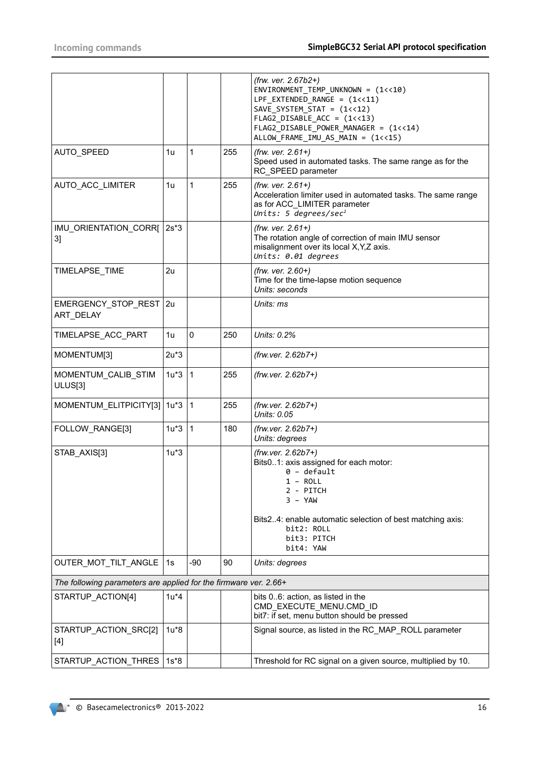| | | | | |
|---|---|---|---|---|
| | | | | *(frw. ver. 2.67b2+)*<br>`ENVIRONMENT_TEMP_UNKNOWN = (1<<10)`<br>`LPF_EXTENDED_RANGE = (1<<11)`<br>`SAVE_SYSTEM_STAT = (1<<12)`<br>`FLAG2_DISABLE_ACC = (1<<13)`<br>`FLAG2_DISABLE_POWER_MANAGER = (1<<14)`<br>`ALLOW_FRAME_IMU_AS_MAIN = (1<<15)` |
| AUTO_SPEED | 1u | 1 | 255 | *(frw. ver. 2.61+)*<br>Speed used in automated tasks. The same range as for the RC_SPEED parameter |
| AUTO_ACC_LIMITER | 1u | 1 | 255 | *(frw. ver. 2.61+)*<br>Acceleration limiter used in automated tasks. The same range as for ACC_LIMITER parameter<br>*Units: 5 degrees/sec²* |
| IMU_ORIENTATION_CORR[3] | 2s*3 | | | *(frw. ver. 2.61+)*<br>The rotation angle of correction of main IMU sensor misalignment over its local X,Y,Z axis.<br>*Units: 0.01 degrees* |
| TIMELAPSE_TIME | 2u | | | *(frw. ver. 2.60+)*<br>Time for the time-lapse motion sequence<br>*Units: seconds* |
| EMERGENCY_STOP_RESTART_DELAY | 2u | | | *Units: ms* |
| TIMELAPSE_ACC_PART | 1u | 0 | 250 | *Units: 0.2%* |
| MOMENTUM[3] | 2u*3 | | | *(frw.ver. 2.62b7+)* |
| MOMENTUM_CALIB_STIMULUS[3] | 1u*3 | 1 | 255 | *(frw.ver. 2.62b7+)* |
| MOMENTUM_ELITPICITY[3] | 1u*3 | 1 | 255 | *(frw.ver. 2.62b7+)*<br>*Units: 0.05* |
| FOLLOW_RANGE[3] | 1u*3 | 1 | 180 | *(frw.ver. 2.62b7+)*<br>*Units: degrees* |
| STAB_AXIS[3] | 1u*3 | | | *(frw.ver. 2.62b7+)*<br>Bits0..1: axis assigned for each motor:<br>`0 – default`<br>`1 – ROLL`<br>`2 - PITCH`<br>`3 – YAW`<br><br>Bits2..4: enable automatic selection of best matching axis:<br>`bit2: ROLL`<br>`bit3: PITCH`<br>`bit4: YAW` |
| OUTER_MOT_TILT_ANGLE | 1s | -90 | 90 | *Units: degrees* |
| *The following parameters are applied for the firmware ver. 2.66+* | | | | |
| STARTUP_ACTION[4] | 1u*4 | | | bits 0..6: action, as listed in the CMD_EXECUTE_MENU.CMD_ID<br>bit7: if set, menu button should be pressed |
| STARTUP_ACTION_SRC[2][4] | 1u*8 | | | Signal source, as listed in the RC_MAP_ROLL parameter |
| STARTUP_ACTION_THRES | 1s*8 | | | Threshold for RC signal on a given source, multiplied by 10. |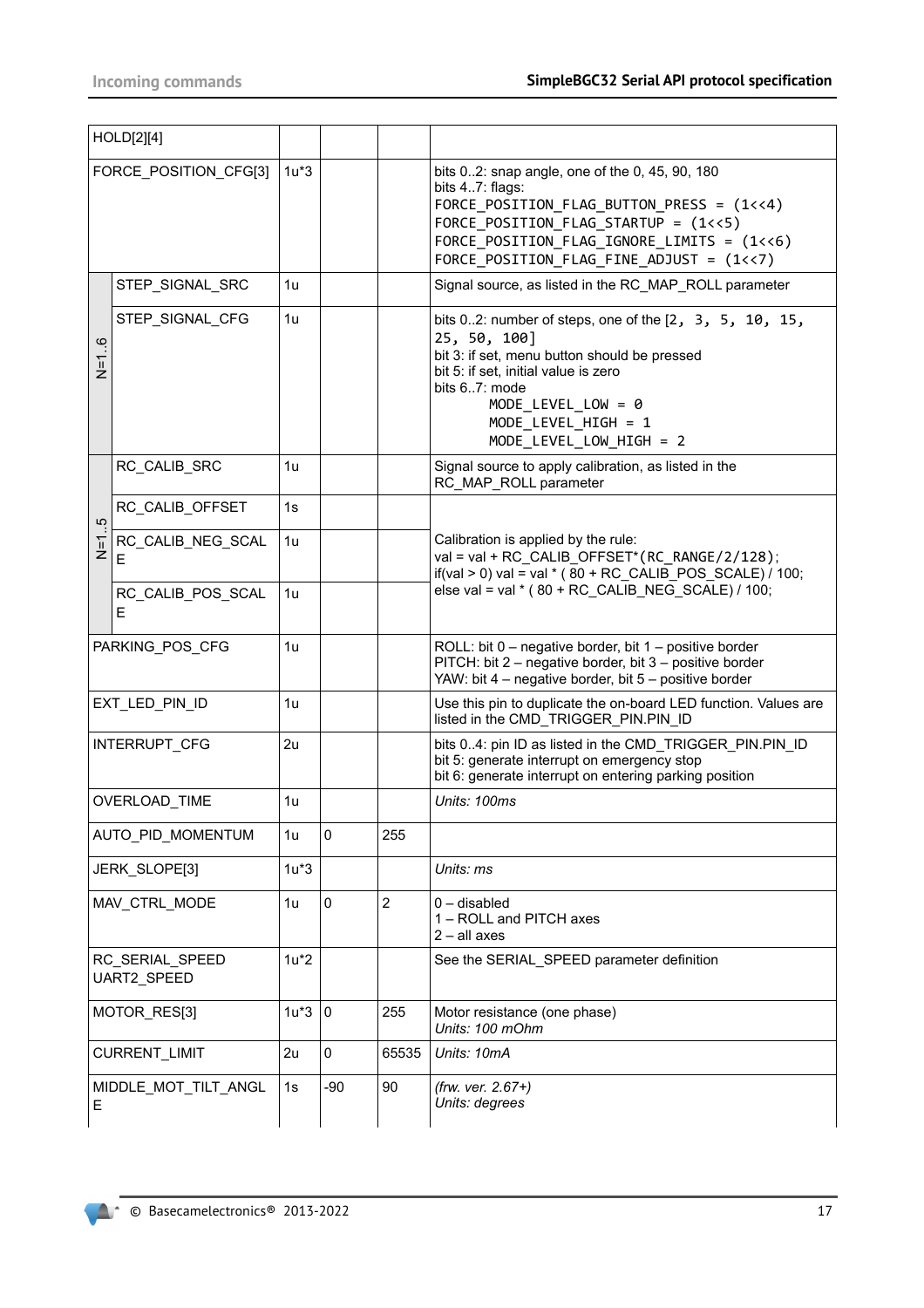| Name | Type | Min | Max | Description |
|---|---|---|---|---|
| HOLD[2][4] | | | | |
| FORCE_POSITION_CFG[3] | 1u*3 | | | bits 0..2: snap angle, one of the 0, 45, 90, 180<br>bits 4..7: flags:<br>FORCE_POSITION_FLAG_BUTTON_PRESS = (1<<4)<br>FORCE_POSITION_FLAG_STARTUP = (1<<5)<br>FORCE_POSITION_FLAG_IGNORE_LIMITS = (1<<6)<br>FORCE_POSITION_FLAG_FINE_ADJUST = (1<<7) |
| N=1..6: STEP_SIGNAL_SRC | 1u | | | Signal source, as listed in the RC_MAP_ROLL parameter |
| N=1..6: STEP_SIGNAL_CFG | 1u | | | bits 0..2: number of steps, one of the [2, 3, 5, 10, 15, 25, 50, 100]<br>bit 3: if set, menu button should be pressed<br>bit 5: if set, initial value is zero<br>bits 6..7: mode<br>MODE_LEVEL_LOW = 0<br>MODE_LEVEL_HIGH = 1<br>MODE_LEVEL_LOW_HIGH = 2 |
| N=1..5: RC_CALIB_SRC | 1u | | | Signal source to apply calibration, as listed in the RC_MAP_ROLL parameter |
| N=1..5: RC_CALIB_OFFSET | 1s | | | Calibration is applied by the rule:<br>val = val + RC_CALIB_OFFSET*(RC_RANGE/2/128);<br>if(val > 0) val = val * ( 80 + RC_CALIB_POS_SCALE) / 100;<br>else val = val * ( 80 + RC_CALIB_NEG_SCALE) / 100; |
| N=1..5: RC_CALIB_NEG_SCALE | 1u | | | |
| N=1..5: RC_CALIB_POS_SCALE | 1u | | | |
| PARKING_POS_CFG | 1u | | | ROLL: bit 0 – negative border, bit 1 – positive border<br>PITCH: bit 2 – negative border, bit 3 – positive border<br>YAW: bit 4 – negative border, bit 5 – positive border |
| EXT_LED_PIN_ID | 1u | | | Use this pin to duplicate the on-board LED function. Values are listed in the CMD_TRIGGER_PIN.PIN_ID |
| INTERRUPT_CFG | 2u | | | bits 0..4: pin ID as listed in the CMD_TRIGGER_PIN.PIN_ID<br>bit 5: generate interrupt on emergency stop<br>bit 6: generate interrupt on entering parking position |
| OVERLOAD_TIME | 1u | | | *Units: 100ms* |
| AUTO_PID_MOMENTUM | 1u | 0 | 255 | |
| JERK_SLOPE[3] | 1u*3 | | | *Units: ms* |
| MAV_CTRL_MODE | 1u | 0 | 2 | 0 – disabled<br>1 – ROLL and PITCH axes<br>2 – all axes |
| RC_SERIAL_SPEED<br>UART2_SPEED | 1u*2 | | | See the SERIAL_SPEED parameter definition |
| MOTOR_RES[3] | 1u*3 | 0 | 255 | Motor resistance (one phase)<br>*Units: 100 mOhm* |
| CURRENT_LIMIT | 2u | 0 | 65535 | *Units: 10mA* |
| MIDDLE_MOT_TILT_ANGLE | 1s | -90 | 90 | *(frw. ver. 2.67+)*<br>*Units: degrees* |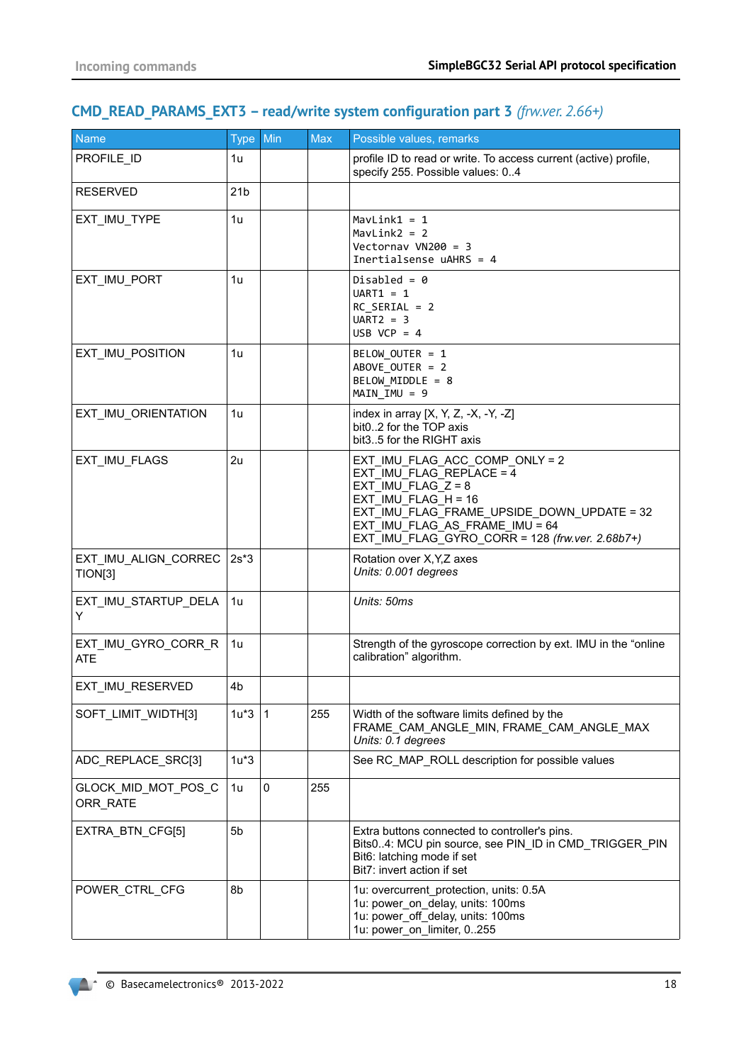## CMD_READ_PARAMS_EXT3 – read/write system configuration part 3 *(frw.ver. 2.66+)*

| Name | Type | Min | Max | Possible values, remarks |
|---|---|---|---|---|
| PROFILE_ID | 1u | | | profile ID to read or write. To access current (active) profile, specify 255. Possible values: 0..4 |
| RESERVED | 21b | | | |
| EXT_IMU_TYPE | 1u | | | MavLink1 = 1<br>MavLink2 = 2<br>Vectornav VN200 = 3<br>Inertialsense uAHRS = 4 |
| EXT_IMU_PORT | 1u | | | Disabled = 0<br>UART1 = 1<br>RC_SERIAL = 2<br>UART2 = 3<br>USB VCP = 4 |
| EXT_IMU_POSITION | 1u | | | BELOW_OUTER = 1<br>ABOVE_OUTER = 2<br>BELOW_MIDDLE = 8<br>MAIN_IMU = 9 |
| EXT_IMU_ORIENTATION | 1u | | | index in array [X, Y, Z, -X, -Y, -Z]<br>bit0..2 for the TOP axis<br>bit3..5 for the RIGHT axis |
| EXT_IMU_FLAGS | 2u | | | EXT_IMU_FLAG_ACC_COMP_ONLY = 2<br>EXT_IMU_FLAG_REPLACE = 4<br>EXT_IMU_FLAG_Z = 8<br>EXT_IMU_FLAG_H = 16<br>EXT_IMU_FLAG_FRAME_UPSIDE_DOWN_UPDATE = 32<br>EXT_IMU_FLAG_AS_FRAME_IMU = 64<br>EXT_IMU_FLAG_GYRO_CORR = 128 *(frw.ver. 2.68b7+)* |
| EXT_IMU_ALIGN_CORRECTION[3] | 2s*3 | | | Rotation over X,Y,Z axes<br>*Units: 0.001 degrees* |
| EXT_IMU_STARTUP_DELAY | 1u | | | *Units: 50ms* |
| EXT_IMU_GYRO_CORR_RATE | 1u | | | Strength of the gyroscope correction by ext. IMU in the "online calibration" algorithm. |
| EXT_IMU_RESERVED | 4b | | | |
| SOFT_LIMIT_WIDTH[3] | 1u*3 | 1 | 255 | Width of the software limits defined by the FRAME_CAM_ANGLE_MIN, FRAME_CAM_ANGLE_MAX<br>*Units: 0.1 degrees* |
| ADC_REPLACE_SRC[3] | 1u*3 | | | See RC_MAP_ROLL description for possible values |
| GLOCK_MID_MOT_POS_CORR_RATE | 1u | 0 | 255 | |
| EXTRA_BTN_CFG[5] | 5b | | | Extra buttons connected to controller's pins.<br>Bits0..4: MCU pin source, see PIN_ID in CMD_TRIGGER_PIN<br>Bit6: latching mode if set<br>Bit7: invert action if set |
| POWER_CTRL_CFG | 8b | | | 1u: overcurrent_protection, units: 0.5A<br>1u: power_on_delay, units: 100ms<br>1u: power_off_delay, units: 100ms<br>1u: power_on_limiter, 0..255 |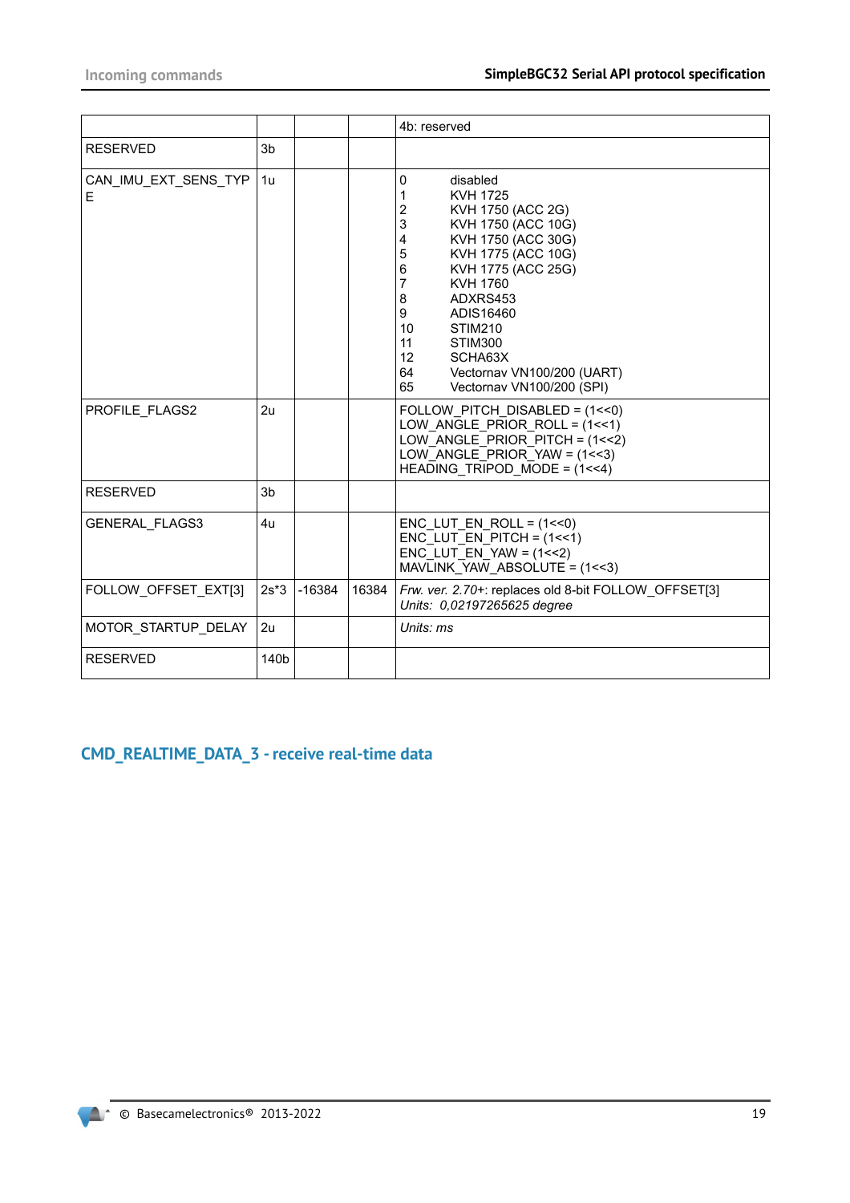| | | | | 4b: reserved |
|---|---|---|---|---|
| RESERVED | 3b | | | |
| CAN_IMU_EXT_SENS_TYPE | 1u | | | 0 disabled<br>1 KVH 1725<br>2 KVH 1750 (ACC 2G)<br>3 KVH 1750 (ACC 10G)<br>4 KVH 1750 (ACC 30G)<br>5 KVH 1775 (ACC 10G)<br>6 KVH 1775 (ACC 25G)<br>7 KVH 1760<br>8 ADXRS453<br>9 ADIS16460<br>10 STIM210<br>11 STIM300<br>12 SCHA63X<br>64 Vectornav VN100/200 (UART)<br>65 Vectornav VN100/200 (SPI) |
| PROFILE_FLAGS2 | 2u | | | FOLLOW_PITCH_DISABLED = (1<<0)<br>LOW_ANGLE_PRIOR_ROLL = (1<<1)<br>LOW_ANGLE_PRIOR_PITCH = (1<<2)<br>LOW_ANGLE_PRIOR_YAW = (1<<3)<br>HEADING_TRIPOD_MODE = (1<<4) |
| RESERVED | 3b | | | |
| GENERAL_FLAGS3 | 4u | | | ENC_LUT_EN_ROLL = (1<<0)<br>ENC_LUT_EN_PITCH = (1<<1)<br>ENC_LUT_EN_YAW = (1<<2)<br>MAVLINK_YAW_ABSOLUTE = (1<<3) |
| FOLLOW_OFFSET_EXT[3] | 2s*3 | -16384 | 16384 | *Frw. ver. 2.70+*: replaces old 8-bit FOLLOW_OFFSET[3]<br>*Units: 0,02197265625 degree* |
| MOTOR_STARTUP_DELAY | 2u | | | *Units: ms* |
| RESERVED | 140b | | | |

## CMD_REALTIME_DATA_3 - receive real-time data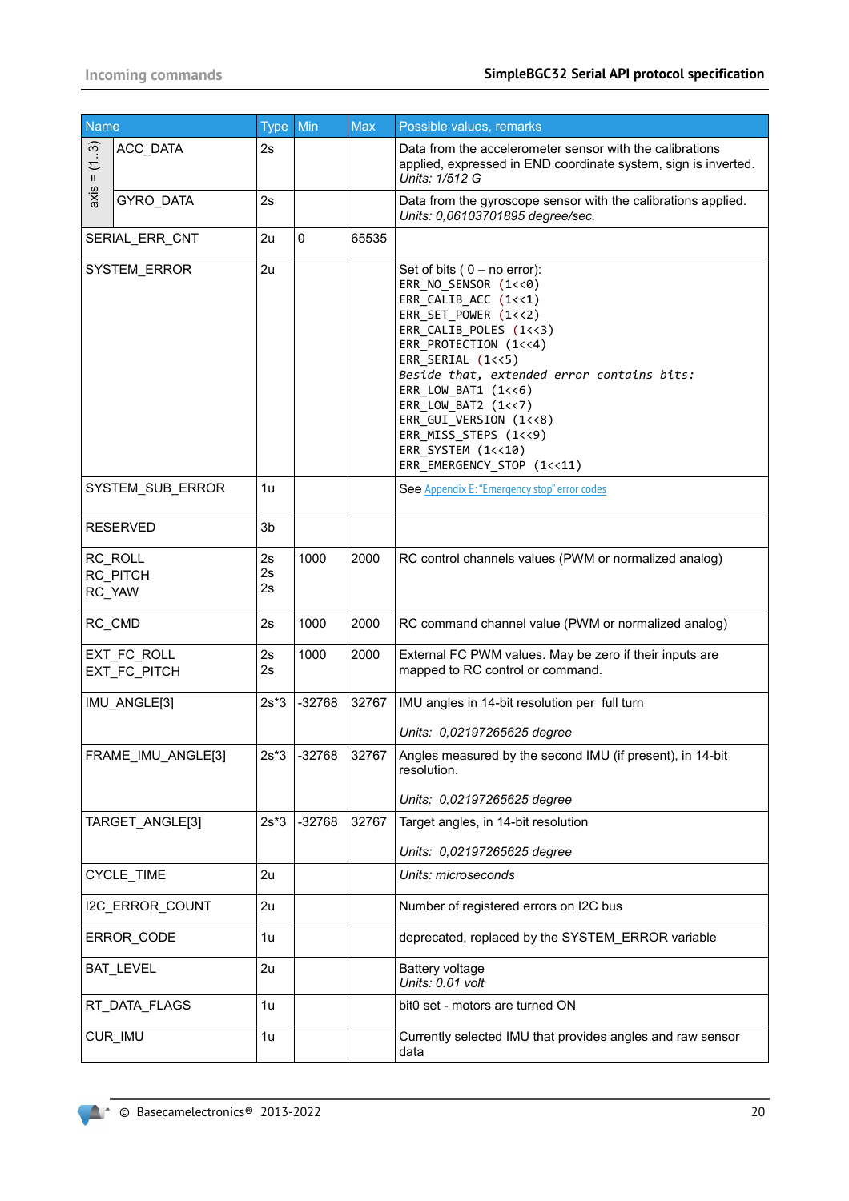| Name | | Type | Min | Max | Possible values, remarks |
|---|---|---|---|---|---|
| axis = (1..3) | ACC_DATA | 2s | | | Data from the accelerometer sensor with the calibrations applied, expressed in END coordinate system, sign is inverted.<br>*Units: 1/512 G* |
| | GYRO_DATA | 2s | | | Data from the gyroscope sensor with the calibrations applied.<br>*Units: 0,06103701895 degree/sec.* |
| SERIAL_ERR_CNT | | 2u | 0 | 65535 | |
| SYSTEM_ERROR | | 2u | | | Set of bits ( 0 – no error):<br>`ERR_NO_SENSOR (1<<0)`<br>`ERR_CALIB_ACC (1<<1)`<br>`ERR_SET_POWER (1<<2)`<br>`ERR_CALIB_POLES (1<<3)`<br>`ERR_PROTECTION (1<<4)`<br>`ERR_SERIAL (1<<5)`<br>*Beside that, extended error contains bits:*<br>`ERR_LOW_BAT1 (1<<6)`<br>`ERR_LOW_BAT2 (1<<7)`<br>`ERR_GUI_VERSION (1<<8)`<br>`ERR_MISS_STEPS (1<<9)`<br>`ERR_SYSTEM (1<<10)`<br>`ERR_EMERGENCY_STOP (1<<11)` |
| SYSTEM_SUB_ERROR | | 1u | | | See Appendix E: "Emergency stop" error codes |
| RESERVED | | 3b | | | |
| RC_ROLL<br>RC_PITCH<br>RC_YAW | | 2s<br>2s<br>2s | 1000 | 2000 | RC control channels values (PWM or normalized analog) |
| RC_CMD | | 2s | 1000 | 2000 | RC command channel value (PWM or normalized analog) |
| EXT_FC_ROLL<br>EXT_FC_PITCH | | 2s<br>2s | 1000 | 2000 | External FC PWM values. May be zero if their inputs are mapped to RC control or command. |
| IMU_ANGLE[3] | | 2s*3 | -32768 | 32767 | IMU angles in 14-bit resolution per full turn<br><br>*Units: 0,02197265625 degree* |
| FRAME_IMU_ANGLE[3] | | 2s*3 | -32768 | 32767 | Angles measured by the second IMU (if present), in 14-bit resolution.<br><br>*Units: 0,02197265625 degree* |
| TARGET_ANGLE[3] | | 2s*3 | -32768 | 32767 | Target angles, in 14-bit resolution<br><br>*Units: 0,02197265625 degree* |
| CYCLE_TIME | | 2u | | | *Units: microseconds* |
| I2C_ERROR_COUNT | | 2u | | | Number of registered errors on I2C bus |
| ERROR_CODE | | 1u | | | deprecated, replaced by the SYSTEM_ERROR variable |
| BAT_LEVEL | | 2u | | | Battery voltage<br>*Units: 0.01 volt* |
| RT_DATA_FLAGS | | 1u | | | bit0 set - motors are turned ON |
| CUR_IMU | | 1u | | | Currently selected IMU that provides angles and raw sensor data |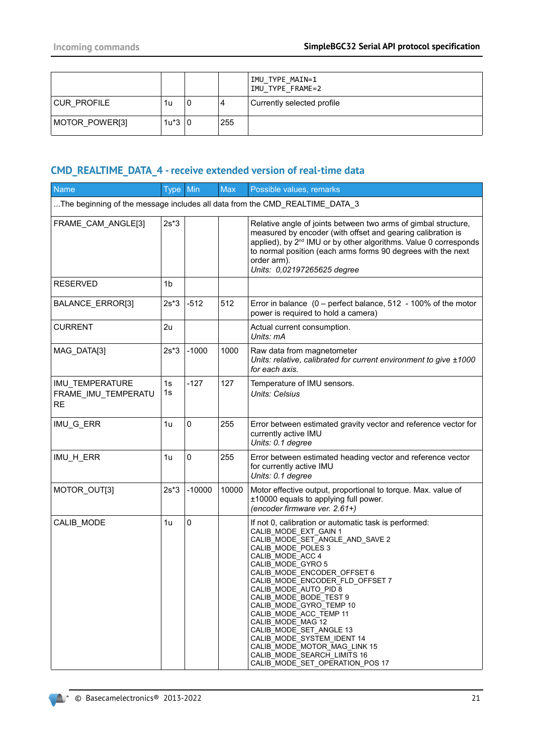| | | | | IMU_TYPE_MAIN=1<br>IMU_TYPE_FRAME=2 |
|---|---|---|---|---|
| CUR_PROFILE | 1u | 0 | 4 | Currently selected profile |
| MOTOR_POWER[3] | 1u*3 | 0 | 255 | |

## CMD_REALTIME_DATA_4 - receive extended version of real-time data

| Name | Type | Min | Max | Possible values, remarks |
|---|---|---|---|---|
| ...The beginning of the message includes all data from the CMD_REALTIME_DATA_3 | | | | |
| FRAME_CAM_ANGLE[3] | 2s*3 | | | Relative angle of joints between two arms of gimbal structure, measured by encoder (with offset and gearing calibration is applied), by 2nd IMU or by other algorithms. Value 0 corresponds to normal position (each arms forms 90 degrees with the next order arm).<br>*Units: 0,02197265625 degree* |
| RESERVED | 1b | | | |
| BALANCE_ERROR[3] | 2s*3 | -512 | 512 | Error in balance (0 – perfect balance, 512 - 100% of the motor power is required to hold a camera) |
| CURRENT | 2u | | | Actual current consumption.<br>*Units: mA* |
| MAG_DATA[3] | 2s*3 | -1000 | 1000 | Raw data from magnetometer<br>*Units: relative, calibrated for current environment to give ±1000 for each axis.* |
| IMU_TEMPERATURE<br>FRAME_IMU_TEMPERATURE | 1s<br>1s | -127 | 127 | Temperature of IMU sensors.<br>*Units: Celsius* |
| IMU_G_ERR | 1u | 0 | 255 | Error between estimated gravity vector and reference vector for currently active IMU<br>*Units: 0.1 degree* |
| IMU_H_ERR | 1u | 0 | 255 | Error between estimated heading vector and reference vector for currently active IMU<br>*Units: 0.1 degree* |
| MOTOR_OUT[3] | 2s*3 | -10000 | 10000 | Motor effective output, proportional to torque. Max. value of ±10000 equals to applying full power.<br>*(encoder firmware ver. 2.61+)* |
| CALIB_MODE | 1u | 0 | | If not 0, calibration or automatic task is performed:<br>CALIB_MODE_EXT_GAIN 1<br>CALIB_MODE_SET_ANGLE_AND_SAVE 2<br>CALIB_MODE_POLES 3<br>CALIB_MODE_ACC 4<br>CALIB_MODE_GYRO 5<br>CALIB_MODE_ENCODER_OFFSET 6<br>CALIB_MODE_ENCODER_FLD_OFFSET 7<br>CALIB_MODE_AUTO_PID 8<br>CALIB_MODE_BODE_TEST 9<br>CALIB_MODE_GYRO_TEMP 10<br>CALIB_MODE_ACC_TEMP 11<br>CALIB_MODE_MAG 12<br>CALIB_MODE_SET_ANGLE 13<br>CALIB_MODE_SYSTEM_IDENT 14<br>CALIB_MODE_MOTOR_MAG_LINK 15<br>CALIB_MODE_SEARCH_LIMITS 16<br>CALIB_MODE_SET_OPERATION_POS 17 |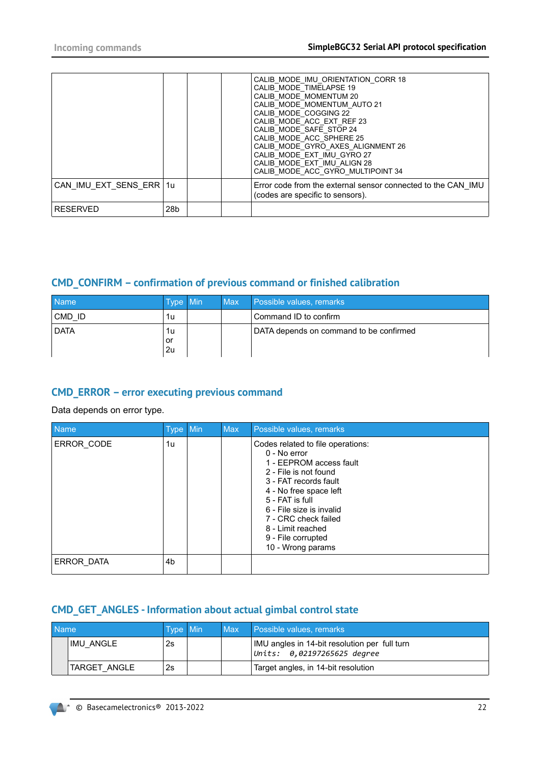| | | | | CALIB_MODE_IMU_ORIENTATION_CORR 18<br>CALIB_MODE_TIMELAPSE 19<br>CALIB_MODE_MOMENTUM 20<br>CALIB_MODE_MOMENTUM_AUTO 21<br>CALIB_MODE_COGGING 22<br>CALIB_MODE_ACC_EXT_REF 23<br>CALIB_MODE_SAFE_STOP 24<br>CALIB_MODE_ACC_SPHERE 25<br>CALIB_MODE_GYRO_AXES_ALIGNMENT 26<br>CALIB_MODE_EXT_IMU_GYRO 27<br>CALIB_MODE_EXT_IMU_ALIGN 28<br>CALIB_MODE_ACC_GYRO_MULTIPOINT 34 |
|---|---|---|---|---|
| CAN_IMU_EXT_SENS_ERR | 1u | | | Error code from the external sensor connected to the CAN_IMU (codes are specific to sensors). |
| RESERVED | 28b | | | |

## CMD_CONFIRM – confirmation of previous command or finished calibration

| Name | Type | Min | Max | Possible values, remarks |
|---|---|---|---|---|
| CMD_ID | 1u | | | Command ID to confirm |
| DATA | 1u or 2u | | | DATA depends on command to be confirmed |

## CMD_ERROR – error executing previous command

Data depends on error type.

| Name | Type | Min | Max | Possible values, remarks |
|---|---|---|---|---|
| ERROR_CODE | 1u | | | Codes related to file operations:<br>0 - No error<br>1 - EEPROM access fault<br>2 - File is not found<br>3 - FAT records fault<br>4 - No free space left<br>5 - FAT is full<br>6 - File size is invalid<br>7 - CRC check failed<br>8 - Limit reached<br>9 - File corrupted<br>10 - Wrong params |
| ERROR_DATA | 4b | | | |

## CMD_GET_ANGLES - Information about actual gimbal control state

| Name | Type | Min | Max | Possible values, remarks |
|---|---|---|---|---|
| IMU_ANGLE | 2s | | | IMU angles in 14-bit resolution per full turn<br>*Units: 0,02197265625 degree* |
| TARGET_ANGLE | 2s | | | Target angles, in 14-bit resolution |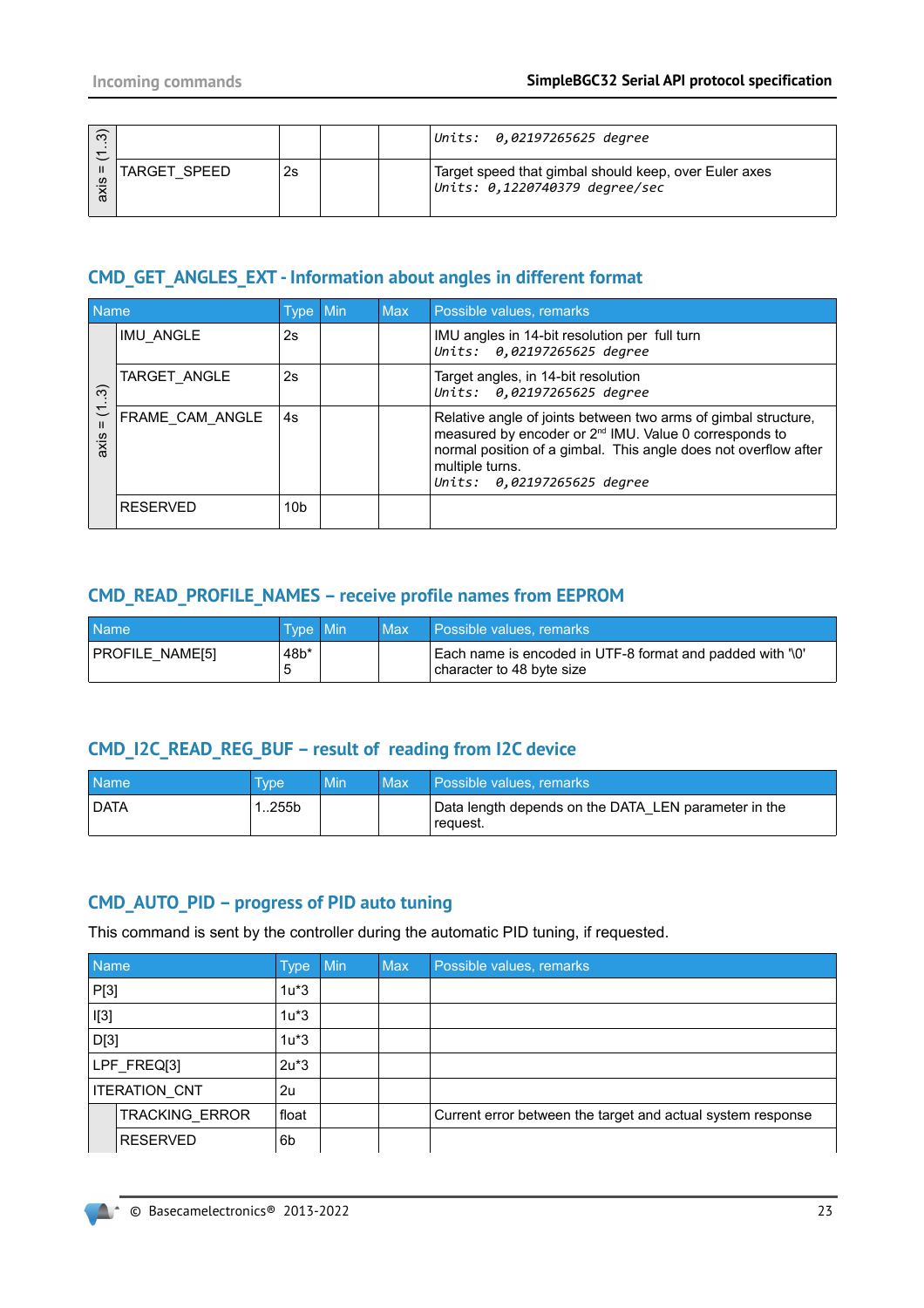| | Name | Type | Min | Max | Possible values, remarks |
|---|---|---|---|---|---|
| axis = (1..3) | | | | | *Units: 0,02197265625 degree* |
| | TARGET_SPEED | 2s | | | Target speed that gimbal should keep, over Euler axes *Units: 0,1220740379 degree/sec* |

## CMD_GET_ANGLES_EXT - Information about angles in different format

| | Name | Type | Min | Max | Possible values, remarks |
|---|---|---|---|---|---|
| axis = (1..3) | IMU_ANGLE | 2s | | | IMU angles in 14-bit resolution per full turn *Units: 0,02197265625 degree* |
| | TARGET_ANGLE | 2s | | | Target angles, in 14-bit resolution *Units: 0,02197265625 degree* |
| | FRAME_CAM_ANGLE | 4s | | | Relative angle of joints between two arms of gimbal structure, measured by encoder or 2[nd] IMU. Value 0 corresponds to normal position of a gimbal. This angle does not overflow after multiple turns. *Units: 0,02197265625 degree* |
| | RESERVED | 10b | | | |

## CMD_READ_PROFILE_NAMES – receive profile names from EEPROM

| Name | Type | Min | Max | Possible values, remarks |
|---|---|---|---|---|
| PROFILE_NAME[5] | 48b*5 | | | Each name is encoded in UTF-8 format and padded with '\0' character to 48 byte size |

## CMD_I2C_READ_REG_BUF – result of reading from I2C device

| Name | Type | Min | Max | Possible values, remarks |
|---|---|---|---|---|
| DATA | 1..255b | | | Data length depends on the DATA_LEN parameter in the request. |

## CMD_AUTO_PID – progress of PID auto tuning

This command is sent by the controller during the automatic PID tuning, if requested.

| Name | | Type | Min | Max | Possible values, remarks |
|---|---|---|---|---|---|
| P[3] | | 1u*3 | | | |
| I[3] | | 1u*3 | | | |
| D[3] | | 1u*3 | | | |
| LPF_FREQ[3] | | 2u*3 | | | |
| ITERATION_CNT | | 2u | | | |
| | TRACKING_ERROR | float | | | Current error between the target and actual system response |
| | RESERVED | 6b | | | |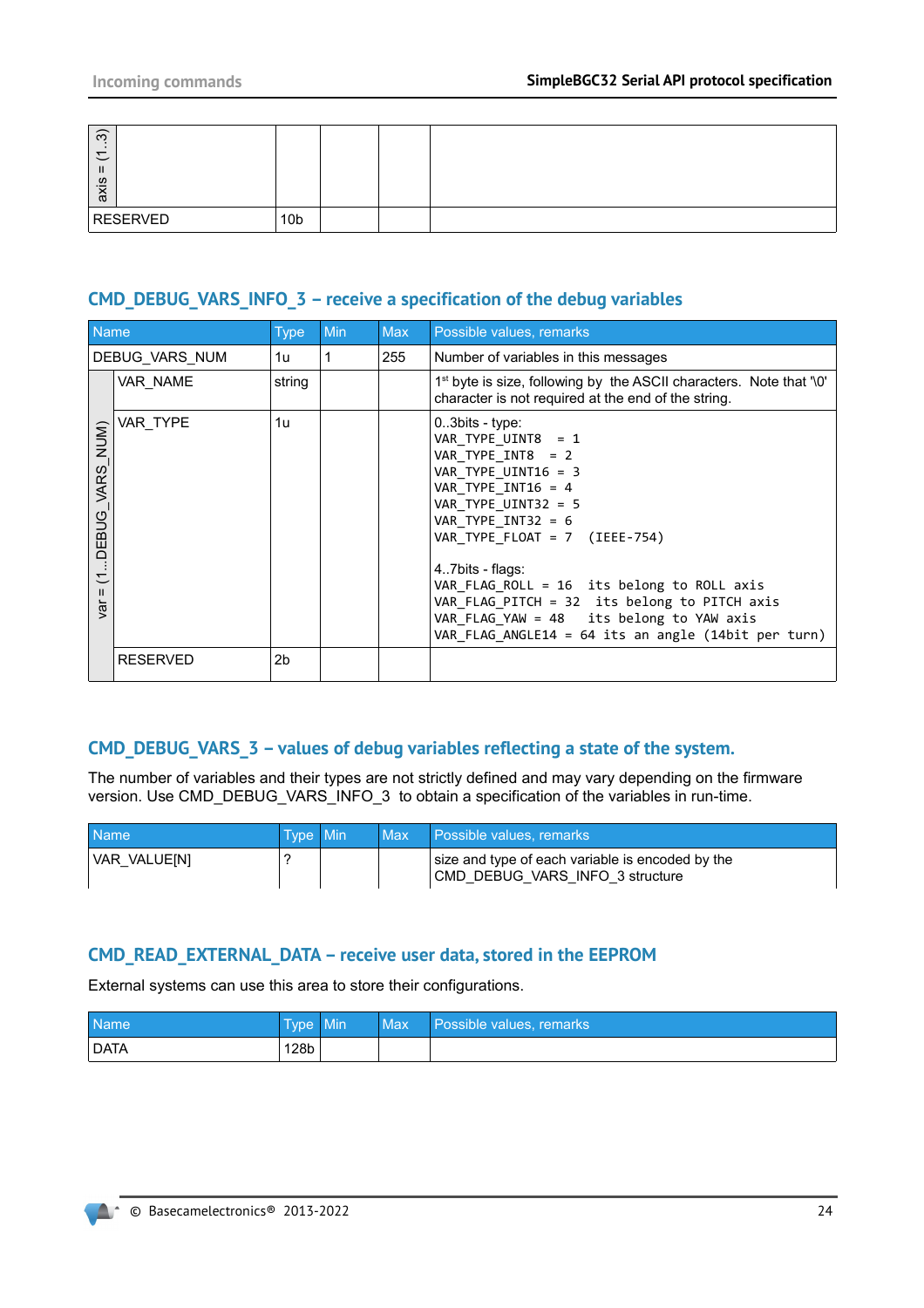| | | | | |
|---|---|---|---|---|
| axis = (1..3) | | | | |
| RESERVED | 10b | | | |

## CMD_DEBUG_VARS_INFO_3 – receive a specification of the debug variables

| | Name | Type | Min | Max | Possible values, remarks |
|---|---|---|---|---|---|
| DEBUG_VARS_NUM | | 1u | 1 | 255 | Number of variables in this messages |
| var = (1...DEBUG_VARS_NUM) | VAR_NAME | string | | | 1st byte is size, following by the ASCII characters. Note that '\0' character is not required at the end of the string. |
| | VAR_TYPE | 1u | | | 0..3bits - type:<br>`VAR_TYPE_UINT8 = 1`<br>`VAR_TYPE_INT8 = 2`<br>`VAR_TYPE_UINT16 = 3`<br>`VAR_TYPE_INT16 = 4`<br>`VAR_TYPE_UINT32 = 5`<br>`VAR_TYPE_INT32 = 6`<br>`VAR_TYPE_FLOAT = 7 (IEEE-754)`<br><br>4..7bits - flags:<br>`VAR_FLAG_ROLL = 16 its belong to ROLL axis`<br>`VAR_FLAG_PITCH = 32 its belong to PITCH axis`<br>`VAR_FLAG_YAW = 48 its belong to YAW axis`<br>`VAR_FLAG_ANGLE14 = 64 its an angle (14bit per turn)` |
| | RESERVED | 2b | | | |

## CMD_DEBUG_VARS_3 – values of debug variables reflecting a state of the system.

The number of variables and their types are not strictly defined and may vary depending on the firmware version. Use CMD_DEBUG_VARS_INFO_3 to obtain a specification of the variables in run-time.

| Name | Type | Min | Max | Possible values, remarks |
|---|---|---|---|---|
| VAR_VALUE[N] | ? | | | size and type of each variable is encoded by the CMD_DEBUG_VARS_INFO_3 structure |

## CMD_READ_EXTERNAL_DATA – receive user data, stored in the EEPROM

External systems can use this area to store their configurations.

| Name | Type | Min | Max | Possible values, remarks |
|---|---|---|---|---|
| DATA | 128b | | | |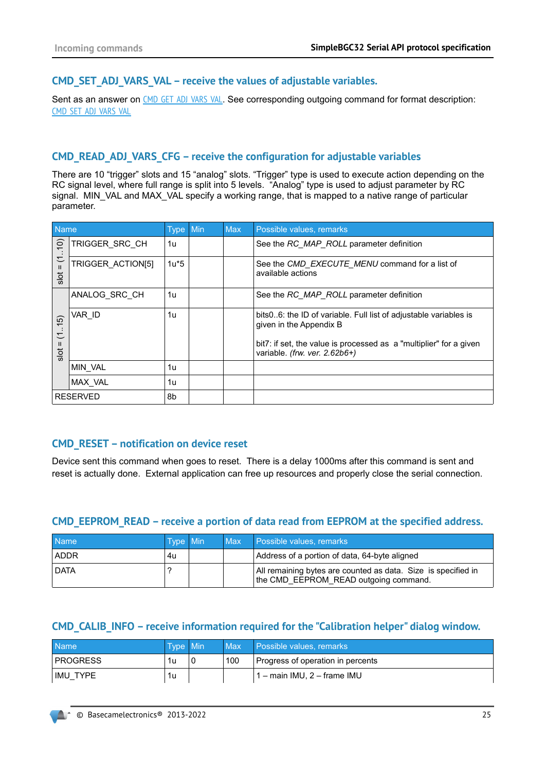## CMD_SET_ADJ_VARS_VAL – receive the values of adjustable variables.

Sent as an answer on CMD_GET_ADJ_VARS_VAL. See corresponding outgoing command for format description: CMD_SET_ADJ_VARS_VAL

## CMD_READ_ADJ_VARS_CFG – receive the configuration for adjustable variables

There are 10 "trigger" slots and 15 "analog" slots. "Trigger" type is used to execute action depending on the RC signal level, where full range is split into 5 levels. "Analog" type is used to adjust parameter by RC signal. MIN_VAL and MAX_VAL specify a working range, that is mapped to a native range of particular parameter.

| | Name | Type | Min | Max | Possible values, remarks |
|---|---|---|---|---|---|
| slot = (1..10) | TRIGGER_SRC_CH | 1u | | | See the *RC_MAP_ROLL* parameter definition |
| | TRIGGER_ACTION[5] | 1u*5 | | | See the *CMD_EXECUTE_MENU* command for a list of available actions |
| slot = (1..15) | ANALOG_SRC_CH | 1u | | | See the *RC_MAP_ROLL* parameter definition |
| | VAR_ID | 1u | | | bits0..6: the ID of variable. Full list of adjustable variables is given in the Appendix B<br><br>bit7: if set, the value is processed as a "multiplier" for a given variable. *(frw. ver. 2.62b6+)* |
| | MIN_VAL | 1u | | | |
| | MAX_VAL | 1u | | | |
| RESERVED | | 8b | | | |

## CMD_RESET – notification on device reset

Device sent this command when goes to reset. There is a delay 1000ms after this command is sent and reset is actually done. External application can free up resources and properly close the serial connection.

## CMD_EEPROM_READ – receive a portion of data read from EEPROM at the specified address.

| Name | Type | Min | Max | Possible values, remarks |
|---|---|---|---|---|
| ADDR | 4u | | | Address of a portion of data, 64-byte aligned |
| DATA | ? | | | All remaining bytes are counted as data. Size is specified in the CMD_EEPROM_READ outgoing command. |

## CMD_CALIB_INFO – receive information required for the "Calibration helper" dialog window.

| Name | Type | Min | Max | Possible values, remarks |
|---|---|---|---|---|
| PROGRESS | 1u | 0 | 100 | Progress of operation in percents |
| IMU_TYPE | 1u | | | 1 – main IMU, 2 – frame IMU |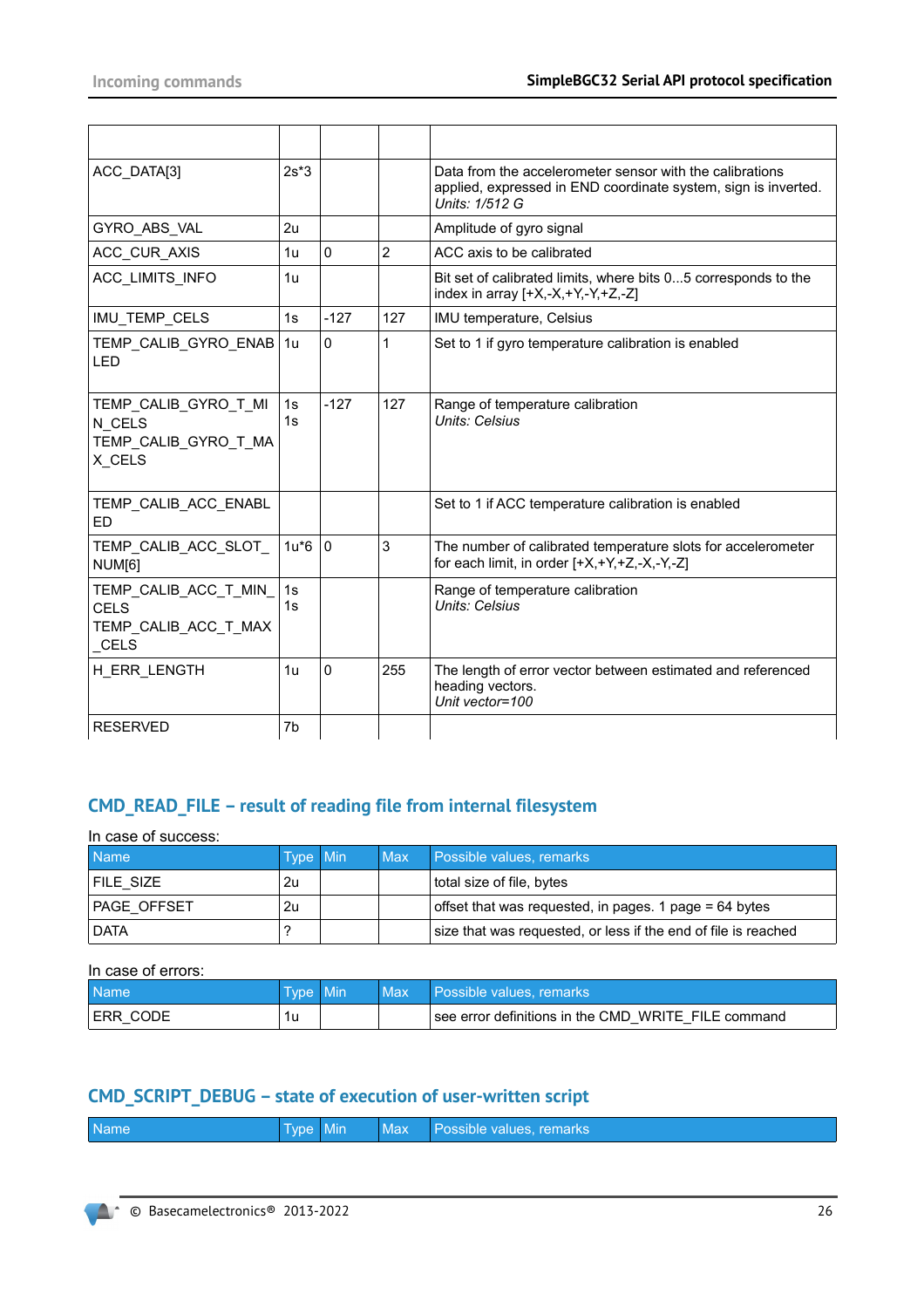| | | | | |
|---|---|---|---|---|
| ACC_DATA[3] | 2s*3 | | | Data from the accelerometer sensor with the calibrations applied, expressed in END coordinate system, sign is inverted.<br>*Units: 1/512 G* |
| GYRO_ABS_VAL | 2u | | | Amplitude of gyro signal |
| ACC_CUR_AXIS | 1u | 0 | 2 | ACC axis to be calibrated |
| ACC_LIMITS_INFO | 1u | | | Bit set of calibrated limits, where bits 0...5 corresponds to the index in array [+X,-X,+Y,-Y,+Z,-Z] |
| IMU_TEMP_CELS | 1s | -127 | 127 | IMU temperature, Celsius |
| TEMP_CALIB_GYRO_ENABLED | 1u | 0 | 1 | Set to 1 if gyro temperature calibration is enabled |
| TEMP_CALIB_GYRO_T_MIN_CELS<br>TEMP_CALIB_GYRO_T_MAX_CELS | 1s<br>1s | -127 | 127 | Range of temperature calibration<br>*Units: Celsius* |
| TEMP_CALIB_ACC_ENABLED | | | | Set to 1 if ACC temperature calibration is enabled |
| TEMP_CALIB_ACC_SLOT_NUM[6] | 1u*6 | 0 | 3 | The number of calibrated temperature slots for accelerometer for each limit, in order [+X,+Y,+Z,-X,-Y,-Z] |
| TEMP_CALIB_ACC_T_MIN_CELS<br>TEMP_CALIB_ACC_T_MAX_CELS | 1s<br>1s | | | Range of temperature calibration<br>*Units: Celsius* |
| H_ERR_LENGTH | 1u | 0 | 255 | The length of error vector between estimated and referenced heading vectors.<br>*Unit vector=100* |
| RESERVED | 7b | | | |

## CMD_READ_FILE – result of reading file from internal filesystem

In case of success:

| Name | Type | Min | Max | Possible values, remarks |
|---|---|---|---|---|
| FILE_SIZE | 2u | | | total size of file, bytes |
| PAGE_OFFSET | 2u | | | offset that was requested, in pages. 1 page = 64 bytes |
| DATA | ? | | | size that was requested, or less if the end of file is reached |

In case of errors:

| Name | Type | Min | Max | Possible values, remarks |
|---|---|---|---|---|
| ERR_CODE | 1u | | | see error definitions in the CMD_WRITE_FILE command |

## CMD_SCRIPT_DEBUG – state of execution of user-written script

| Name | Type | Min | Max | Possible values, remarks |
|---|---|---|---|---|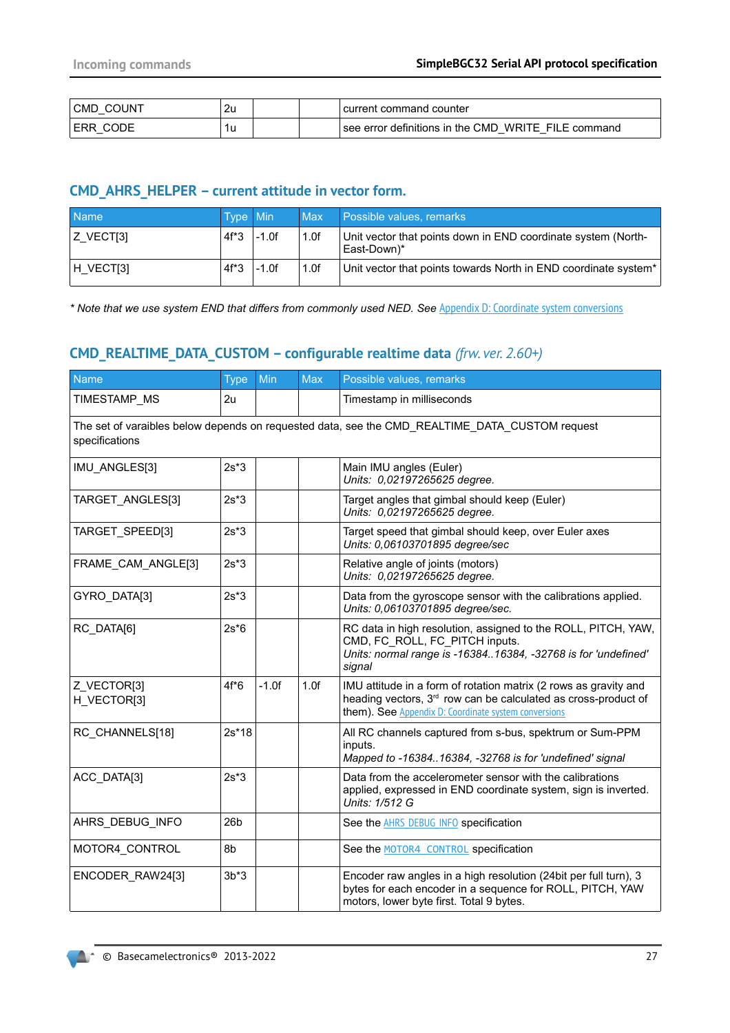| CMD_COUNT | 2u | | | current command counter |
|---|---|---|---|---|
| ERR_CODE | 1u | | | see error definitions in the CMD_WRITE_FILE command |

## CMD_AHRS_HELPER – current attitude in vector form.

| Name | Type | Min | Max | Possible values, remarks |
|---|---|---|---|---|
| Z_VECT[3] | 4f*3 | -1.0f | 1.0f | Unit vector that points down in END coordinate system (North-East-Down)* |
| H_VECT[3] | 4f*3 | -1.0f | 1.0f | Unit vector that points towards North in END coordinate system* |

*\* Note that we use system END that differs from commonly used NED. See* Appendix D: Coordinate system conversions

## CMD_REALTIME_DATA_CUSTOM – configurable realtime data *(frw. ver. 2.60+)*

| Name | Type | Min | Max | Possible values, remarks |
|---|---|---|---|---|
| TIMESTAMP_MS | 2u | | | Timestamp in milliseconds |
| The set of varaibles below depends on requested data, see the CMD_REALTIME_DATA_CUSTOM request specifications | | | | |
| IMU_ANGLES[3] | 2s*3 | | | Main IMU angles (Euler)<br>*Units: 0,02197265625 degree.* |
| TARGET_ANGLES[3] | 2s*3 | | | Target angles that gimbal should keep (Euler)<br>*Units: 0,02197265625 degree.* |
| TARGET_SPEED[3] | 2s*3 | | | Target speed that gimbal should keep, over Euler axes<br>*Units: 0,06103701895 degree/sec* |
| FRAME_CAM_ANGLE[3] | 2s*3 | | | Relative angle of joints (motors)<br>*Units: 0,02197265625 degree.* |
| GYRO_DATA[3] | 2s*3 | | | Data from the gyroscope sensor with the calibrations applied.<br>*Units: 0,06103701895 degree/sec.* |
| RC_DATA[6] | 2s*6 | | | RC data in high resolution, assigned to the ROLL, PITCH, YAW, CMD, FC_ROLL, FC_PITCH inputs.<br>*Units: normal range is -16384..16384, -32768 is for 'undefined' signal* |
| Z_VECTOR[3]<br>H_VECTOR[3] | 4f*6 | -1.0f | 1.0f | IMU attitude in a form of rotation matrix (2 rows as gravity and heading vectors, 3rd row can be calculated as cross-product of them). See Appendix D: Coordinate system conversions |
| RC_CHANNELS[18] | 2s*18 | | | All RC channels captured from s-bus, spektrum or Sum-PPM inputs.<br>*Mapped to -16384..16384, -32768 is for 'undefined' signal* |
| ACC_DATA[3] | 2s*3 | | | Data from the accelerometer sensor with the calibrations applied, expressed in END coordinate system, sign is inverted.<br>*Units: 1/512 G* |
| AHRS_DEBUG_INFO | 26b | | | See the AHRS_DEBUG_INFO specification |
| MOTOR4_CONTROL | 8b | | | See the MOTOR4_CONTROL specification |
| ENCODER_RAW24[3] | 3b*3 | | | Encoder raw angles in a high resolution (24bit per full turn), 3 bytes for each encoder in a sequence for ROLL, PITCH, YAW motors, lower byte first. Total 9 bytes. |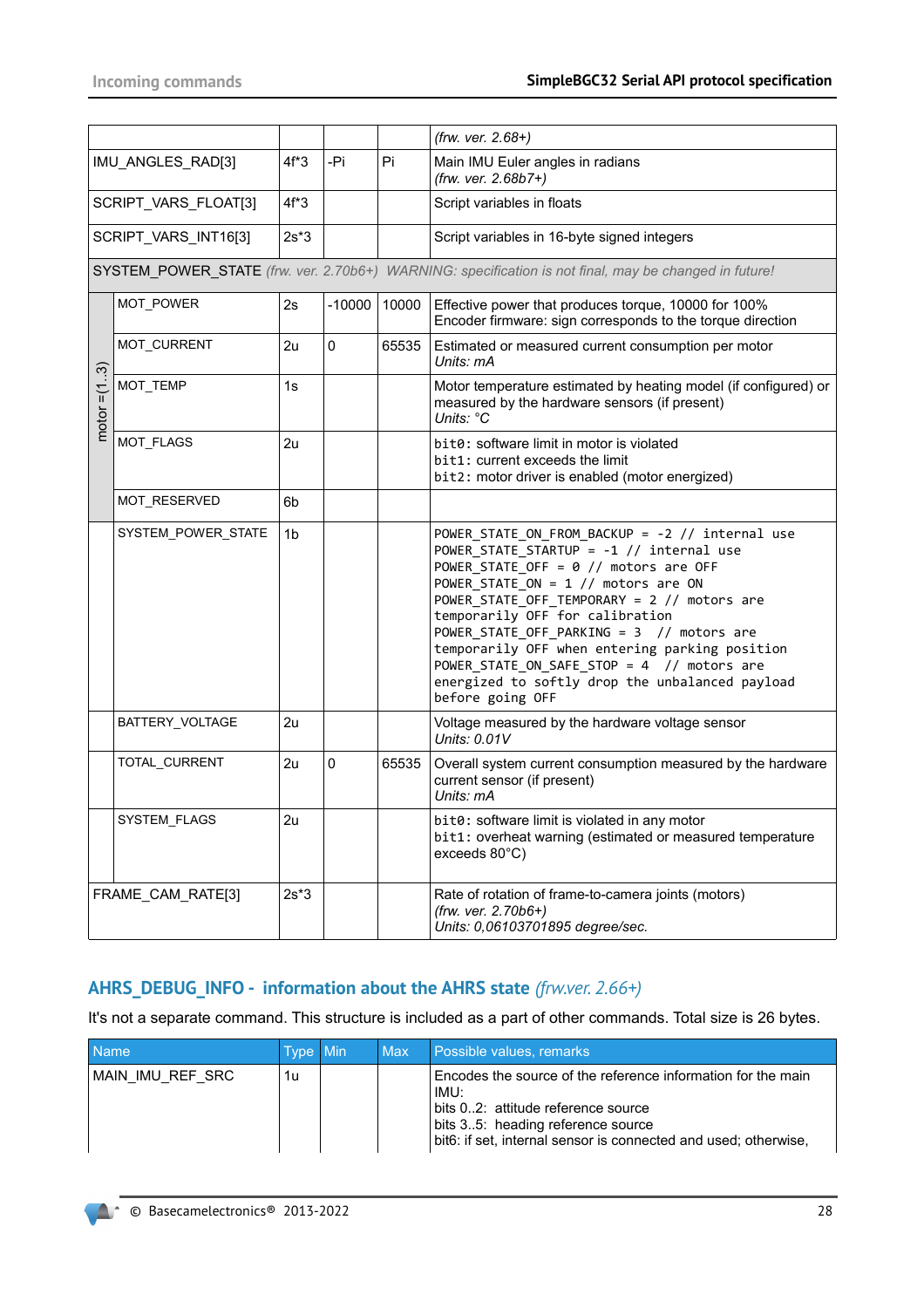| | | | | |
|---|---|---|---|---|
| | | | | *(frw. ver. 2.68+)* |
| IMU_ANGLES_RAD[3] | 4f*3 | -Pi | Pi | Main IMU Euler angles in radians<br>*(frw. ver. 2.68b7+)* |
| SCRIPT_VARS_FLOAT[3] | 4f*3 | | | Script variables in floats |
| SCRIPT_VARS_INT16[3] | 2s*3 | | | Script variables in 16-byte signed integers |
| SYSTEM_POWER_STATE *(frw. ver. 2.70b6+) WARNING: specification is not final, may be changed in future!* | | | | |
| motor = (1..3) MOT_POWER | 2s | -10000 | 10000 | Effective power that produces torque, 10000 for 100%<br>Encoder firmware: sign corresponds to the torque direction |
| motor = (1..3) MOT_CURRENT | 2u | 0 | 65535 | Estimated or measured current consumption per motor<br>*Units: mA* |
| motor = (1..3) MOT_TEMP | 1s | | | Motor temperature estimated by heating model (if configured) or measured by the hardware sensors (if present)<br>*Units: °C* |
| motor = (1..3) MOT_FLAGS | 2u | | | `bit0`: software limit in motor is violated<br>`bit1`: current exceeds the limit<br>`bit2`: motor driver is enabled (motor energized) |
| motor = (1..3) MOT_RESERVED | 6b | | | |
| SYSTEM_POWER_STATE | 1b | | | `POWER_STATE_ON_FROM_BACKUP = -2 // internal use`<br>`POWER_STATE_STARTUP = -1 // internal use`<br>`POWER_STATE_OFF = 0 // motors are OFF`<br>`POWER_STATE_ON = 1 // motors are ON`<br>`POWER_STATE_OFF_TEMPORARY = 2 // motors are temporarily OFF for calibration`<br>`POWER_STATE_OFF_PARKING = 3 // motors are temporarily OFF when entering parking position`<br>`POWER_STATE_ON_SAFE_STOP = 4 // motors are energized to softly drop the unbalanced payload before going OFF` |
| BATTERY_VOLTAGE | 2u | | | Voltage measured by the hardware voltage sensor<br>*Units: 0.01V* |
| TOTAL_CURRENT | 2u | 0 | 65535 | Overall system current consumption measured by the hardware current sensor (if present)<br>*Units: mA* |
| SYSTEM_FLAGS | 2u | | | `bit0`: software limit is violated in any motor<br>`bit1`: overheat warning (estimated or measured temperature exceeds 80°C) |
| FRAME_CAM_RATE[3] | 2s*3 | | | Rate of rotation of frame-to-camera joints (motors)<br>*(frw. ver. 2.70b6+)*<br>*Units: 0,06103701895 degree/sec.* |

## AHRS_DEBUG_INFO - information about the AHRS state *(frw.ver. 2.66+)*

It's not a separate command. This structure is included as a part of other commands. Total size is 26 bytes.

| Name | Type | Min | Max | Possible values, remarks |
|---|---|---|---|---|
| MAIN_IMU_REF_SRC | 1u | | | Encodes the source of the reference information for the main IMU:<br>bits 0..2: attitude reference source<br>bits 3..5: heading reference source<br>bit6: if set, internal sensor is connected and used; otherwise, |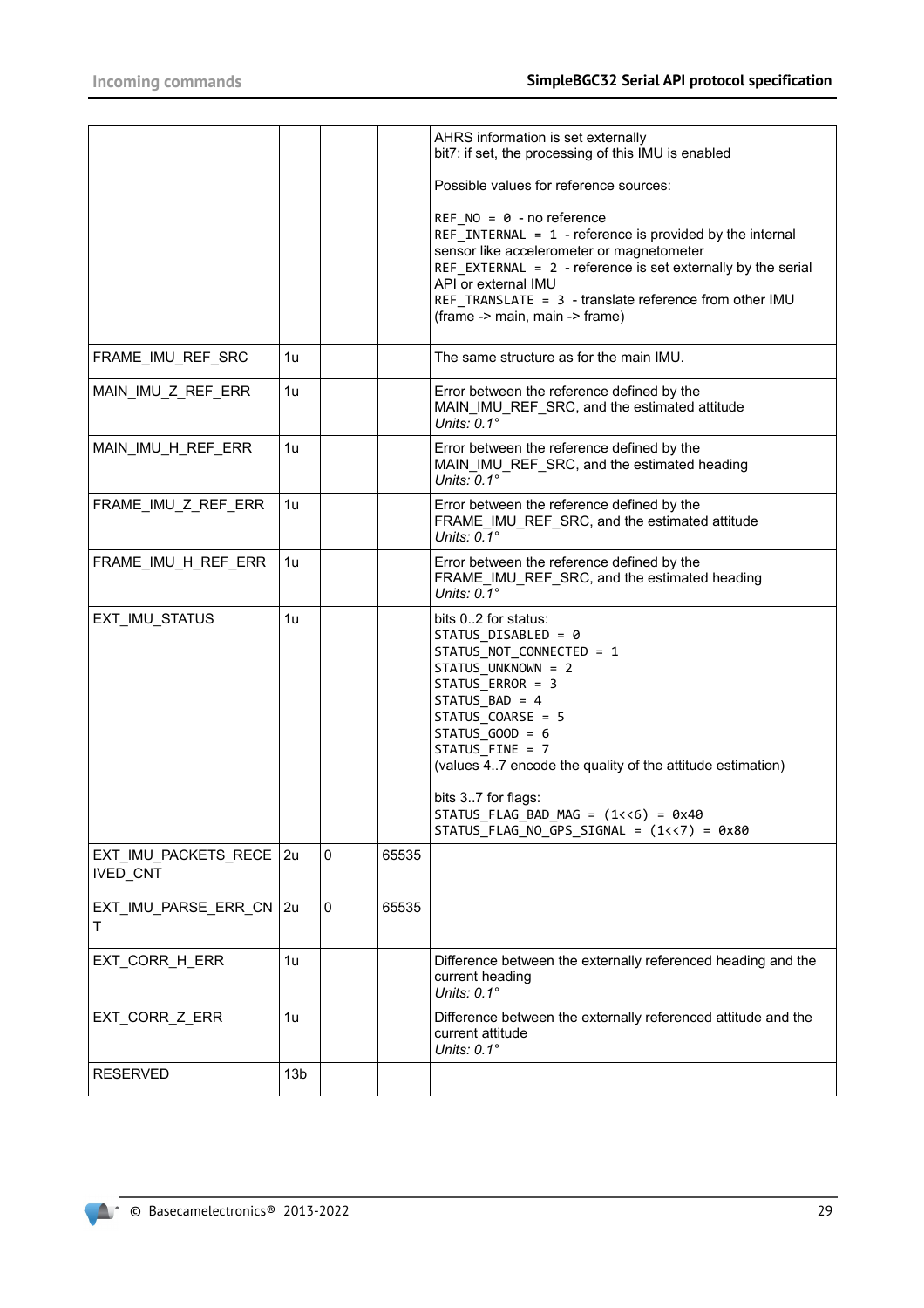| | | | | AHRS information is set externally<br>bit7: if set, the processing of this IMU is enabled<br><br>Possible values for reference sources:<br><br>`REF_NO = 0` - no reference<br>`REF_INTERNAL = 1` - reference is provided by the internal sensor like accelerometer or magnetometer<br>`REF_EXTERNAL = 2` - reference is set externally by the serial API or external IMU<br>`REF_TRANSLATE = 3` - translate reference from other IMU (frame -> main, main -> frame) |
|---|---|---|---|---|
| FRAME_IMU_REF_SRC | 1u | | | The same structure as for the main IMU. |
| MAIN_IMU_Z_REF_ERR | 1u | | | Error between the reference defined by the MAIN_IMU_REF_SRC, and the estimated attitude<br>*Units: 0.1°* |
| MAIN_IMU_H_REF_ERR | 1u | | | Error between the reference defined by the MAIN_IMU_REF_SRC, and the estimated heading<br>*Units: 0.1°* |
| FRAME_IMU_Z_REF_ERR | 1u | | | Error between the reference defined by the FRAME_IMU_REF_SRC, and the estimated attitude<br>*Units: 0.1°* |
| FRAME_IMU_H_REF_ERR | 1u | | | Error between the reference defined by the FRAME_IMU_REF_SRC, and the estimated heading<br>*Units: 0.1°* |
| EXT_IMU_STATUS | 1u | | | bits 0..2 for status:<br>`STATUS_DISABLED = 0`<br>`STATUS_NOT_CONNECTED = 1`<br>`STATUS_UNKNOWN = 2`<br>`STATUS_ERROR = 3`<br>`STATUS_BAD = 4`<br>`STATUS_COARSE = 5`<br>`STATUS_GOOD = 6`<br>`STATUS_FINE = 7`<br>(values 4..7 encode the quality of the attitude estimation)<br><br>bits 3..7 for flags:<br>`STATUS_FLAG_BAD_MAG = (1<<6) = 0x40`<br>`STATUS_FLAG_NO_GPS_SIGNAL = (1<<7) = 0x80` |
| EXT_IMU_PACKETS_RECEIVED_CNT | 2u | 0 | 65535 | |
| EXT_IMU_PARSE_ERR_CNT | 2u | 0 | 65535 | |
| EXT_CORR_H_ERR | 1u | | | Difference between the externally referenced heading and the current heading<br>*Units: 0.1°* |
| EXT_CORR_Z_ERR | 1u | | | Difference between the externally referenced attitude and the current attitude<br>*Units: 0.1°* |
| RESERVED | 13b | | | |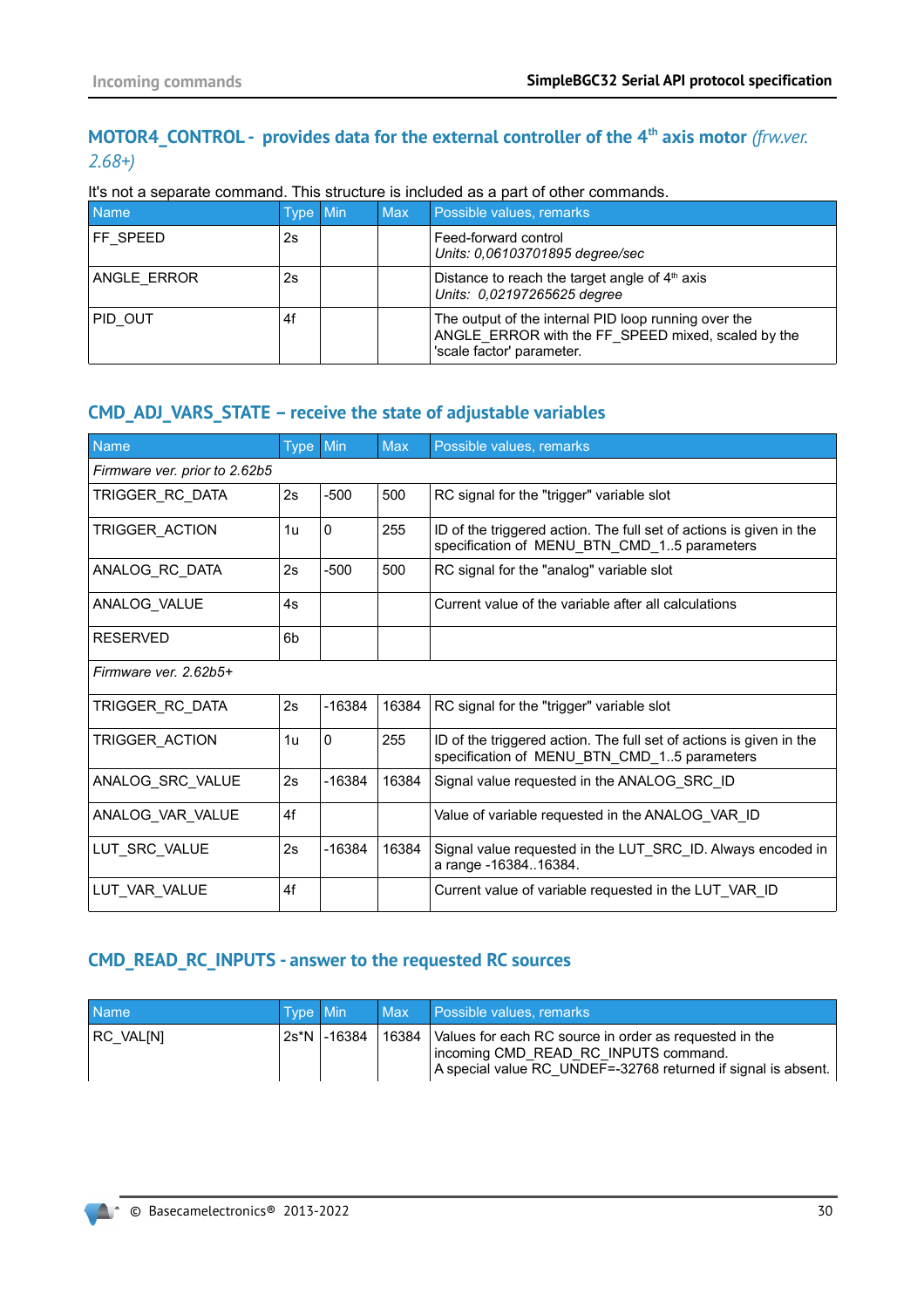## MOTOR4_CONTROL - provides data for the external controller of the 4th axis motor *(frw.ver. 2.68+)*

It's not a separate command. This structure is included as a part of other commands.

| Name | Type | Min | Max | Possible values, remarks |
|---|---|---|---|---|
| FF_SPEED | 2s | | | Feed-forward control<br>*Units: 0,06103701895 degree/sec* |
| ANGLE_ERROR | 2s | | | Distance to reach the target angle of 4th axis<br>*Units: 0,02197265625 degree* |
| PID_OUT | 4f | | | The output of the internal PID loop running over the ANGLE_ERROR with the FF_SPEED mixed, scaled by the 'scale factor' parameter. |

## CMD_ADJ_VARS_STATE – receive the state of adjustable variables

| Name | Type | Min | Max | Possible values, remarks |
|---|---|---|---|---|
| *Firmware ver. prior to 2.62b5* | | | | |
| TRIGGER_RC_DATA | 2s | -500 | 500 | RC signal for the "trigger" variable slot |
| TRIGGER_ACTION | 1u | 0 | 255 | ID of the triggered action. The full set of actions is given in the specification of MENU_BTN_CMD_1..5 parameters |
| ANALOG_RC_DATA | 2s | -500 | 500 | RC signal for the "analog" variable slot |
| ANALOG_VALUE | 4s | | | Current value of the variable after all calculations |
| RESERVED | 6b | | | |
| *Firmware ver. 2.62b5+* | | | | |
| TRIGGER_RC_DATA | 2s | -16384 | 16384 | RC signal for the "trigger" variable slot |
| TRIGGER_ACTION | 1u | 0 | 255 | ID of the triggered action. The full set of actions is given in the specification of MENU_BTN_CMD_1..5 parameters |
| ANALOG_SRC_VALUE | 2s | -16384 | 16384 | Signal value requested in the ANALOG_SRC_ID |
| ANALOG_VAR_VALUE | 4f | | | Value of variable requested in the ANALOG_VAR_ID |
| LUT_SRC_VALUE | 2s | -16384 | 16384 | Signal value requested in the LUT_SRC_ID. Always encoded in a range -16384..16384. |
| LUT_VAR_VALUE | 4f | | | Current value of variable requested in the LUT_VAR_ID |

## CMD_READ_RC_INPUTS - answer to the requested RC sources

| Name | Type | Min | Max | Possible values, remarks |
|---|---|---|---|---|
| RC_VAL[N] | 2s*N | -16384 | 16384 | Values for each RC source in order as requested in the incoming CMD_READ_RC_INPUTS command.<br>A special value RC_UNDEF=-32768 returned if signal is absent. |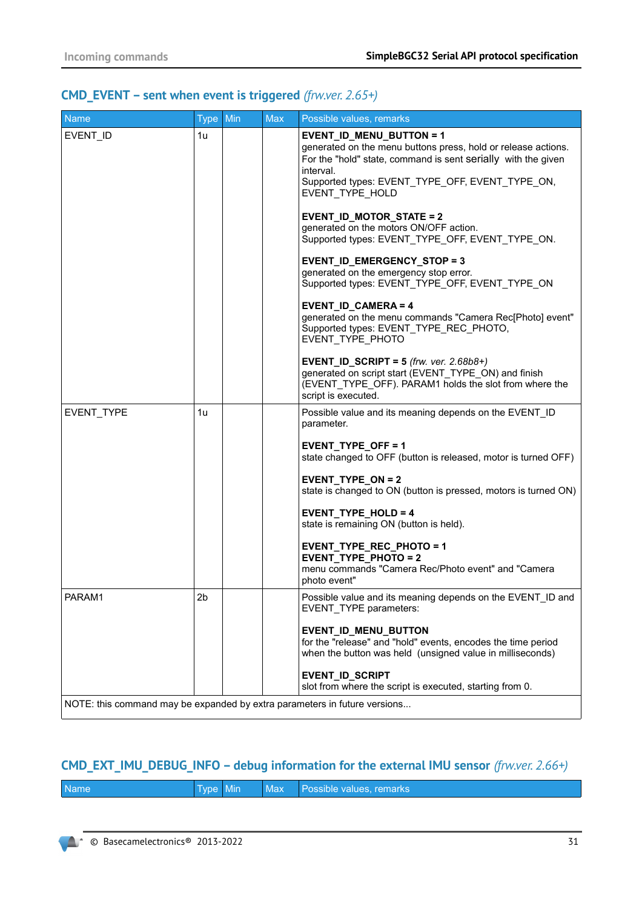## CMD_EVENT – sent when event is triggered *(frw.ver. 2.65+)*

| Name | Type | Min | Max | Possible values, remarks |
|---|---|---|---|---|
| EVENT_ID | 1u | | | **EVENT_ID_MENU_BUTTON = 1**<br>generated on the menu buttons press, hold or release actions. For the "hold" state, command is sent serially with the given interval.<br>Supported types: EVENT_TYPE_OFF, EVENT_TYPE_ON, EVENT_TYPE_HOLD<br><br>**EVENT_ID_MOTOR_STATE = 2**<br>generated on the motors ON/OFF action.<br>Supported types: EVENT_TYPE_OFF, EVENT_TYPE_ON.<br><br>**EVENT_ID_EMERGENCY_STOP = 3**<br>generated on the emergency stop error.<br>Supported types: EVENT_TYPE_OFF, EVENT_TYPE_ON<br><br>**EVENT_ID_CAMERA = 4**<br>generated on the menu commands "Camera Rec[Photo] event"<br>Supported types: EVENT_TYPE_REC_PHOTO, EVENT_TYPE_PHOTO<br><br>**EVENT_ID_SCRIPT = 5** *(frw. ver. 2.68b8+)*<br>generated on script start (EVENT_TYPE_ON) and finish (EVENT_TYPE_OFF). PARAM1 holds the slot from where the script is executed. |
| EVENT_TYPE | 1u | | | Possible value and its meaning depends on the EVENT_ID parameter.<br><br>**EVENT_TYPE_OFF = 1**<br>state changed to OFF (button is released, motor is turned OFF)<br><br>**EVENT_TYPE_ON = 2**<br>state is changed to ON (button is pressed, motors is turned ON)<br><br>**EVENT_TYPE_HOLD = 4**<br>state is remaining ON (button is held).<br><br>**EVENT_TYPE_REC_PHOTO = 1**<br>**EVENT_TYPE_PHOTO = 2**<br>menu commands "Camera Rec/Photo event" and "Camera photo event" |
| PARAM1 | 2b | | | Possible value and its meaning depends on the EVENT_ID and EVENT_TYPE parameters:<br><br>**EVENT_ID_MENU_BUTTON**<br>for the "release" and "hold" events, encodes the time period when the button was held (unsigned value in milliseconds)<br><br>**EVENT_ID_SCRIPT**<br>slot from where the script is executed, starting from 0. |
| NOTE: this command may be expanded by extra parameters in future versions... | | | | |

## CMD_EXT_IMU_DEBUG_INFO – debug information for the external IMU sensor *(frw.ver. 2.66+)*

| Name | Type | Min | Max | Possible values, remarks |
|---|---|---|---|---|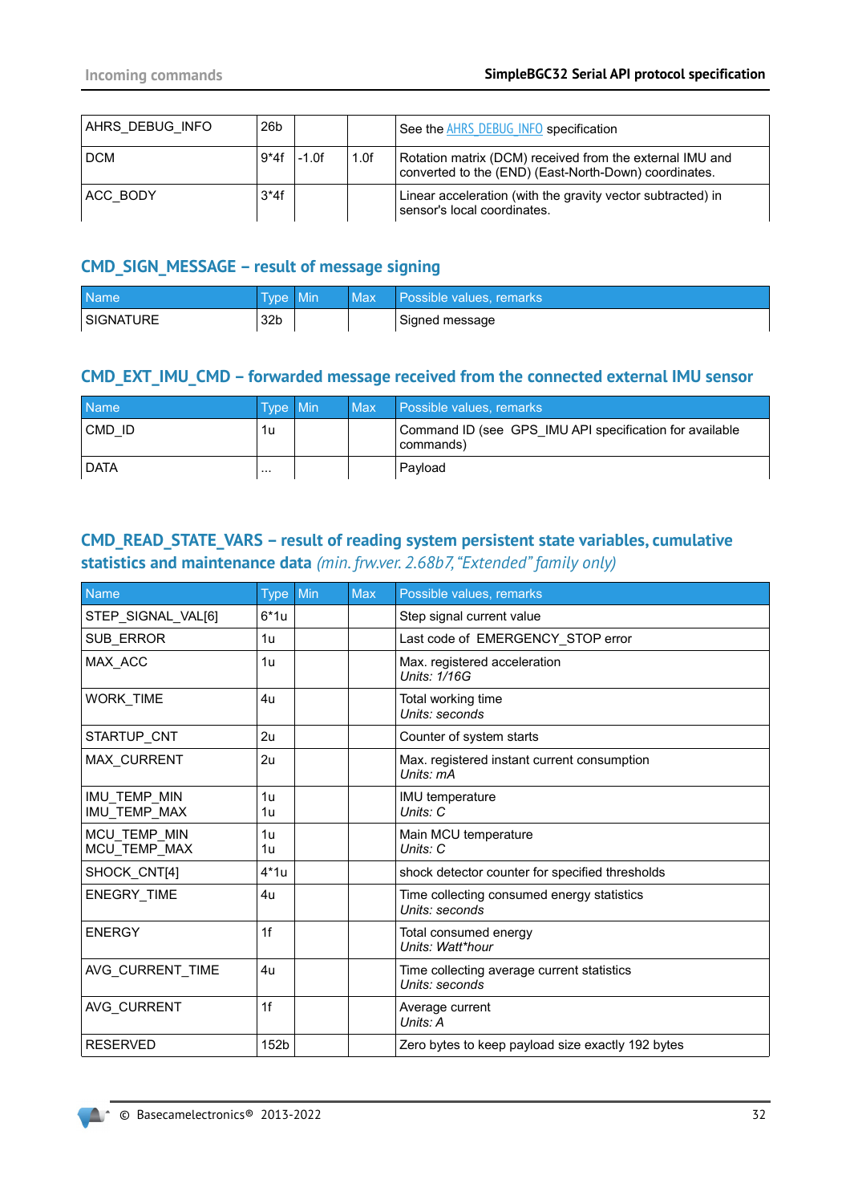| | | | | |
|---|---|---|---|---|
| AHRS_DEBUG_INFO | 26b | | | See the AHRS_DEBUG_INFO specification |
| DCM | 9*4f | -1.0f | 1.0f | Rotation matrix (DCM) received from the external IMU and converted to the (END) (East-North-Down) coordinates. |
| ACC_BODY | 3*4f | | | Linear acceleration (with the gravity vector subtracted) in sensor's local coordinates. |

### CMD_SIGN_MESSAGE – result of message signing

| Name | Type | Min | Max | Possible values, remarks |
|---|---|---|---|---|
| SIGNATURE | 32b | | | Signed message |

### CMD_EXT_IMU_CMD – forwarded message received from the connected external IMU sensor

| Name | Type | Min | Max | Possible values, remarks |
|---|---|---|---|---|
| CMD_ID | 1u | | | Command ID (see GPS_IMU API specification for available commands) |
| DATA | ... | | | Payload |

### CMD_READ_STATE_VARS – result of reading system persistent state variables, cumulative statistics and maintenance data *(min. frw.ver. 2.68b7, "Extended" family only)*

| Name | Type | Min | Max | Possible values, remarks |
|---|---|---|---|---|
| STEP_SIGNAL_VAL[6] | 6*1u | | | Step signal current value |
| SUB_ERROR | 1u | | | Last code of EMERGENCY_STOP error |
| MAX_ACC | 1u | | | Max. registered acceleration<br>*Units: 1/16G* |
| WORK_TIME | 4u | | | Total working time<br>*Units: seconds* |
| STARTUP_CNT | 2u | | | Counter of system starts |
| MAX_CURRENT | 2u | | | Max. registered instant current consumption<br>*Units: mA* |
| IMU_TEMP_MIN<br>IMU_TEMP_MAX | 1u<br>1u | | | IMU temperature<br>*Units: C* |
| MCU_TEMP_MIN<br>MCU_TEMP_MAX | 1u<br>1u | | | Main MCU temperature<br>*Units: C* |
| SHOCK_CNT[4] | 4*1u | | | shock detector counter for specified thresholds |
| ENEGRY_TIME | 4u | | | Time collecting consumed energy statistics<br>*Units: seconds* |
| ENERGY | 1f | | | Total consumed energy<br>*Units: Watt*hour* |
| AVG_CURRENT_TIME | 4u | | | Time collecting average current statistics<br>*Units: seconds* |
| AVG_CURRENT | 1f | | | Average current<br>*Units: A* |
| RESERVED | 152b | | | Zero bytes to keep payload size exactly 192 bytes |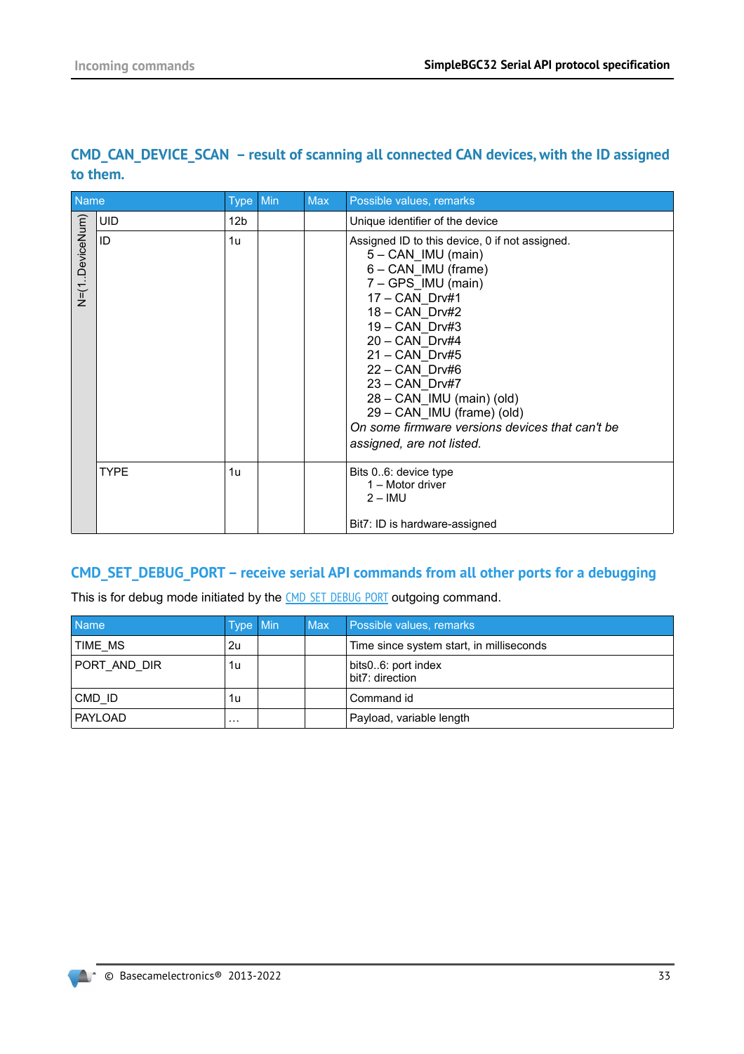## CMD_CAN_DEVICE_SCAN – result of scanning all connected CAN devices, with the ID assigned to them.

| | Name | Type | Min | Max | Possible values, remarks |
|---|---|---|---|---|---|
| N=(1..DeviceNum) | UID | 12b | | | Unique identifier of the device |
| | ID | 1u | | | Assigned ID to this device, 0 if not assigned.<br>5 – CAN_IMU (main)<br>6 – CAN_IMU (frame)<br>7 – GPS_IMU (main)<br>17 – CAN_Drv#1<br>18 – CAN_Drv#2<br>19 – CAN_Drv#3<br>20 – CAN_Drv#4<br>21 – CAN_Drv#5<br>22 – CAN_Drv#6<br>23 – CAN_Drv#7<br>28 – CAN_IMU (main) (old)<br>29 – CAN_IMU (frame) (old)<br>*On some firmware versions devices that can't be assigned, are not listed.* |
| | TYPE | 1u | | | Bits 0..6: device type<br>1 – Motor driver<br>2 – IMU<br><br>Bit7: ID is hardware-assigned |

## CMD_SET_DEBUG_PORT – receive serial API commands from all other ports for a debugging

This is for debug mode initiated by the CMD_SET_DEBUG_PORT outgoing command.

| Name | Type | Min | Max | Possible values, remarks |
|---|---|---|---|---|
| TIME_MS | 2u | | | Time since system start, in milliseconds |
| PORT_AND_DIR | 1u | | | bits0..6: port index<br>bit7: direction |
| CMD_ID | 1u | | | Command id |
| PAYLOAD | … | | | Payload, variable length |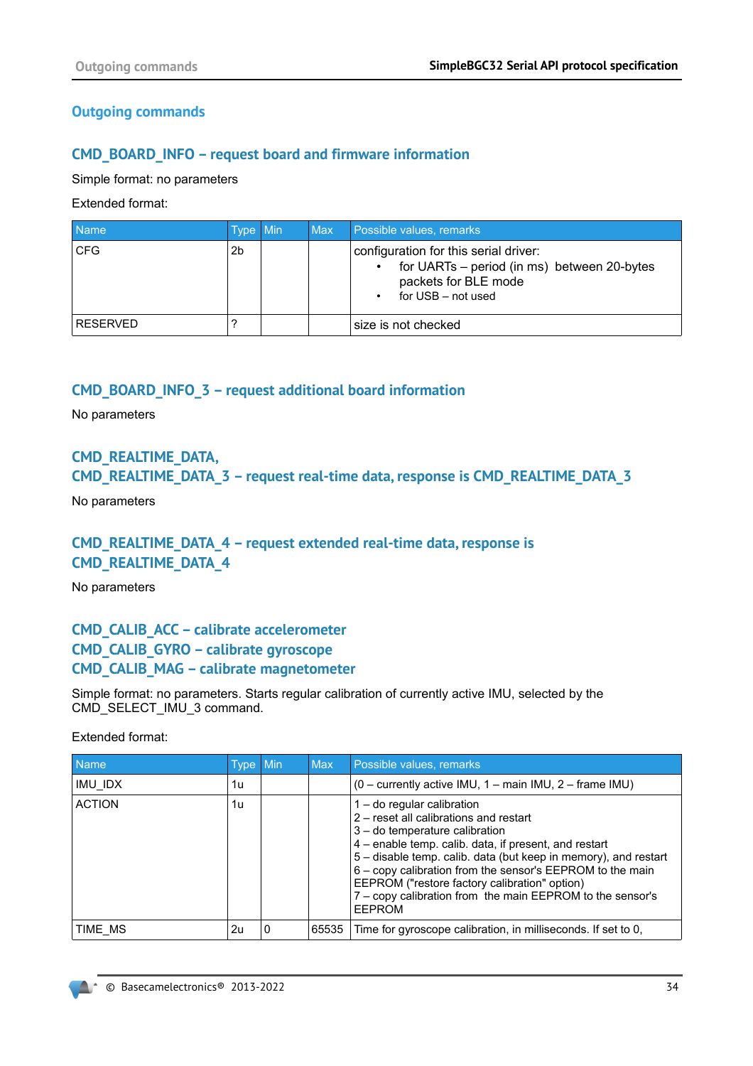# Outgoing commands

## CMD_BOARD_INFO – request board and firmware information

Simple format: no parameters

Extended format:

| Name | Type | Min | Max | Possible values, remarks |
|---|---|---|---|---|
| CFG | 2b | | | configuration for this serial driver:<br>• for UARTs – period (in ms) between 20-bytes packets for BLE mode<br>• for USB – not used |
| RESERVED | ? | | | size is not checked |

## CMD_BOARD_INFO_3 – request additional board information

No parameters

## CMD_REALTIME_DATA, CMD_REALTIME_DATA_3 – request real-time data, response is CMD_REALTIME_DATA_3

No parameters

## CMD_REALTIME_DATA_4 – request extended real-time data, response is CMD_REALTIME_DATA_4

No parameters

## CMD_CALIB_ACC – calibrate accelerometer
## CMD_CALIB_GYRO – calibrate gyroscope
## CMD_CALIB_MAG – calibrate magnetometer

Simple format: no parameters. Starts regular calibration of currently active IMU, selected by the CMD_SELECT_IMU_3 command.

Extended format:

| Name | Type | Min | Max | Possible values, remarks |
|---|---|---|---|---|
| IMU_IDX | 1u | | | (0 – currently active IMU, 1 – main IMU, 2 – frame IMU) |
| ACTION | 1u | | | 1 – do regular calibration<br>2 – reset all calibrations and restart<br>3 – do temperature calibration<br>4 – enable temp. calib. data, if present, and restart<br>5 – disable temp. calib. data (but keep in memory), and restart<br>6 – copy calibration from the sensor's EEPROM to the main EEPROM ("restore factory calibration" option)<br>7 – copy calibration from the main EEPROM to the sensor's EEPROM |
| TIME_MS | 2u | 0 | 65535 | Time for gyroscope calibration, in milliseconds. If set to 0, |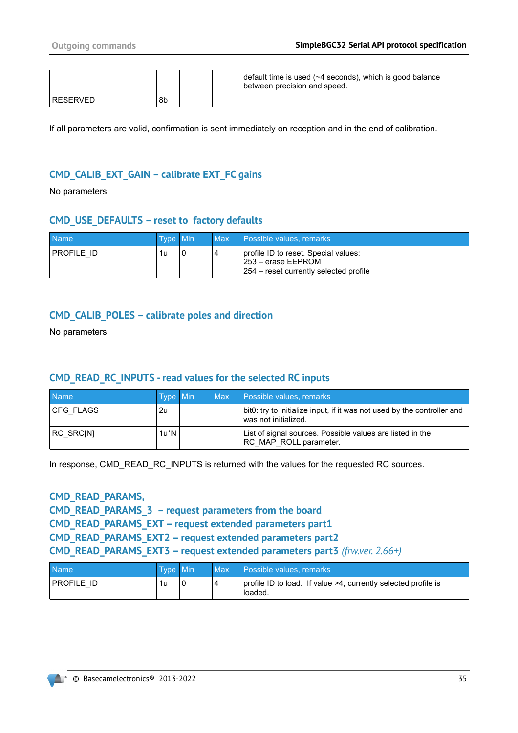| | | | | default time is used (~4 seconds), which is good balance between precision and speed. |
|---|---|---|---|---|
| RESERVED | 8b | | | |

If all parameters are valid, confirmation is sent immediately on reception and in the end of calibration.

## CMD_CALIB_EXT_GAIN – calibrate EXT_FC gains

No parameters

## CMD_USE_DEFAULTS – reset to factory defaults

| Name | Type | Min | Max | Possible values, remarks |
|---|---|---|---|---|
| PROFILE_ID | 1u | 0 | 4 | profile ID to reset. Special values:<br>253 – erase EEPROM<br>254 – reset currently selected profile |

## CMD_CALIB_POLES – calibrate poles and direction

No parameters

## CMD_READ_RC_INPUTS - read values for the selected RC inputs

| Name | Type | Min | Max | Possible values, remarks |
|---|---|---|---|---|
| CFG_FLAGS | 2u | | | bit0: try to initialize input, if it was not used by the controller and was not initialized. |
| RC_SRC[N] | 1u*N | | | List of signal sources. Possible values are listed in the RC_MAP_ROLL parameter. |

In response, CMD_READ_RC_INPUTS is returned with the values for the requested RC sources.

## CMD_READ_PARAMS, CMD_READ_PARAMS_3 – request parameters from the board CMD_READ_PARAMS_EXT – request extended parameters part1 CMD_READ_PARAMS_EXT2 – request extended parameters part2 CMD_READ_PARAMS_EXT3 – request extended parameters part3 *(frw.ver. 2.66+)*

| Name | Type | Min | Max | Possible values, remarks |
|---|---|---|---|---|
| PROFILE_ID | 1u | 0 | 4 | profile ID to load. If value >4, currently selected profile is loaded. |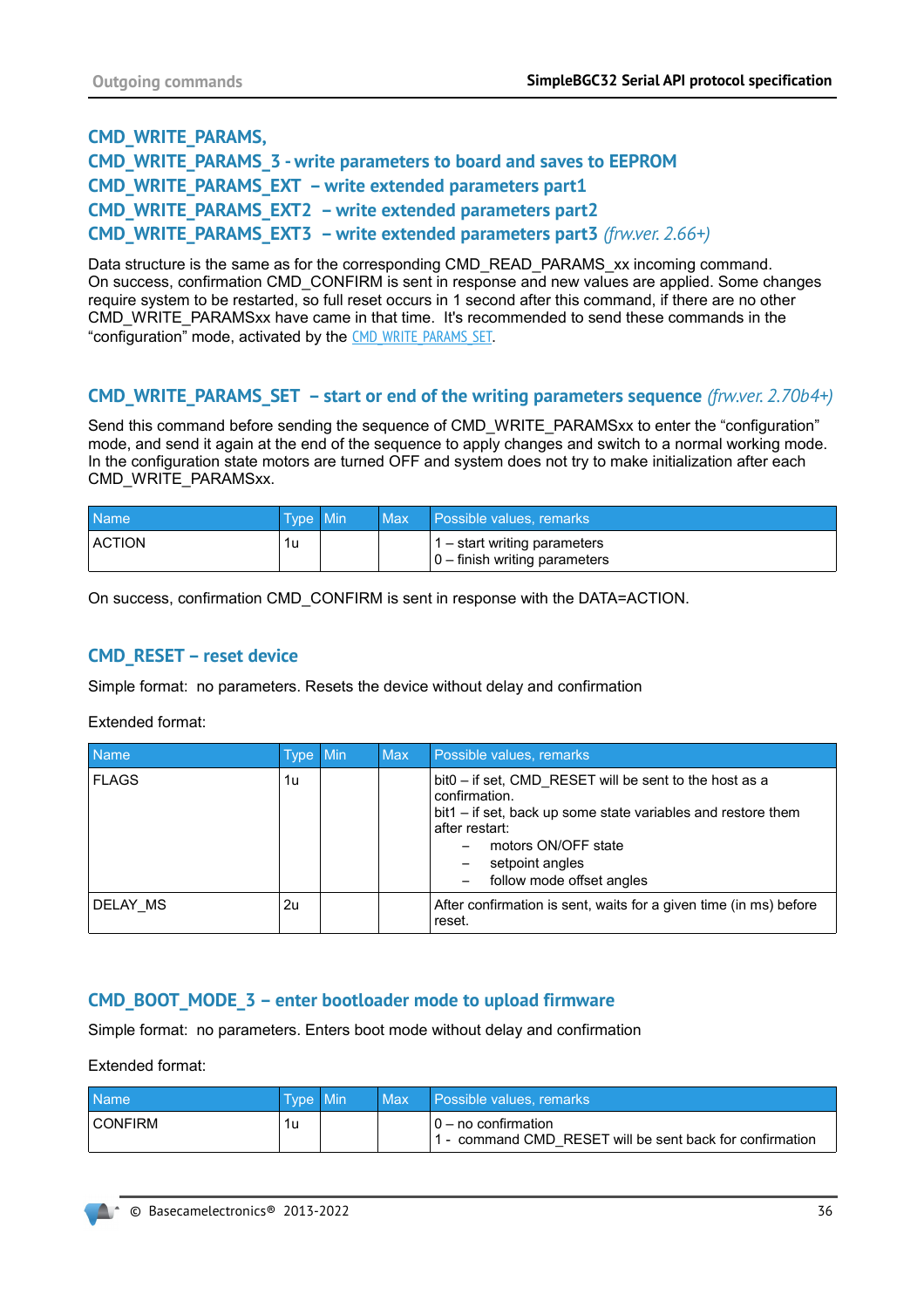## CMD_WRITE_PARAMS,
## CMD_WRITE_PARAMS_3 - write parameters to board and saves to EEPROM
## CMD_WRITE_PARAMS_EXT – write extended parameters part1
## CMD_WRITE_PARAMS_EXT2 – write extended parameters part2
## CMD_WRITE_PARAMS_EXT3 – write extended parameters part3 *(frw.ver. 2.66+)*

Data structure is the same as for the corresponding CMD_READ_PARAMS_xx incoming command.
On success, confirmation CMD_CONFIRM is sent in response and new values are applied. Some changes require system to be restarted, so full reset occurs in 1 second after this command, if there are no other CMD_WRITE_PARAMSxx have came in that time. It's recommended to send these commands in the "configuration" mode, activated by the CMD_WRITE_PARAMS_SET.

## CMD_WRITE_PARAMS_SET – start or end of the writing parameters sequence *(frw.ver. 2.70b4+)*

Send this command before sending the sequence of CMD_WRITE_PARAMSxx to enter the "configuration" mode, and send it again at the end of the sequence to apply changes and switch to a normal working mode. In the configuration state motors are turned OFF and system does not try to make initialization after each CMD_WRITE_PARAMSxx.

| Name | Type | Min | Max | Possible values, remarks |
|---|---|---|---|---|
| ACTION | 1u | | | 1 – start writing parameters<br>0 – finish writing parameters |

On success, confirmation CMD_CONFIRM is sent in response with the DATA=ACTION.

## CMD_RESET – reset device

Simple format: no parameters. Resets the device without delay and confirmation

Extended format:

| Name | Type | Min | Max | Possible values, remarks |
|---|---|---|---|---|
| FLAGS | 1u | | | bit0 – if set, CMD_RESET will be sent to the host as a confirmation.<br>bit1 – if set, back up some state variables and restore them after restart:<br>– motors ON/OFF state<br>– setpoint angles<br>– follow mode offset angles |
| DELAY_MS | 2u | | | After confirmation is sent, waits for a given time (in ms) before reset. |

## CMD_BOOT_MODE_3 – enter bootloader mode to upload firmware

Simple format: no parameters. Enters boot mode without delay and confirmation

Extended format:

| Name | Type | Min | Max | Possible values, remarks |
|---|---|---|---|---|
| CONFIRM | 1u | | | 0 – no confirmation<br>1 - command CMD_RESET will be sent back for confirmation |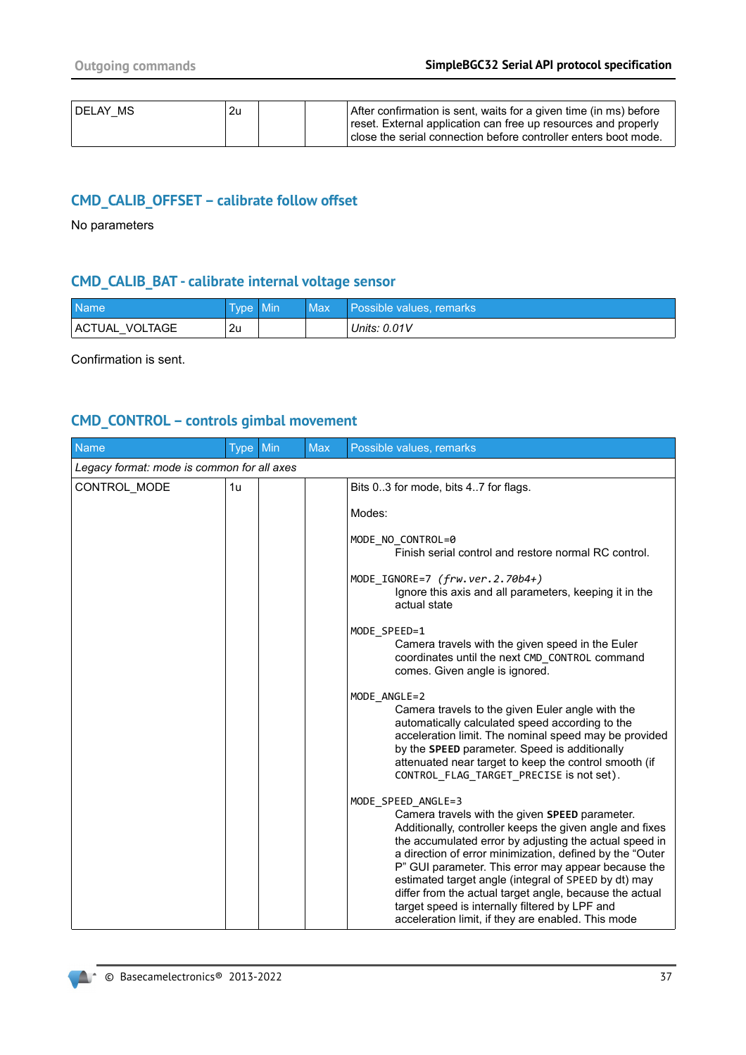| | | | | |
|---|---|---|---|---|
| DELAY_MS | 2u | | | After confirmation is sent, waits for a given time (in ms) before reset. External application can free up resources and properly close the serial connection before controller enters boot mode. |

### CMD_CALIB_OFFSET – calibrate follow offset

No parameters

### CMD_CALIB_BAT - calibrate internal voltage sensor

| Name | Type | Min | Max | Possible values, remarks |
|---|---|---|---|---|
| ACTUAL_VOLTAGE | 2u | | | *Units: 0.01V* |

Confirmation is sent.

### CMD_CONTROL – controls gimbal movement

| Name | Type | Min | Max | Possible values, remarks |
|---|---|---|---|---|
| *Legacy format: mode is common for all axes* | | | | |
| CONTROL_MODE | 1u | | | Bits 0..3 for mode, bits 4..7 for flags.<br><br>Modes:<br><br>`MODE_NO_CONTROL=0`<br>Finish serial control and restore normal RC control.<br><br>`MODE_IGNORE=7` *(frw.ver.2.70b4+)*<br>Ignore this axis and all parameters, keeping it in the actual state<br><br>`MODE_SPEED=1`<br>Camera travels with the given speed in the Euler coordinates until the next `CMD_CONTROL` command comes. Given angle is ignored.<br><br>`MODE_ANGLE=2`<br>Camera travels to the given Euler angle with the automatically calculated speed according to the acceleration limit. The nominal speed may be provided by the **SPEED** parameter. Speed is additionally attenuated near target to keep the control smooth (if `CONTROL_FLAG_TARGET_PRECISE` is not set).<br><br>`MODE_SPEED_ANGLE=3`<br>Camera travels with the given **SPEED** parameter. Additionally, controller keeps the given angle and fixes the accumulated error by adjusting the actual speed in a direction of error minimization, defined by the "Outer P" GUI parameter. This error may appear because the estimated target angle (integral of `SPEED` by dt) may differ from the actual target angle, because the actual target speed is internally filtered by LPF and acceleration limit, if they are enabled. This mode |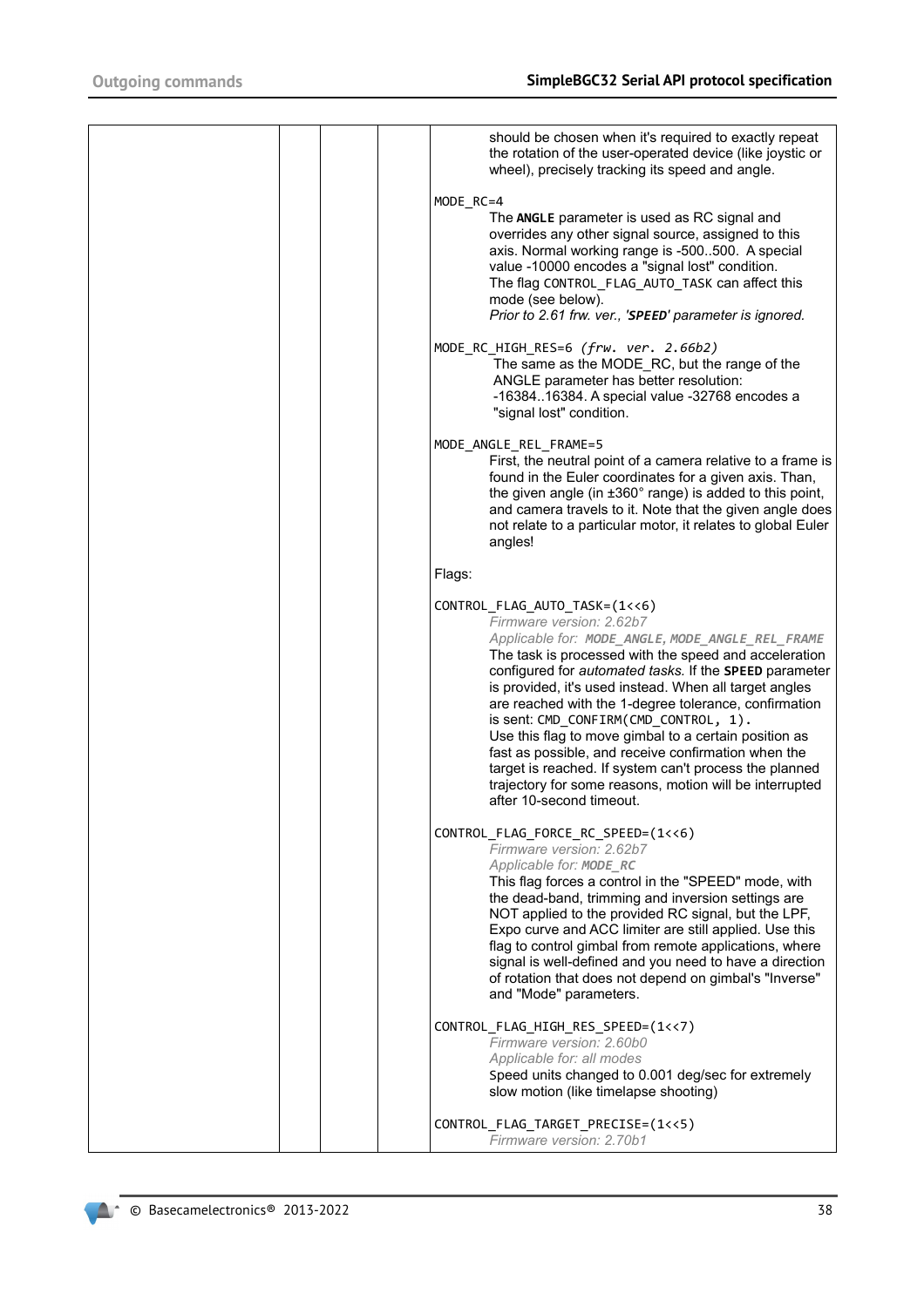| | | | | |
|---|---|---|---|---|
| | | | | should be chosen when it's required to exactly repeat the rotation of the user-operated device (like joystic or wheel), precisely tracking its speed and angle.<br><br>MODE_RC=4<br>The **ANGLE** parameter is used as RC signal and overrides any other signal source, assigned to this axis. Normal working range is -500..500. A special value -10000 encodes a "signal lost" condition. The flag CONTROL_FLAG_AUTO_TASK can affect this mode (see below).<br>*Prior to 2.61 frw. ver., '**SPEED**' parameter is ignored.*<br><br>MODE_RC_HIGH_RES=6 *(frw. ver. 2.66b2)*<br>The same as the MODE_RC, but the range of the ANGLE parameter has better resolution: -16384..16384. A special value -32768 encodes a "signal lost" condition.<br><br>MODE_ANGLE_REL_FRAME=5<br>First, the neutral point of a camera relative to a frame is found in the Euler coordinates for a given axis. Than, the given angle (in ±360° range) is added to this point, and camera travels to it. Note that the given angle does not relate to a particular motor, it relates to global Euler angles!<br><br>Flags:<br><br>CONTROL_FLAG_AUTO_TASK=(1<<6)<br>*Firmware version: 2.62b7*<br>*Applicable for: **MODE_ANGLE, MODE_ANGLE_REL_FRAME***<br>The task is processed with the speed and acceleration configured for *automated tasks.* If the **SPEED** parameter is provided, it's used instead. When all target angles are reached with the 1-degree tolerance, confirmation is sent: CMD_CONFIRM(CMD_CONTROL, 1).<br>Use this flag to move gimbal to a certain position as fast as possible, and receive confirmation when the target is reached. If system can't process the planned trajectory for some reasons, motion will be interrupted after 10-second timeout.<br><br>CONTROL_FLAG_FORCE_RC_SPEED=(1<<6)<br>*Firmware version: 2.62b7*<br>*Applicable for: **MODE_RC***<br>This flag forces a control in the "SPEED" mode, with the dead-band, trimming and inversion settings are NOT applied to the provided RC signal, but the LPF, Expo curve and ACC limiter are still applied. Use this flag to control gimbal from remote applications, where signal is well-defined and you need to have a direction of rotation that does not depend on gimbal's "Inverse" and "Mode" parameters.<br><br>CONTROL_FLAG_HIGH_RES_SPEED=(1<<7)<br>*Firmware version: 2.60b0*<br>*Applicable for: all modes*<br>Speed units changed to 0.001 deg/sec for extremely slow motion (like timelapse shooting)<br><br>CONTROL_FLAG_TARGET_PRECISE=(1<<5)<br>*Firmware version: 2.70b1* |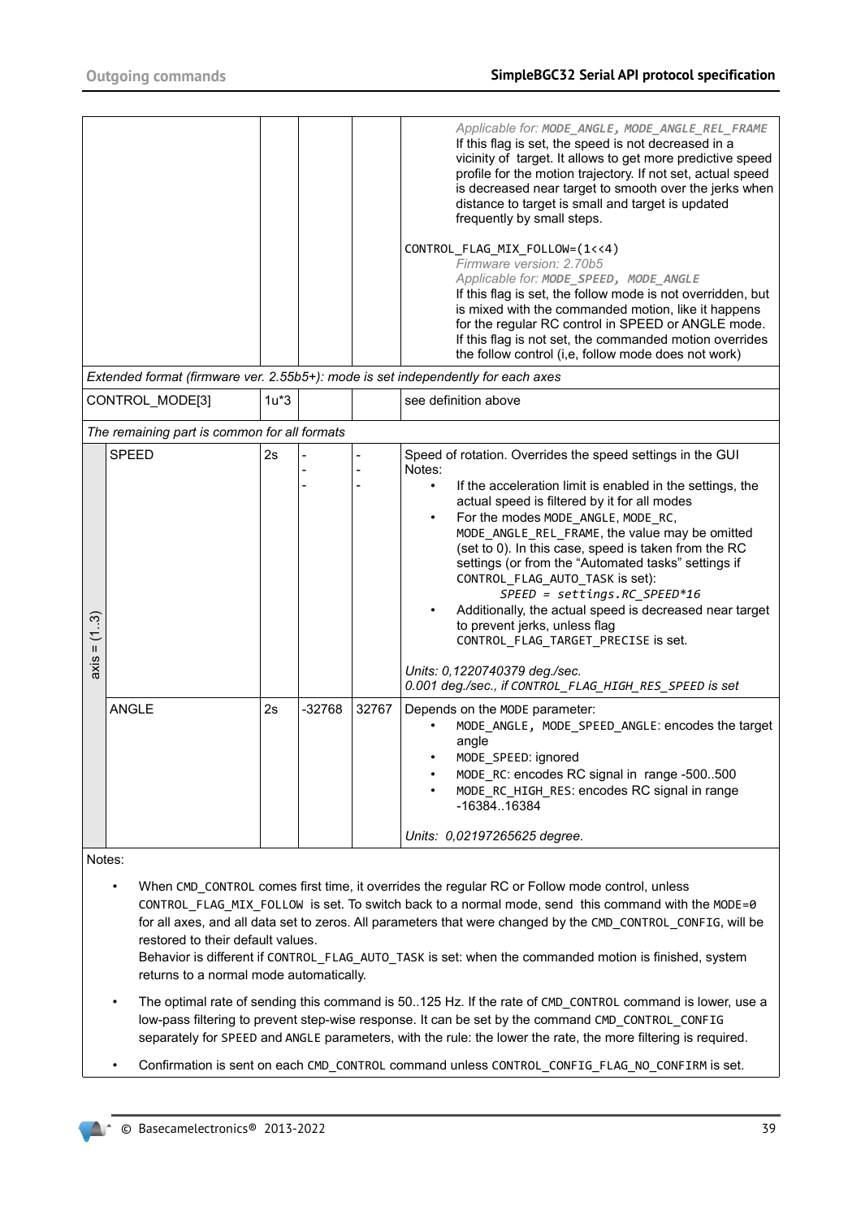| | | | | |
|---|---|---|---|---|
| | | | | *Applicable for: **MODE_ANGLE, MODE_ANGLE_REL_FRAME***<br>If this flag is set, the speed is not decreased in a vicinity of target. It allows to get more predictive speed profile for the motion trajectory. If not set, actual speed is decreased near target to smooth over the jerks when distance to target is small and target is updated frequently by small steps.<br><br>`CONTROL_FLAG_MIX_FOLLOW=(1<<4)`<br>*Firmware version: 2.70b5*<br>*Applicable for: **MODE_SPEED, MODE_ANGLE***<br>If this flag is set, the follow mode is not overridden, but is mixed with the commanded motion, like it happens for the regular RC control in SPEED or ANGLE mode. If this flag is not set, the commanded motion overrides the follow control (i,e, follow mode does not work) |
| *Extended format (firmware ver. 2.55b5+): mode is set independently for each axes* | | | | |
| CONTROL_MODE[3] | 1u*3 | | | see definition above |
| *The remaining part is common for all formats* | | | | |
| axis = (1..3) SPEED | 2s | -<br>-<br>- | -<br>-<br>- | Speed of rotation. Overrides the speed settings in the GUI<br>Notes:<br>• If the acceleration limit is enabled in the settings, the actual speed is filtered by it for all modes<br>• For the modes `MODE_ANGLE`, `MODE_RC`, `MODE_ANGLE_REL_FRAME`, the value may be omitted (set to 0). In this case, speed is taken from the RC settings (or from the "Automated tasks" settings if `CONTROL_FLAG_AUTO_TASK` is set):<br>*SPEED = settings.RC_SPEED*16*<br>• Additionally, the actual speed is decreased near target to prevent jerks, unless flag `CONTROL_FLAG_TARGET_PRECISE` is set.<br><br>*Units: 0,1220740379 deg./sec.*<br>*0.001 deg./sec., if CONTROL_FLAG_HIGH_RES_SPEED is set* |
| axis = (1..3) ANGLE | 2s | -32768 | 32767 | Depends on the `MODE` parameter:<br>• `MODE_ANGLE, MODE_SPEED_ANGLE`: encodes the target angle<br>• `MODE_SPEED`: ignored<br>• `MODE_RC`: encodes RC signal in range -500..500<br>• `MODE_RC_HIGH_RES`: encodes RC signal in range -16384..16384<br><br>*Units: 0,02197265625 degree.* |

Notes:

- When `CMD_CONTROL` comes first time, it overrides the regular RC or Follow mode control, unless `CONTROL_FLAG_MIX_FOLLOW` is set. To switch back to a normal mode, send this command with the `MODE=0` for all axes, and all data set to zeros. All parameters that were changed by the `CMD_CONTROL_CONFIG`, will be restored to their default values.
  Behavior is different if `CONTROL_FLAG_AUTO_TASK` is set: when the commanded motion is finished, system returns to a normal mode automatically.
- The optimal rate of sending this command is 50..125 Hz. If the rate of `CMD_CONTROL` command is lower, use a low-pass filtering to prevent step-wise response. It can be set by the command `CMD_CONTROL_CONFIG` separately for `SPEED` and `ANGLE` parameters, with the rule: the lower the rate, the more filtering is required.
- Confirmation is sent on each `CMD_CONTROL` command unless `CONTROL_CONFIG_FLAG_NO_CONFIRM` is set.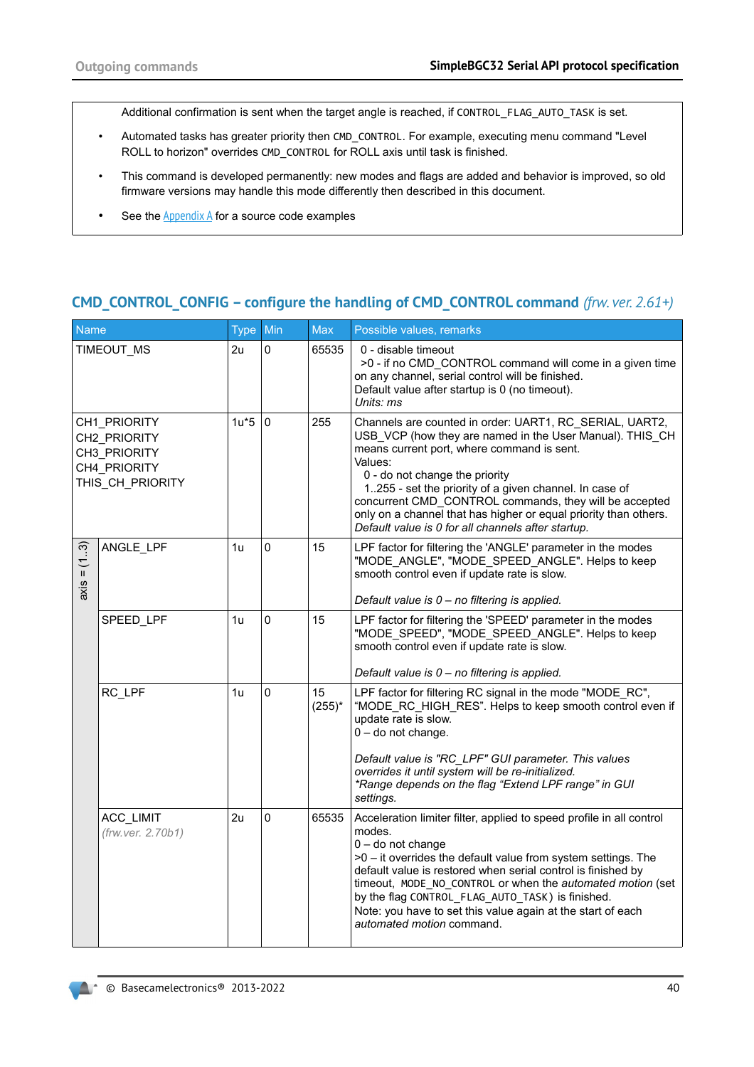Additional confirmation is sent when the target angle is reached, if `CONTROL_FLAG_AUTO_TASK` is set.

- Automated tasks has greater priority then `CMD_CONTROL`. For example, executing menu command "Level ROLL to horizon" overrides `CMD_CONTROL` for ROLL axis until task is finished.
- This command is developed permanently: new modes and flags are added and behavior is improved, so old firmware versions may handle this mode differently then described in this document.
- See the Appendix A for a source code examples

## CMD_CONTROL_CONFIG – configure the handling of CMD_CONTROL command *(frw. ver. 2.61+)*

| | Name | Type | Min | Max | Possible values, remarks |
|---|---|---|---|---|---|
| | TIMEOUT_MS | 2u | 0 | 65535 | 0 - disable timeout<br>>0 - if no CMD_CONTROL command will come in a given time on any channel, serial control will be finished.<br>Default value after startup is 0 (no timeout).<br>*Units: ms* |
| | CH1_PRIORITY<br>CH2_PRIORITY<br>CH3_PRIORITY<br>CH4_PRIORITY<br>THIS_CH_PRIORITY | 1u*5 | 0 | 255 | Channels are counted in order: UART1, RC_SERIAL, UART2, USB_VCP (how they are named in the User Manual). THIS_CH means current port, where command is sent.<br>Values:<br>0 - do not change the priority<br>1..255 - set the priority of a given channel. In case of concurrent CMD_CONTROL commands, they will be accepted only on a channel that has higher or equal priority than others.<br>*Default value is 0 for all channels after startup.* |
| axis = (1..3) | ANGLE_LPF | 1u | 0 | 15 | LPF factor for filtering the 'ANGLE' parameter in the modes "MODE_ANGLE", "MODE_SPEED_ANGLE". Helps to keep smooth control even if update rate is slow.<br><br>*Default value is 0 – no filtering is applied.* |
| | SPEED_LPF | 1u | 0 | 15 | LPF factor for filtering the 'SPEED' parameter in the modes "MODE_SPEED", "MODE_SPEED_ANGLE". Helps to keep smooth control even if update rate is slow.<br><br>*Default value is 0 – no filtering is applied.* |
| | RC_LPF | 1u | 0 | 15<br>(255)* | LPF factor for filtering RC signal in the mode "MODE_RC", "MODE_RC_HIGH_RES". Helps to keep smooth control even if update rate is slow.<br>0 – do not change.<br><br>*Default value is "RC_LPF" GUI parameter. This values overrides it until system will be re-initialized.*<br>*\*Range depends on the flag "Extend LPF range" in GUI settings.* |
| | ACC_LIMIT<br>*(frw.ver. 2.70b1)* | 2u | 0 | 65535 | Acceleration limiter filter, applied to speed profile in all control modes.<br>0 – do not change<br>>0 – it overrides the default value from system settings. The default value is restored when serial control is finished by timeout, `MODE_NO_CONTROL` or when the *automated motion* (set by the flag `CONTROL_FLAG_AUTO_TASK`) is finished.<br>Note: you have to set this value again at the start of each *automated motion* command. |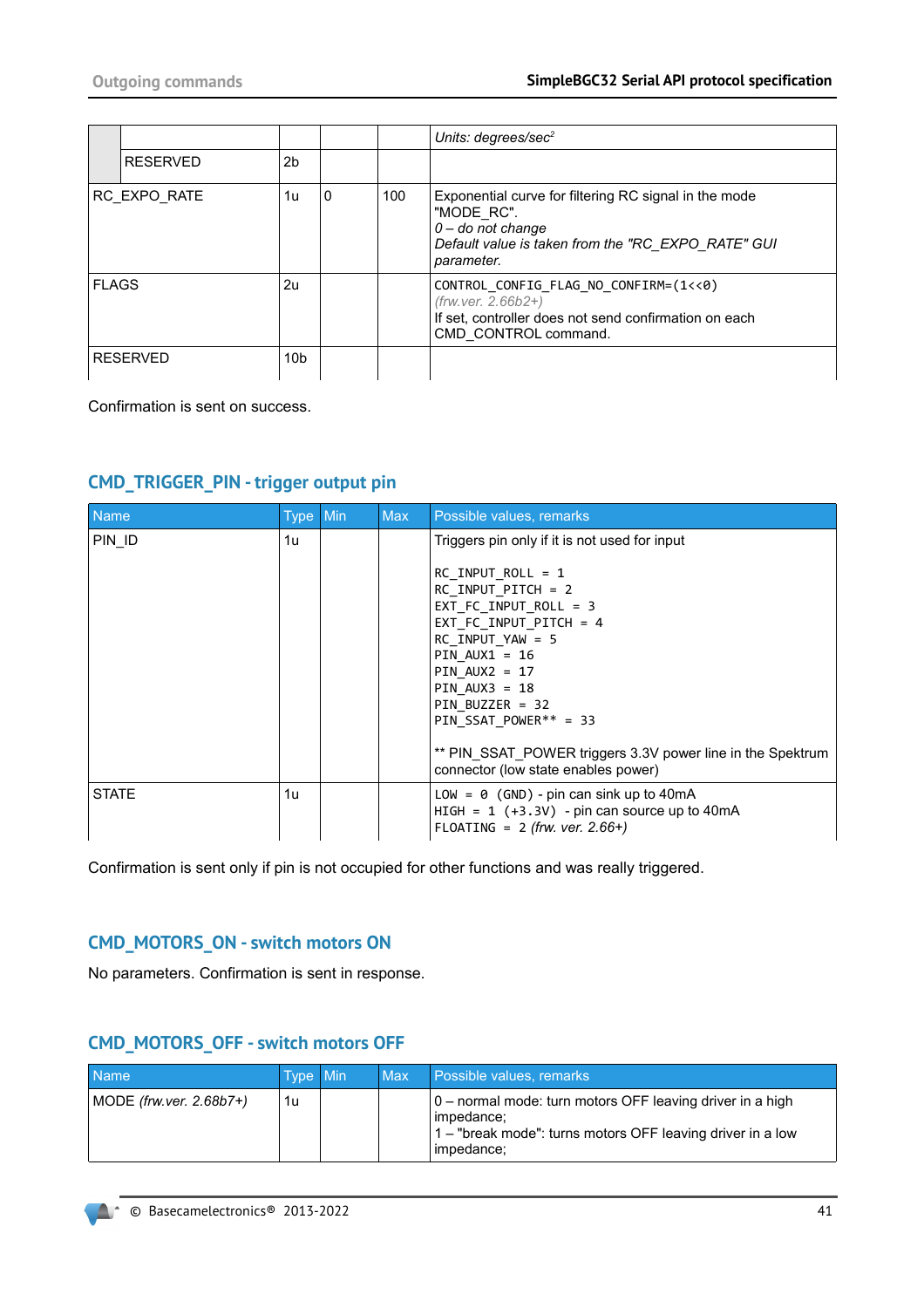| | | | | |
|---|---|---|---|---|
| | | | | *Units: degrees/sec²* |
| RESERVED | 2b | | | |
| RC_EXPO_RATE | 1u | 0 | 100 | Exponential curve for filtering RC signal in the mode "MODE_RC".<br>*0 – do not change*<br>*Default value is taken from the "RC_EXPO_RATE" GUI parameter.* |
| FLAGS | 2u | | | `CONTROL_CONFIG_FLAG_NO_CONFIRM=(1<<0)`<br>*(frw.ver. 2.66b2+)*<br>If set, controller does not send confirmation on each CMD_CONTROL command. |
| RESERVED | 10b | | | |

Confirmation is sent on success.

## CMD_TRIGGER_PIN - trigger output pin

| Name | Type | Min | Max | Possible values, remarks |
|---|---|---|---|---|
| PIN_ID | 1u | | | Triggers pin only if it is not used for input<br><br>`RC_INPUT_ROLL = 1`<br>`RC_INPUT_PITCH = 2`<br>`EXT_FC_INPUT_ROLL = 3`<br>`EXT_FC_INPUT_PITCH = 4`<br>`RC_INPUT_YAW = 5`<br>`PIN_AUX1 = 16`<br>`PIN_AUX2 = 17`<br>`PIN_AUX3 = 18`<br>`PIN_BUZZER = 32`<br>`PIN_SSAT_POWER** = 33`<br><br>** PIN_SSAT_POWER triggers 3.3V power line in the Spektrum connector (low state enables power) |
| STATE | 1u | | | `LOW = 0 (GND)` - pin can sink up to 40mA<br>`HIGH = 1 (+3.3V)` - pin can source up to 40mA<br>`FLOATING = 2` *(frw. ver. 2.66+)* |

Confirmation is sent only if pin is not occupied for other functions and was really triggered.

## CMD_MOTORS_ON - switch motors ON

No parameters. Confirmation is sent in response.

## CMD_MOTORS_OFF - switch motors OFF

| Name | Type | Min | Max | Possible values, remarks |
|---|---|---|---|---|
| MODE *(frw.ver. 2.68b7+)* | 1u | | | 0 – normal mode: turn motors OFF leaving driver in a high impedance;<br>1 – "break mode": turns motors OFF leaving driver in a low impedance; |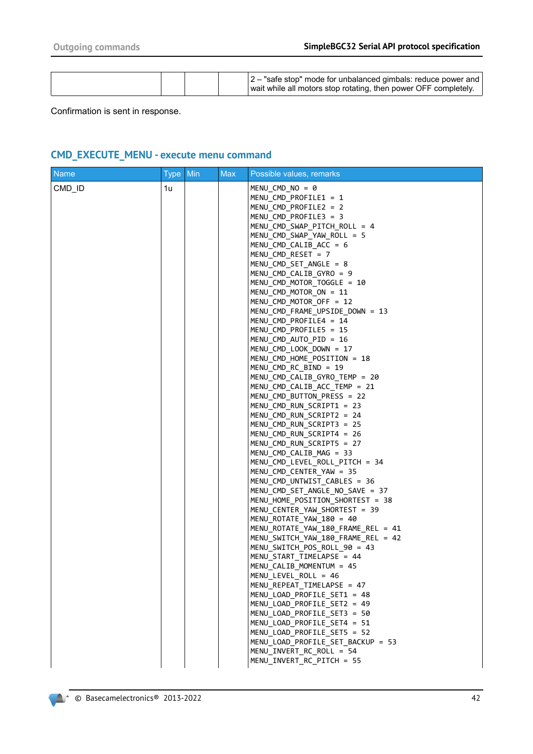| | | | | |
|---|---|---|---|---|
| | | | | 2 – "safe stop" mode for unbalanced gimbals: reduce power and wait while all motors stop rotating, then power OFF completely. |

Confirmation is sent in response.

## CMD_EXECUTE_MENU - execute menu command

| Name | Type | Min | Max | Possible values, remarks |
|---|---|---|---|---|
| CMD_ID | 1u | | | MENU_CMD_NO = 0<br>MENU_CMD_PROFILE1 = 1<br>MENU_CMD_PROFILE2 = 2<br>MENU_CMD_PROFILE3 = 3<br>MENU_CMD_SWAP_PITCH_ROLL = 4<br>MENU_CMD_SWAP_YAW_ROLL = 5<br>MENU_CMD_CALIB_ACC = 6<br>MENU_CMD_RESET = 7<br>MENU_CMD_SET_ANGLE = 8<br>MENU_CMD_CALIB_GYRO = 9<br>MENU_CMD_MOTOR_TOGGLE = 10<br>MENU_CMD_MOTOR_ON = 11<br>MENU_CMD_MOTOR_OFF = 12<br>MENU_CMD_FRAME_UPSIDE_DOWN = 13<br>MENU_CMD_PROFILE4 = 14<br>MENU_CMD_PROFILE5 = 15<br>MENU_CMD_AUTO_PID = 16<br>MENU_CMD_LOOK_DOWN = 17<br>MENU_CMD_HOME_POSITION = 18<br>MENU_CMD_RC_BIND = 19<br>MENU_CMD_CALIB_GYRO_TEMP = 20<br>MENU_CMD_CALIB_ACC_TEMP = 21<br>MENU_CMD_BUTTON_PRESS = 22<br>MENU_CMD_RUN_SCRIPT1 = 23<br>MENU_CMD_RUN_SCRIPT2 = 24<br>MENU_CMD_RUN_SCRIPT3 = 25<br>MENU_CMD_RUN_SCRIPT4 = 26<br>MENU_CMD_RUN_SCRIPT5 = 27<br>MENU_CMD_CALIB_MAG = 33<br>MENU_CMD_LEVEL_ROLL_PITCH = 34<br>MENU_CMD_CENTER_YAW = 35<br>MENU_CMD_UNTWIST_CABLES = 36<br>MENU_CMD_SET_ANGLE_NO_SAVE = 37<br>MENU_HOME_POSITION_SHORTEST = 38<br>MENU_CENTER_YAW_SHORTEST = 39<br>MENU_ROTATE_YAW_180 = 40<br>MENU_ROTATE_YAW_180_FRAME_REL = 41<br>MENU_SWITCH_YAW_180_FRAME_REL = 42<br>MENU_SWITCH_POS_ROLL_90 = 43<br>MENU_START_TIMELAPSE = 44<br>MENU_CALIB_MOMENTUM = 45<br>MENU_LEVEL_ROLL = 46<br>MENU_REPEAT_TIMELAPSE = 47<br>MENU_LOAD_PROFILE_SET1 = 48<br>MENU_LOAD_PROFILE_SET2 = 49<br>MENU_LOAD_PROFILE_SET3 = 50<br>MENU_LOAD_PROFILE_SET4 = 51<br>MENU_LOAD_PROFILE_SET5 = 52<br>MENU_LOAD_PROFILE_SET_BACKUP = 53<br>MENU_INVERT_RC_ROLL = 54<br>MENU_INVERT_RC_PITCH = 55 |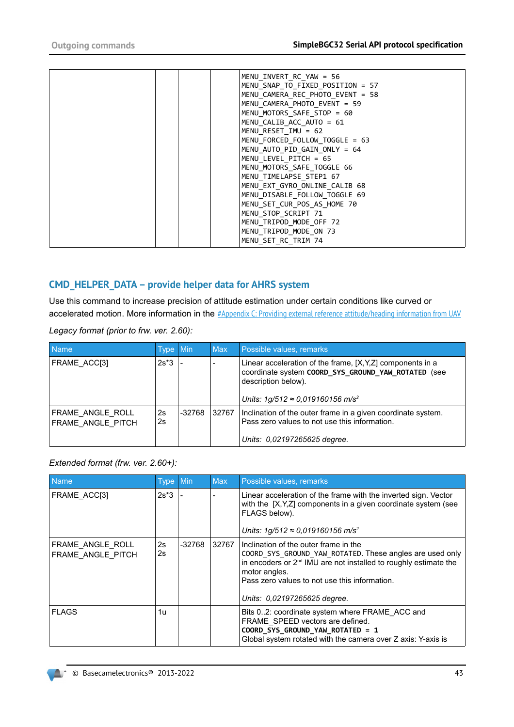| | | | | MENU_INVERT_RC_YAW = 56<br>MENU_SNAP_TO_FIXED_POSITION = 57<br>MENU_CAMERA_REC_PHOTO_EVENT = 58<br>MENU_CAMERA_PHOTO_EVENT = 59<br>MENU_MOTORS_SAFE_STOP = 60<br>MENU_CALIB_ACC_AUTO = 61<br>MENU_RESET_IMU = 62<br>MENU_FORCED_FOLLOW_TOGGLE = 63<br>MENU_AUTO_PID_GAIN_ONLY = 64<br>MENU_LEVEL_PITCH = 65<br>MENU_MOTORS_SAFE_TOGGLE 66<br>MENU_TIMELAPSE_STEP1 67<br>MENU_EXT_GYRO_ONLINE_CALIB 68<br>MENU_DISABLE_FOLLOW_TOGGLE 69<br>MENU_SET_CUR_POS_AS_HOME 70<br>MENU_STOP_SCRIPT 71<br>MENU_TRIPOD_MODE_OFF 72<br>MENU_TRIPOD_MODE_ON 73<br>MENU_SET_RC_TRIM 74 |
|---|---|---|---|---|

## CMD_HELPER_DATA – provide helper data for AHRS system

Use this command to increase precision of attitude estimation under certain conditions like curved or accelerated motion. More information in the #Appendix C: Providing external reference attitude/heading information from UAV

*Legacy format (prior to frw. ver. 2.60):*

| Name | Type | Min | Max | Possible values, remarks |
|---|---|---|---|---|
| FRAME_ACC[3] | 2s*3 | - | - | Linear acceleration of the frame, [X,Y,Z] components in a coordinate system **COORD_SYS_GROUND_YAW_ROTATED** (see description below).<br><br>*Units: 1g/512 ≈ 0,019160156 m/s²* |
| FRAME_ANGLE_ROLL<br>FRAME_ANGLE_PITCH | 2s<br>2s | -32768 | 32767 | Inclination of the outer frame in a given coordinate system. Pass zero values to not use this information.<br><br>*Units: 0,02197265625 degree.* |

*Extended format (frw. ver. 2.60+):*

| Name | Type | Min | Max | Possible values, remarks |
|---|---|---|---|---|
| FRAME_ACC[3] | 2s*3 | - | - | Linear acceleration of the frame with the inverted sign. Vector with the [X,Y,Z] components in a given coordinate system (see FLAGS below).<br><br>*Units: 1g/512 ≈ 0,019160156 m/s²* |
| FRAME_ANGLE_ROLL<br>FRAME_ANGLE_PITCH | 2s<br>2s | -32768 | 32767 | Inclination of the outer frame in the COORD_SYS_GROUND_YAW_ROTATED. These angles are used only in encoders or 2nd IMU are not installed to roughly estimate the motor angles.<br>Pass zero values to not use this information.<br><br>*Units: 0,02197265625 degree.* |
| FLAGS | 1u | | | Bits 0..2: coordinate system where FRAME_ACC and FRAME_SPEED vectors are defined.<br>**COORD_SYS_GROUND_YAW_ROTATED = 1**<br>Global system rotated with the camera over Z axis: Y-axis is |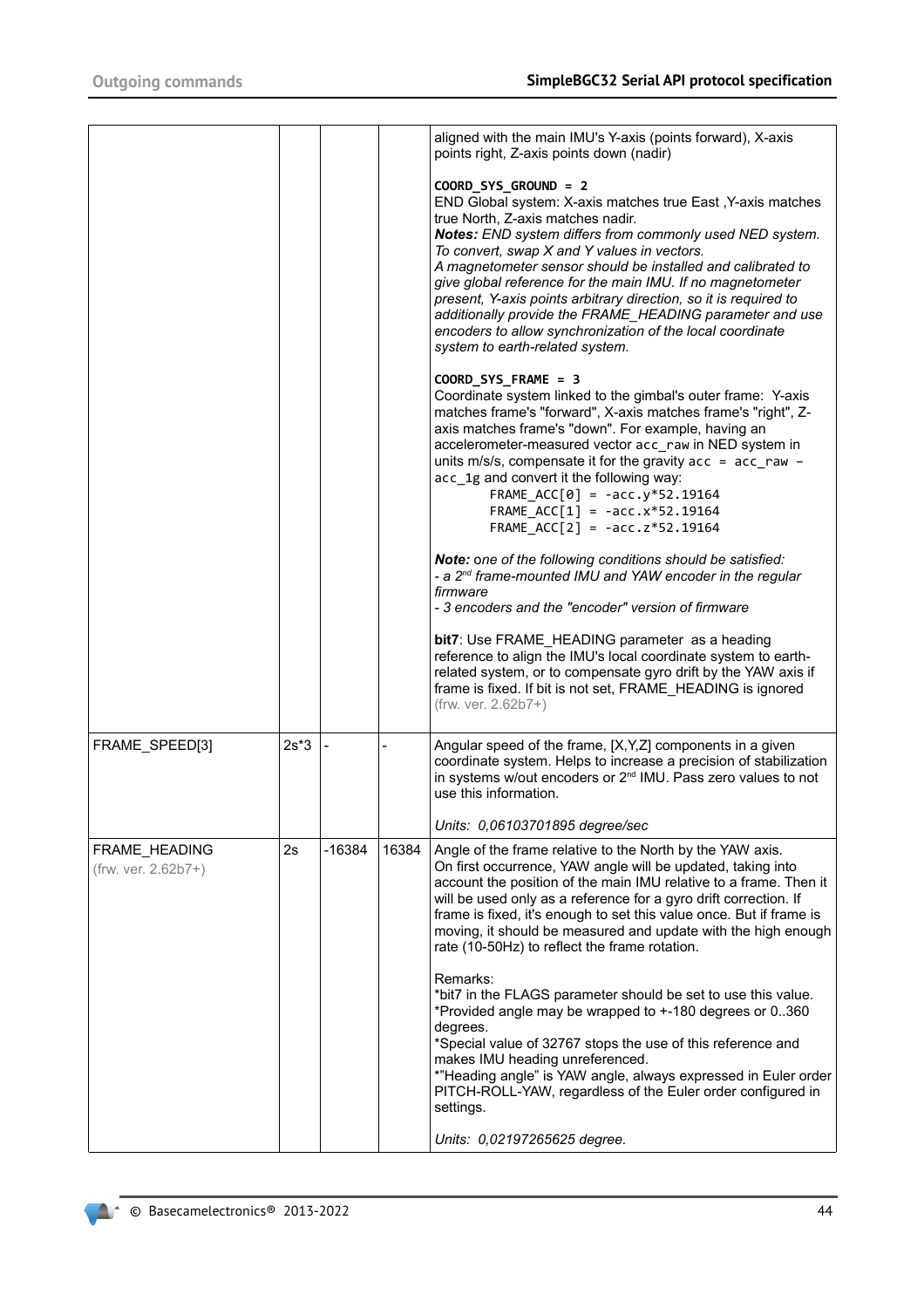| | | | | |
|---|---|---|---|---|
| | | | | aligned with the main IMU's Y-axis (points forward), X-axis points right, Z-axis points down (nadir)<br><br>**COORD_SYS_GROUND = 2**<br>END Global system: X-axis matches true East ,Y-axis matches true North, Z-axis matches nadir.<br>***Notes:*** *END system differs from commonly used NED system. To convert, swap X and Y values in vectors.*<br>*A magnetometer sensor should be installed and calibrated to give global reference for the main IMU. If no magnetometer present, Y-axis points arbitrary direction, so it is required to additionally provide the FRAME_HEADING parameter and use encoders to allow synchronization of the local coordinate system to earth-related system.*<br><br>**COORD_SYS_FRAME = 3**<br>Coordinate system linked to the gimbal's outer frame: Y-axis matches frame's "forward", X-axis matches frame's "right", Z-axis matches frame's "down". For example, having an accelerometer-measured vector `acc_raw` in NED system in units m/s/s, compensate it for the gravity `acc = acc_raw – acc_1g` and convert it the following way:<br>`FRAME_ACC[0] = -acc.y*52.19164`<br>`FRAME_ACC[1] = -acc.x*52.19164`<br>`FRAME_ACC[2] = -acc.z*52.19164`<br><br>***Note:*** *one of the following conditions should be satisfied:*<br>*- a 2nd frame-mounted IMU and YAW encoder in the regular firmware*<br>*- 3 encoders and the "encoder" version of firmware*<br><br>**bit7**: Use FRAME_HEADING parameter as a heading reference to align the IMU's local coordinate system to earth-related system, or to compensate gyro drift by the YAW axis if frame is fixed. If bit is not set, FRAME_HEADING is ignored (frw. ver. 2.62b7+) |
| FRAME_SPEED[3] | 2s*3 | - | - | Angular speed of the frame, [X,Y,Z] components in a given coordinate system. Helps to increase a precision of stabilization in systems w/out encoders or 2nd IMU. Pass zero values to not use this information.<br><br>*Units: 0,06103701895 degree/sec* |
| FRAME_HEADING<br>(frw. ver. 2.62b7+) | 2s | -16384 | 16384 | Angle of the frame relative to the North by the YAW axis.<br>On first occurrence, YAW angle will be updated, taking into account the position of the main IMU relative to a frame. Then it will be used only as a reference for a gyro drift correction. If frame is fixed, it's enough to set this value once. But if frame is moving, it should be measured and update with the high enough rate (10-50Hz) to reflect the frame rotation.<br><br>Remarks:<br>*bit7 in the FLAGS parameter should be set to use this value.<br>*Provided angle may be wrapped to +-180 degrees or 0..360 degrees.<br>*Special value of 32767 stops the use of this reference and makes IMU heading unreferenced.<br>*"Heading angle" is YAW angle, always expressed in Euler order PITCH-ROLL-YAW, regardless of the Euler order configured in settings.<br><br>*Units: 0,02197265625 degree.* |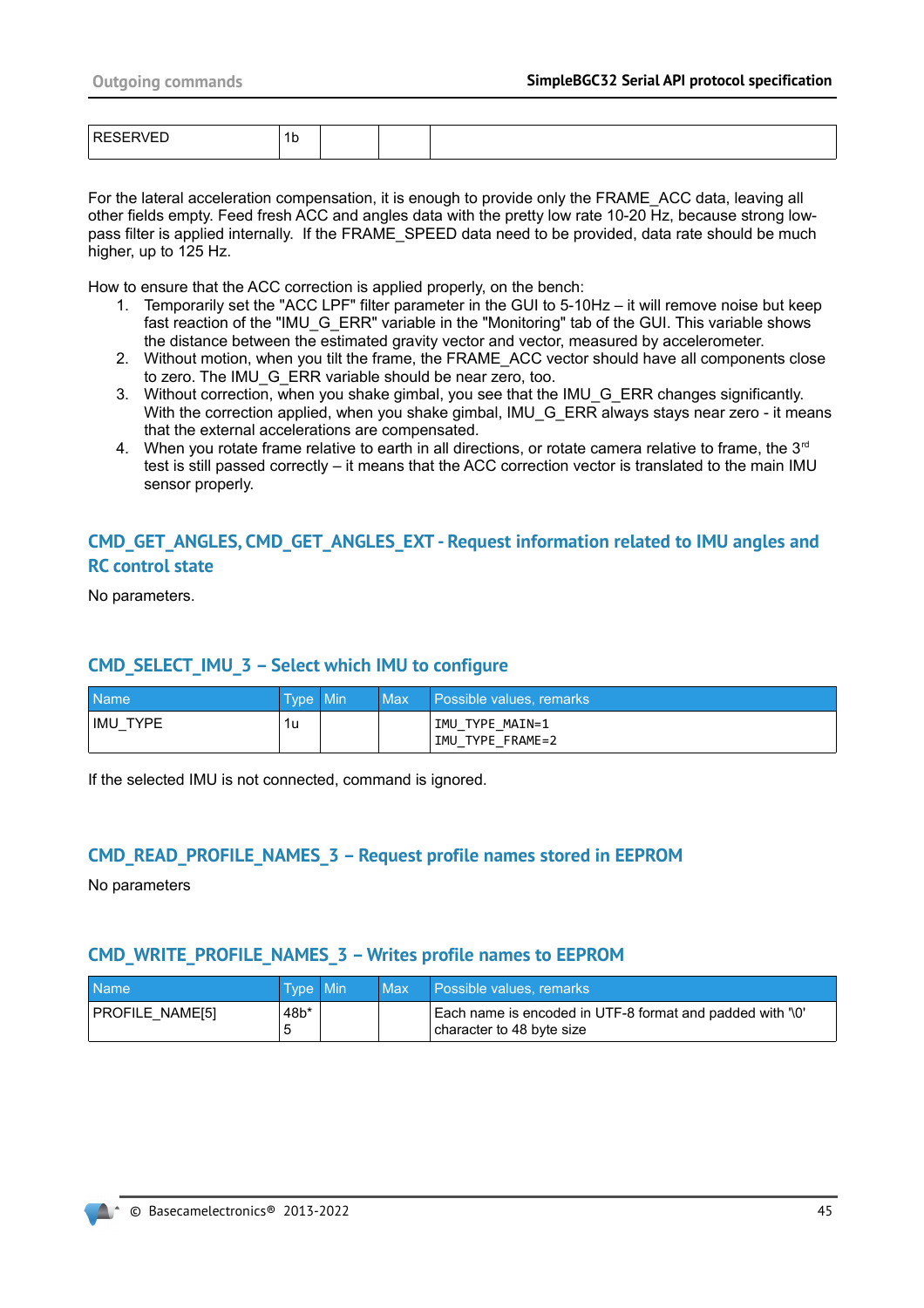| RESERVED | 1b | | | |
|---|---|---|---|---|

For the lateral acceleration compensation, it is enough to provide only the FRAME_ACC data, leaving all other fields empty. Feed fresh ACC and angles data with the pretty low rate 10-20 Hz, because strong low-pass filter is applied internally. If the FRAME_SPEED data need to be provided, data rate should be much higher, up to 125 Hz.

How to ensure that the ACC correction is applied properly, on the bench:

1. Temporarily set the "ACC LPF" filter parameter in the GUI to 5-10Hz – it will remove noise but keep fast reaction of the "IMU_G_ERR" variable in the "Monitoring" tab of the GUI. This variable shows the distance between the estimated gravity vector and vector, measured by accelerometer.
2. Without motion, when you tilt the frame, the FRAME_ACC vector should have all components close to zero. The IMU_G_ERR variable should be near zero, too.
3. Without correction, when you shake gimbal, you see that the IMU_G_ERR changes significantly. With the correction applied, when you shake gimbal, IMU_G_ERR always stays near zero - it means that the external accelerations are compensated.
4. When you rotate frame relative to earth in all directions, or rotate camera relative to frame, the 3rd test is still passed correctly – it means that the ACC correction vector is translated to the main IMU sensor properly.

## CMD_GET_ANGLES, CMD_GET_ANGLES_EXT - Request information related to IMU angles and RC control state

No parameters.

## CMD_SELECT_IMU_3 – Select which IMU to configure

| Name | Type | Min | Max | Possible values, remarks |
|---|---|---|---|---|
| IMU_TYPE | 1u | | | `IMU_TYPE_MAIN=1`<br>`IMU_TYPE_FRAME=2` |

If the selected IMU is not connected, command is ignored.

## CMD_READ_PROFILE_NAMES_3 – Request profile names stored in EEPROM

No parameters

## CMD_WRITE_PROFILE_NAMES_3 – Writes profile names to EEPROM

| Name | Type | Min | Max | Possible values, remarks |
|---|---|---|---|---|
| PROFILE_NAME[5] | 48b*5 | | | Each name is encoded in UTF-8 format and padded with '\0' character to 48 byte size |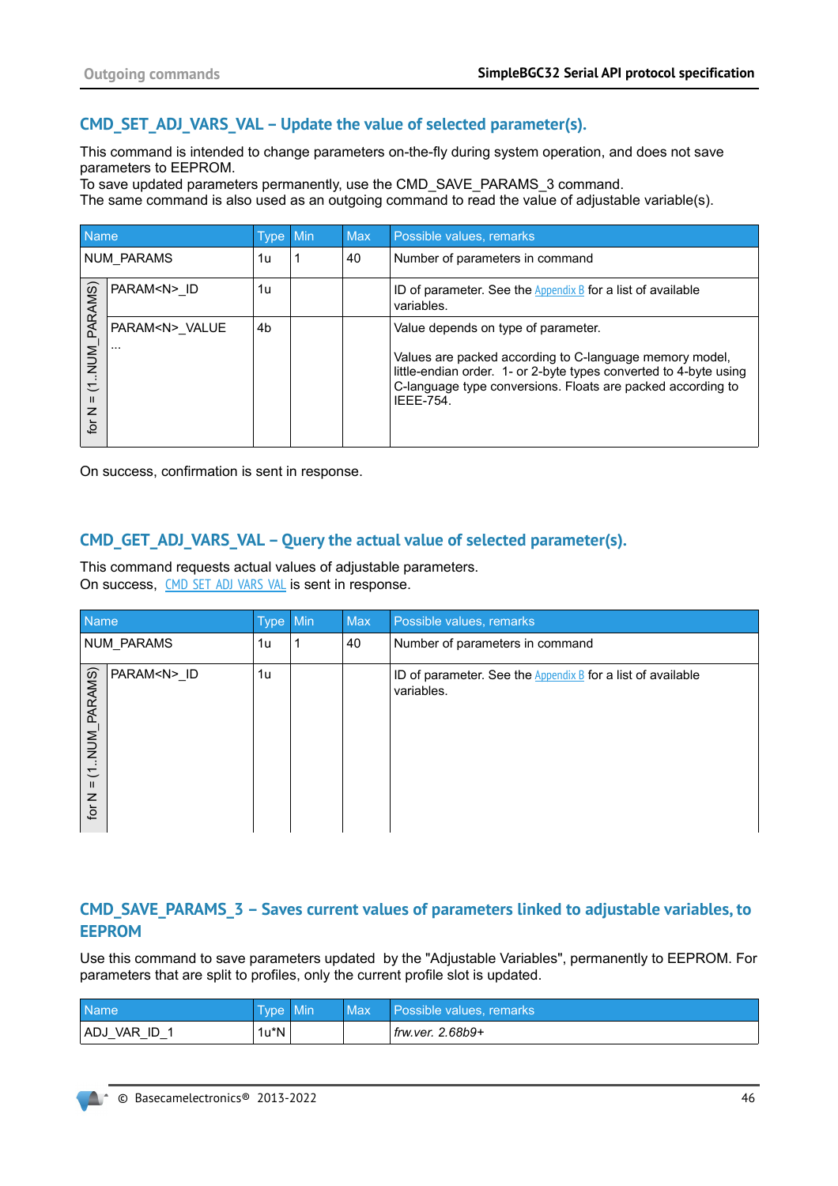## CMD_SET_ADJ_VARS_VAL – Update the value of selected parameter(s).

This command is intended to change parameters on-the-fly during system operation, and does not save parameters to EEPROM.
To save updated parameters permanently, use the CMD_SAVE_PARAMS_3 command.
The same command is also used as an outgoing command to read the value of adjustable variable(s).

| | Name | Type | Min | Max | Possible values, remarks |
|---|---|---|---|---|---|
| NUM_PARAMS | | 1u | 1 | 40 | Number of parameters in command |
| for N = (1..NUM_PARAMS) | PARAM<N>_ID | 1u | | | ID of parameter. See the Appendix B for a list of available variables. |
| | PARAM<N>_VALUE<br>... | 4b | | | Value depends on type of parameter.<br><br>Values are packed according to C-language memory model, little-endian order. 1- or 2-byte types converted to 4-byte using C-language type conversions. Floats are packed according to IEEE-754. |

On success, confirmation is sent in response.

## CMD_GET_ADJ_VARS_VAL – Query the actual value of selected parameter(s).

This command requests actual values of adjustable parameters.
On success, CMD_SET_ADJ_VARS_VAL is sent in response.

| | Name | Type | Min | Max | Possible values, remarks |
|---|---|---|---|---|---|
| NUM_PARAMS | | 1u | 1 | 40 | Number of parameters in command |
| for N = (1..NUM_PARAMS) | PARAM<N>_ID | 1u | | | ID of parameter. See the Appendix B for a list of available variables. |

## CMD_SAVE_PARAMS_3 – Saves current values of parameters linked to adjustable variables, to EEPROM

Use this command to save parameters updated by the "Adjustable Variables", permanently to EEPROM. For parameters that are split to profiles, only the current profile slot is updated.

| Name | Type | Min | Max | Possible values, remarks |
|---|---|---|---|---|
| ADJ_VAR_ID_1 | 1u*N | | | *frw.ver. 2.68b9+* |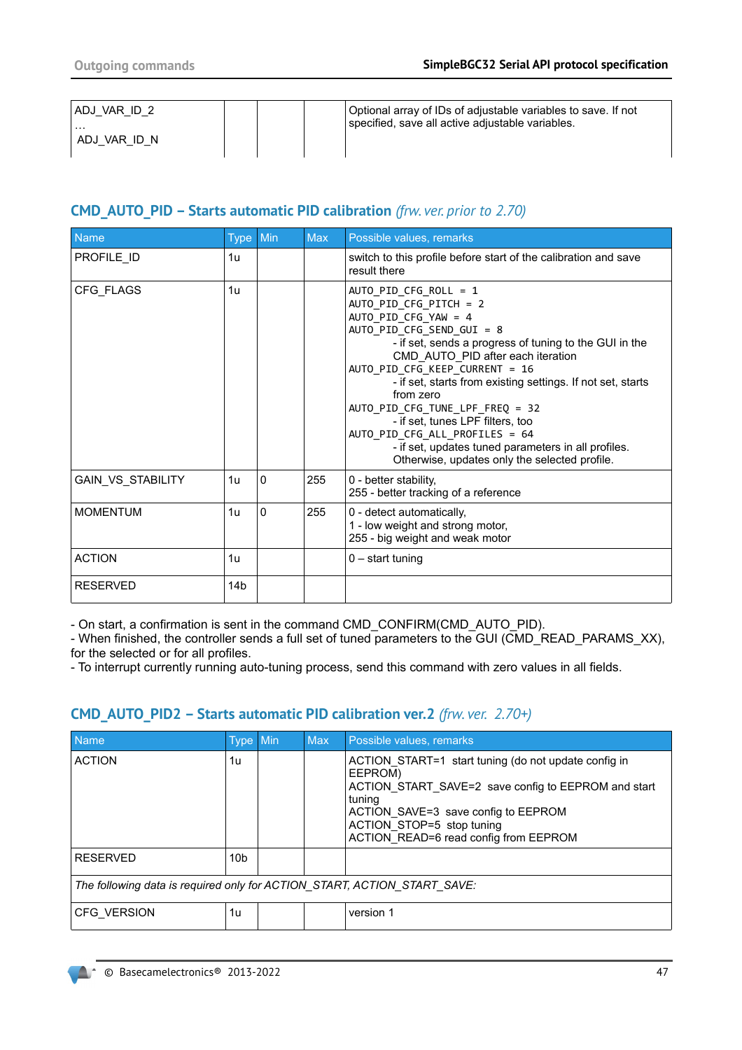| ADJ_VAR_ID_2<br>…<br>ADJ_VAR_ID_N | | | | Optional array of IDs of adjustable variables to save. If not specified, save all active adjustable variables. |
|---|---|---|---|---|

## CMD_AUTO_PID – Starts automatic PID calibration *(frw. ver. prior to 2.70)*

| Name | Type | Min | Max | Possible values, remarks |
|---|---|---|---|---|
| PROFILE_ID | 1u | | | switch to this profile before start of the calibration and save result there |
| CFG_FLAGS | 1u | | | `AUTO_PID_CFG_ROLL = 1`<br>`AUTO_PID_CFG_PITCH = 2`<br>`AUTO_PID_CFG_YAW = 4`<br>`AUTO_PID_CFG_SEND_GUI = 8`<br>- if set, sends a progress of tuning to the GUI in the CMD_AUTO_PID after each iteration<br>`AUTO_PID_CFG_KEEP_CURRENT = 16`<br>- if set, starts from existing settings. If not set, starts from zero<br>`AUTO_PID_CFG_TUNE_LPF_FREQ = 32`<br>- if set, tunes LPF filters, too<br>`AUTO_PID_CFG_ALL_PROFILES = 64`<br>- if set, updates tuned parameters in all profiles. Otherwise, updates only the selected profile. |
| GAIN_VS_STABILITY | 1u | 0 | 255 | 0 - better stability,<br>255 - better tracking of a reference |
| MOMENTUM | 1u | 0 | 255 | 0 - detect automatically,<br>1 - low weight and strong motor,<br>255 - big weight and weak motor |
| ACTION | 1u | | | 0 – start tuning |
| RESERVED | 14b | | | |

- On start, a confirmation is sent in the command CMD_CONFIRM(CMD_AUTO_PID).
- When finished, the controller sends a full set of tuned parameters to the GUI (CMD_READ_PARAMS_XX), for the selected or for all profiles.
- To interrupt currently running auto-tuning process, send this command with zero values in all fields.

## CMD_AUTO_PID2 – Starts automatic PID calibration ver.2 *(frw. ver. 2.70+)*

| Name | Type | Min | Max | Possible values, remarks |
|---|---|---|---|---|
| ACTION | 1u | | | ACTION_START=1 start tuning (do not update config in EEPROM)<br>ACTION_START_SAVE=2 save config to EEPROM and start tuning<br>ACTION_SAVE=3 save config to EEPROM<br>ACTION_STOP=5 stop tuning<br>ACTION_READ=6 read config from EEPROM |
| RESERVED | 10b | | | |
| *The following data is required only for ACTION_START, ACTION_START_SAVE:* | | | | |
| CFG_VERSION | 1u | | | version 1 |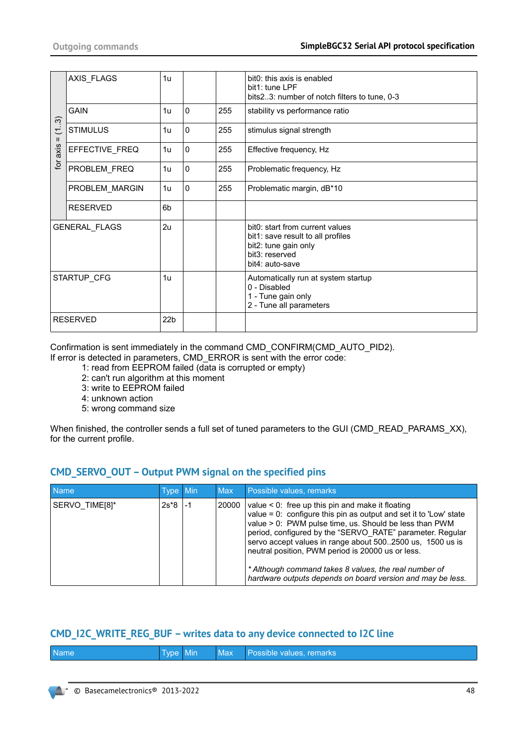| | Name | Type | Min | Max | Possible values, remarks |
|---|---|---|---|---|---|
| for axis = (1..3) | AXIS_FLAGS | 1u | | | bit0: this axis is enabled<br>bit1: tune LPF<br>bits2..3: number of notch filters to tune, 0-3 |
| | GAIN | 1u | 0 | 255 | stability vs performance ratio |
| | STIMULUS | 1u | 0 | 255 | stimulus signal strength |
| | EFFECTIVE_FREQ | 1u | 0 | 255 | Effective frequency, Hz |
| | PROBLEM_FREQ | 1u | 0 | 255 | Problematic frequency, Hz |
| | PROBLEM_MARGIN | 1u | 0 | 255 | Problematic margin, dB*10 |
| | RESERVED | 6b | | | |
| GENERAL_FLAGS | | 2u | | | bit0: start from current values<br>bit1: save result to all profiles<br>bit2: tune gain only<br>bit3: reserved<br>bit4: auto-save |
| STARTUP_CFG | | 1u | | | Automatically run at system startup<br>0 - Disabled<br>1 - Tune gain only<br>2 - Tune all parameters |
| RESERVED | | 22b | | | |

Confirmation is sent immediately in the command CMD_CONFIRM(CMD_AUTO_PID2).
If error is detected in parameters, CMD_ERROR is sent with the error code:

1: read from EEPROM failed (data is corrupted or empty)
2: can't run algorithm at this moment
3: write to EEPROM failed
4: unknown action
5: wrong command size

When finished, the controller sends a full set of tuned parameters to the GUI (CMD_READ_PARAMS_XX), for the current profile.

## CMD_SERVO_OUT – Output PWM signal on the specified pins

| Name | Type | Min | Max | Possible values, remarks |
|---|---|---|---|---|
| SERVO_TIME[8]* | 2s*8 | -1 | 20000 | value < 0: free up this pin and make it floating<br>value = 0: configure this pin as output and set it to 'Low' state<br>value > 0: PWM pulse time, us. Should be less than PWM period, configured by the "SERVO_RATE" parameter. Regular servo accept values in range about 500..2500 us, 1500 us is neutral position, PWM period is 20000 us or less.<br><br>*\* Although command takes 8 values, the real number of hardware outputs depends on board version and may be less.* |

## CMD_I2C_WRITE_REG_BUF – writes data to any device connected to I2C line

| Name | Type | Min | Max | Possible values, remarks |
|---|---|---|---|---|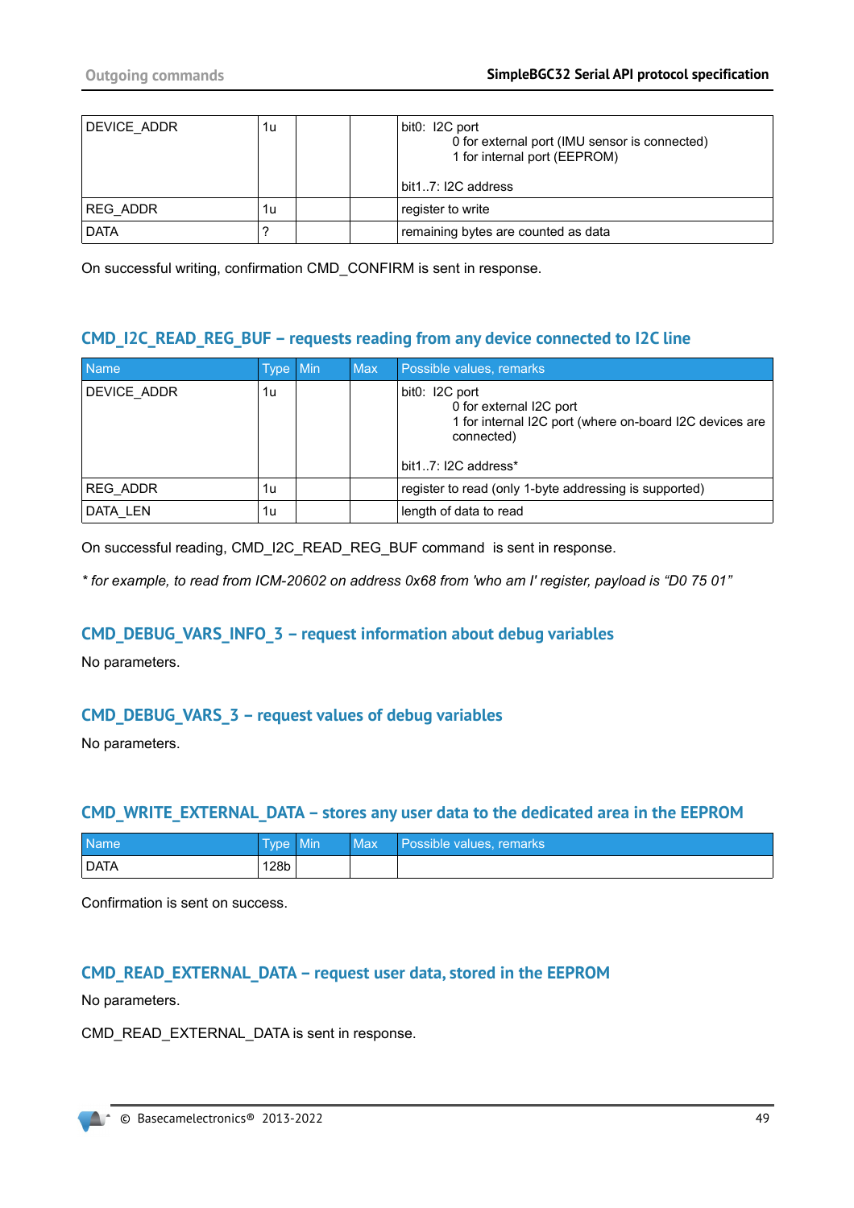| DEVICE_ADDR | 1u | | | bit0: I2C port<br>0 for external port (IMU sensor is connected)<br>1 for internal port (EEPROM)<br><br>bit1..7: I2C address |
|---|---|---|---|---|
| REG_ADDR | 1u | | | register to write |
| DATA | ? | | | remaining bytes are counted as data |

On successful writing, confirmation CMD_CONFIRM is sent in response.

### CMD_I2C_READ_REG_BUF – requests reading from any device connected to I2C line

| Name | Type | Min | Max | Possible values, remarks |
|---|---|---|---|---|
| DEVICE_ADDR | 1u | | | bit0: I2C port<br>0 for external I2C port<br>1 for internal I2C port (where on-board I2C devices are connected)<br><br>bit1..7: I2C address* |
| REG_ADDR | 1u | | | register to read (only 1-byte addressing is supported) |
| DATA_LEN | 1u | | | length of data to read |

On successful reading, CMD_I2C_READ_REG_BUF command is sent in response.

*\* for example, to read from ICM-20602 on address 0x68 from 'who am I' register, payload is "D0 75 01"*

### CMD_DEBUG_VARS_INFO_3 – request information about debug variables

No parameters.

### CMD_DEBUG_VARS_3 – request values of debug variables

No parameters.

### CMD_WRITE_EXTERNAL_DATA – stores any user data to the dedicated area in the EEPROM

| Name | Type | Min | Max | Possible values, remarks |
|---|---|---|---|---|
| DATA | 128b | | | |

Confirmation is sent on success.

### CMD_READ_EXTERNAL_DATA – request user data, stored in the EEPROM

No parameters.

CMD_READ_EXTERNAL_DATA is sent in response.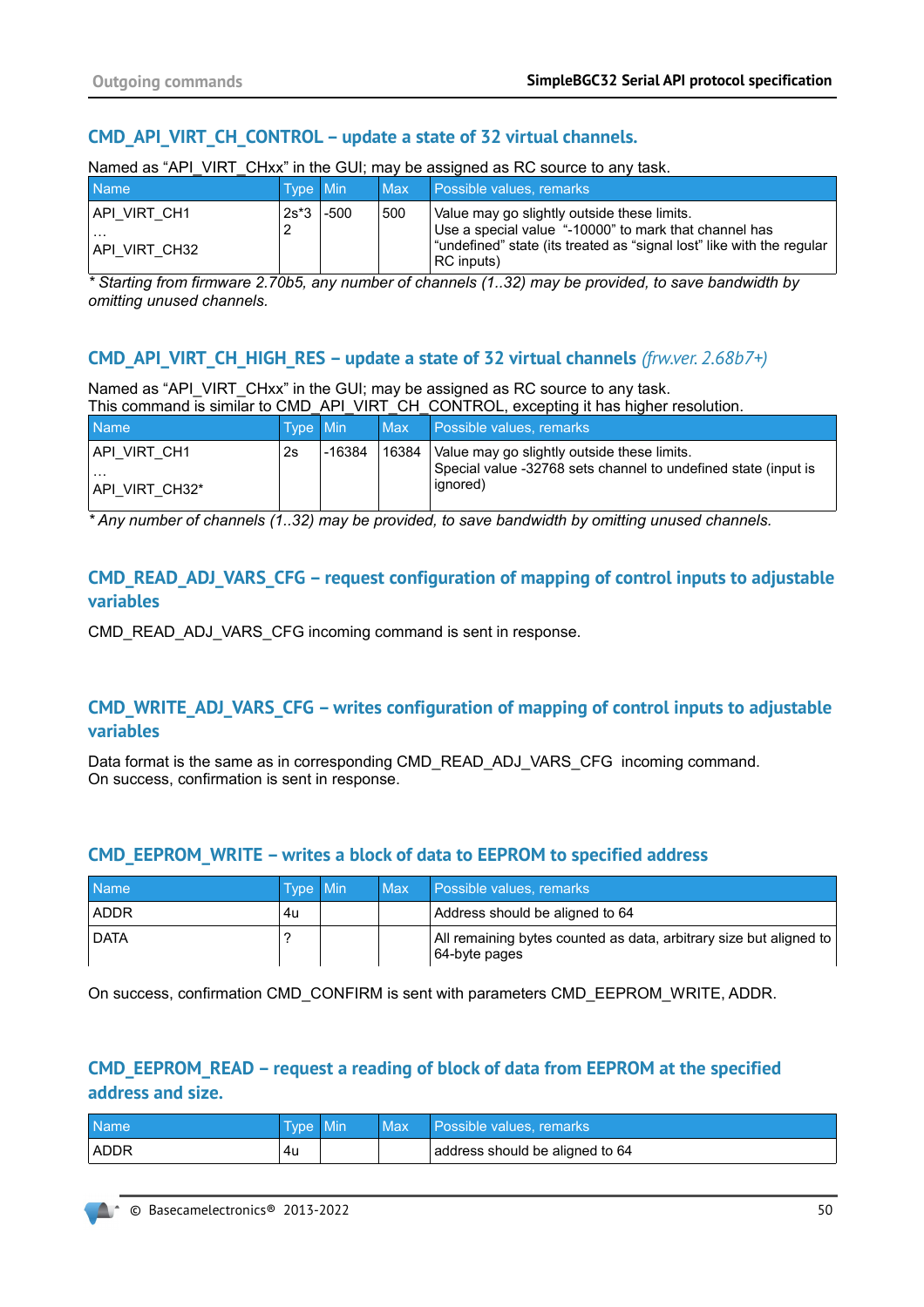### CMD_API_VIRT_CH_CONTROL – update a state of 32 virtual channels.

Named as "API_VIRT_CHxx" in the GUI; may be assigned as RC source to any task.

| Name | Type | Min | Max | Possible values, remarks |
|---|---|---|---|---|
| API_VIRT_CH1<br>…<br>API_VIRT_CH32 | 2s*32 | -500 | 500 | Value may go slightly outside these limits.<br>Use a special value "-10000" to mark that channel has "undefined" state (its treated as "signal lost" like with the regular RC inputs) |

*\* Starting from firmware 2.70b5, any number of channels (1..32) may be provided, to save bandwidth by omitting unused channels.*

### CMD_API_VIRT_CH_HIGH_RES – update a state of 32 virtual channels *(frw.ver. 2.68b7+)*

Named as "API_VIRT_CHxx" in the GUI; may be assigned as RC source to any task.
This command is similar to CMD_API_VIRT_CH_CONTROL, excepting it has higher resolution.

| Name | Type | Min | Max | Possible values, remarks |
|---|---|---|---|---|
| API_VIRT_CH1<br>…<br>API_VIRT_CH32* | 2s | -16384 | 16384 | Value may go slightly outside these limits.<br>Special value -32768 sets channel to undefined state (input is ignored) |

*\* Any number of channels (1..32) may be provided, to save bandwidth by omitting unused channels.*

### CMD_READ_ADJ_VARS_CFG – request configuration of mapping of control inputs to adjustable variables

CMD_READ_ADJ_VARS_CFG incoming command is sent in response.

### CMD_WRITE_ADJ_VARS_CFG – writes configuration of mapping of control inputs to adjustable variables

Data format is the same as in corresponding CMD_READ_ADJ_VARS_CFG incoming command.
On success, confirmation is sent in response.

### CMD_EEPROM_WRITE – writes a block of data to EEPROM to specified address

| Name | Type | Min | Max | Possible values, remarks |
|---|---|---|---|---|
| ADDR | 4u | | | Address should be aligned to 64 |
| DATA | ? | | | All remaining bytes counted as data, arbitrary size but aligned to 64-byte pages |

On success, confirmation CMD_CONFIRM is sent with parameters CMD_EEPROM_WRITE, ADDR.

### CMD_EEPROM_READ – request a reading of block of data from EEPROM at the specified address and size.

| Name | Type | Min | Max | Possible values, remarks |
|---|---|---|---|---|
| ADDR | 4u | | | address should be aligned to 64 |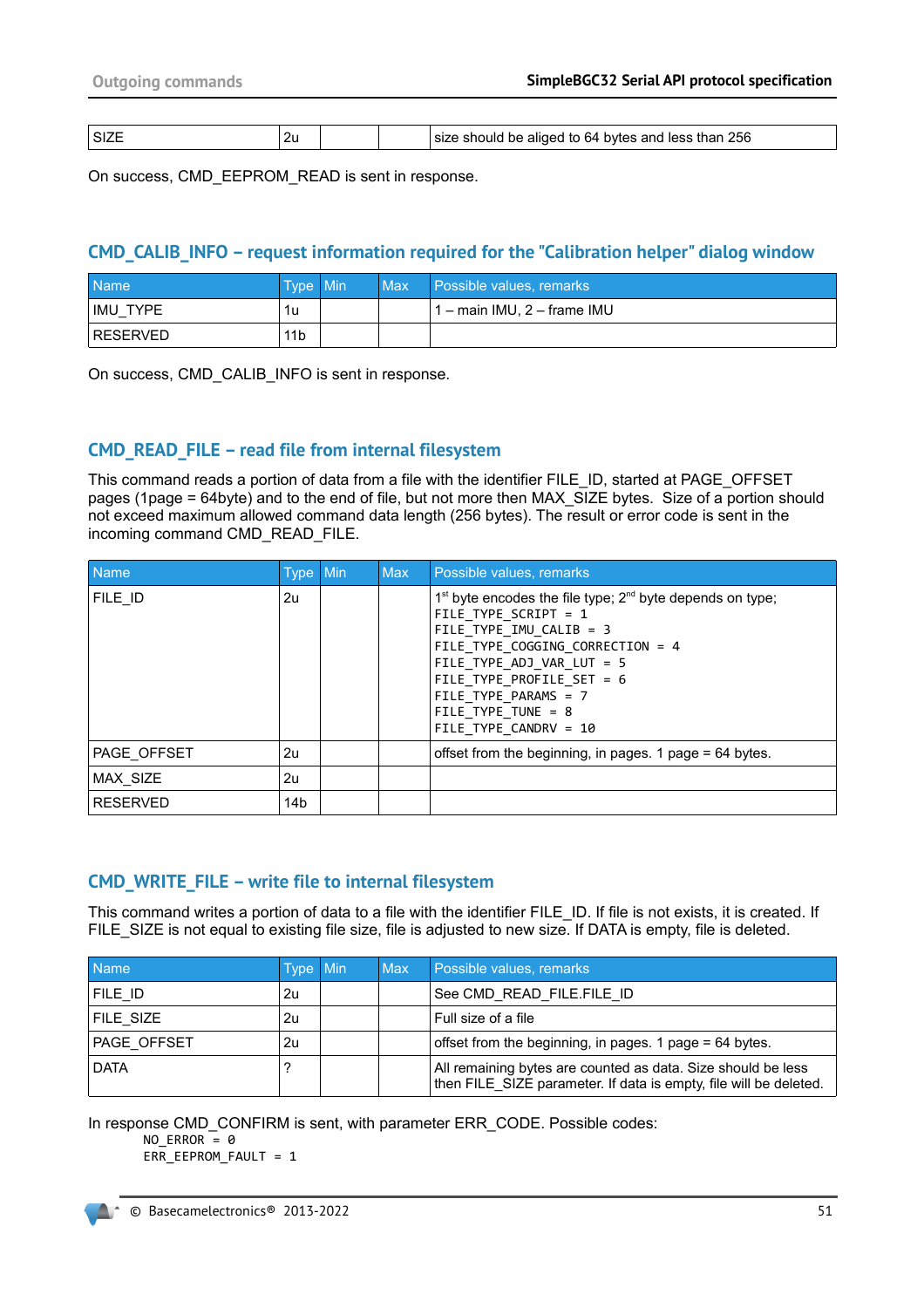| SIZE | 2u | | | size should be aliged to 64 bytes and less than 256 |
|---|---|---|---|---|

On success, CMD_EEPROM_READ is sent in response.

## CMD_CALIB_INFO – request information required for the "Calibration helper" dialog window

| Name | Type | Min | Max | Possible values, remarks |
|---|---|---|---|---|
| IMU_TYPE | 1u | | | 1 – main IMU, 2 – frame IMU |
| RESERVED | 11b | | | |

On success, CMD_CALIB_INFO is sent in response.

## CMD_READ_FILE – read file from internal filesystem

This command reads a portion of data from a file with the identifier FILE_ID, started at PAGE_OFFSET pages (1page = 64byte) and to the end of file, but not more then MAX_SIZE bytes. Size of a portion should not exceed maximum allowed command data length (256 bytes). The result or error code is sent in the incoming command CMD_READ_FILE.

| Name | Type | Min | Max | Possible values, remarks |
|---|---|---|---|---|
| FILE_ID | 2u | | | 1st byte encodes the file type; 2nd byte depends on type;<br>`FILE_TYPE_SCRIPT = 1`<br>`FILE_TYPE_IMU_CALIB = 3`<br>`FILE_TYPE_COGGING_CORRECTION = 4`<br>`FILE_TYPE_ADJ_VAR_LUT = 5`<br>`FILE_TYPE_PROFILE_SET = 6`<br>`FILE_TYPE_PARAMS = 7`<br>`FILE_TYPE_TUNE = 8`<br>`FILE_TYPE_CANDRV = 10` |
| PAGE_OFFSET | 2u | | | offset from the beginning, in pages. 1 page = 64 bytes. |
| MAX_SIZE | 2u | | | |
| RESERVED | 14b | | | |

## CMD_WRITE_FILE – write file to internal filesystem

This command writes a portion of data to a file with the identifier FILE_ID. If file is not exists, it is created. If FILE_SIZE is not equal to existing file size, file is adjusted to new size. If DATA is empty, file is deleted.

| Name | Type | Min | Max | Possible values, remarks |
|---|---|---|---|---|
| FILE_ID | 2u | | | See CMD_READ_FILE.FILE_ID |
| FILE_SIZE | 2u | | | Full size of a file |
| PAGE_OFFSET | 2u | | | offset from the beginning, in pages. 1 page = 64 bytes. |
| DATA | ? | | | All remaining bytes are counted as data. Size should be less then FILE_SIZE parameter. If data is empty, file will be deleted. |

In response CMD_CONFIRM is sent, with parameter ERR_CODE. Possible codes:

```
NO_ERROR = 0
ERR_EEPROM_FAULT = 1
```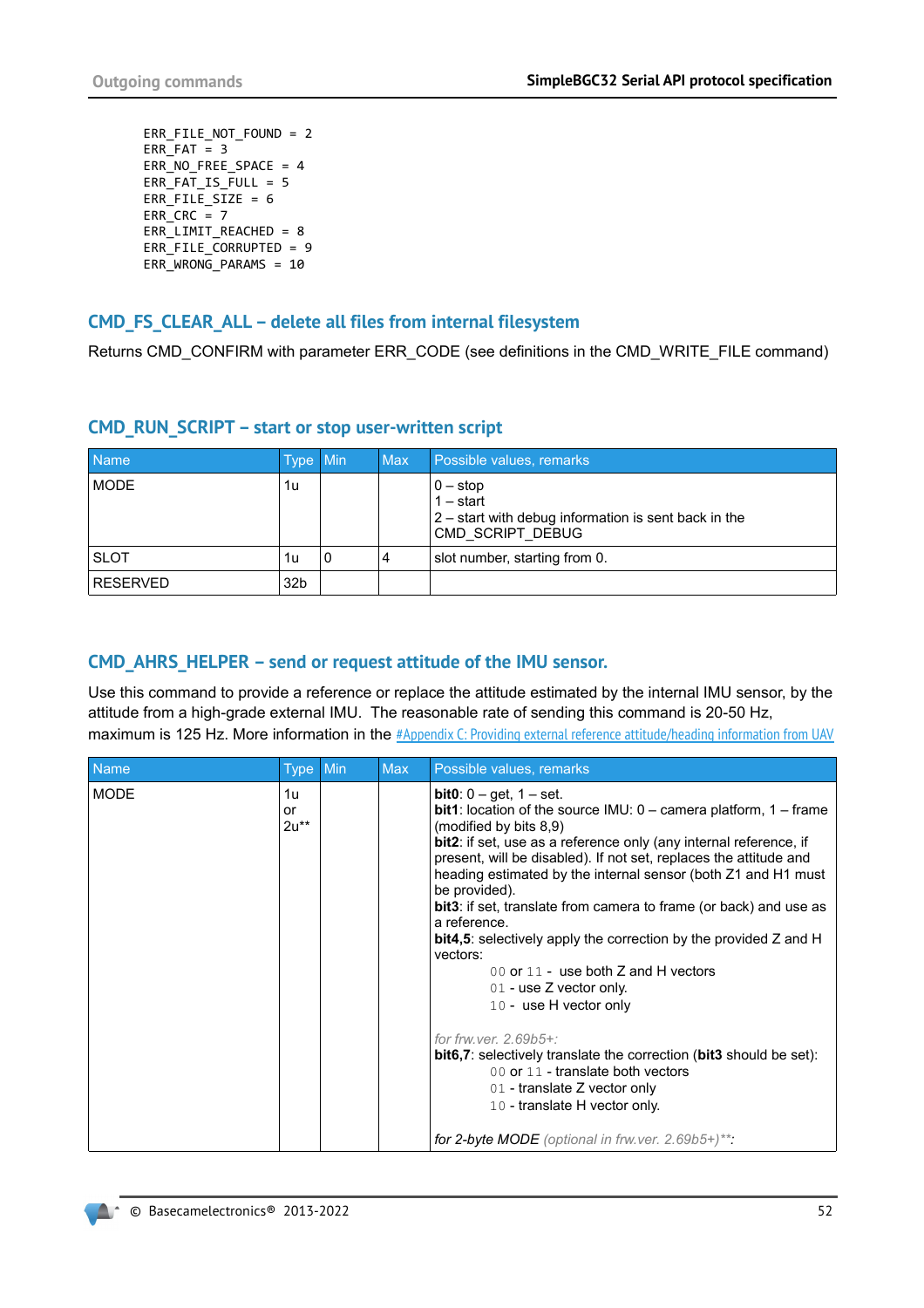```
ERR_FILE_NOT_FOUND = 2
ERR_FAT = 3
ERR_NO_FREE_SPACE = 4
ERR_FAT_IS_FULL = 5
ERR_FILE_SIZE = 6
ERR_CRC = 7
ERR_LIMIT_REACHED = 8
ERR_FILE_CORRUPTED = 9
ERR_WRONG_PARAMS = 10
```

## CMD_FS_CLEAR_ALL – delete all files from internal filesystem

Returns CMD_CONFIRM with parameter ERR_CODE (see definitions in the CMD_WRITE_FILE command)

## CMD_RUN_SCRIPT – start or stop user-written script

| Name | Type | Min | Max | Possible values, remarks |
|---|---|---|---|---|
| MODE | 1u | | | 0 – stop<br>1 – start<br>2 – start with debug information is sent back in the CMD_SCRIPT_DEBUG |
| SLOT | 1u | 0 | 4 | slot number, starting from 0. |
| RESERVED | 32b | | | |

## CMD_AHRS_HELPER – send or request attitude of the IMU sensor.

Use this command to provide a reference or replace the attitude estimated by the internal IMU sensor, by the attitude from a high-grade external IMU. The reasonable rate of sending this command is 20-50 Hz, maximum is 125 Hz. More information in the #Appendix C: Providing external reference attitude/heading information from UAV

| Name | Type | Min | Max | Possible values, remarks |
|---|---|---|---|---|
| MODE | 1u<br>or<br>2u** | | | **bit0**: 0 – get, 1 – set.<br>**bit1**: location of the source IMU: 0 – camera platform, 1 – frame (modified by bits 8,9)<br>**bit2**: if set, use as a reference only (any internal reference, if present, will be disabled). If not set, replaces the attitude and heading estimated by the internal sensor (both Z1 and H1 must be provided).<br>**bit3**: if set, translate from camera to frame (or back) and use as a reference.<br>**bit4,5**: selectively apply the correction by the provided Z and H vectors:<br>`00` or `11` - use both Z and H vectors<br>`01` - use Z vector only.<br>`10` - use H vector only<br><br>*for frw.ver. 2.69b5+:*<br>**bit6,7**: selectively translate the correction (**bit3** should be set):<br>`00` or `11` - translate both vectors<br>`01` - translate Z vector only<br>`10` - translate H vector only.<br><br>*for 2-byte MODE (optional in frw.ver. 2.69b5+)**:* |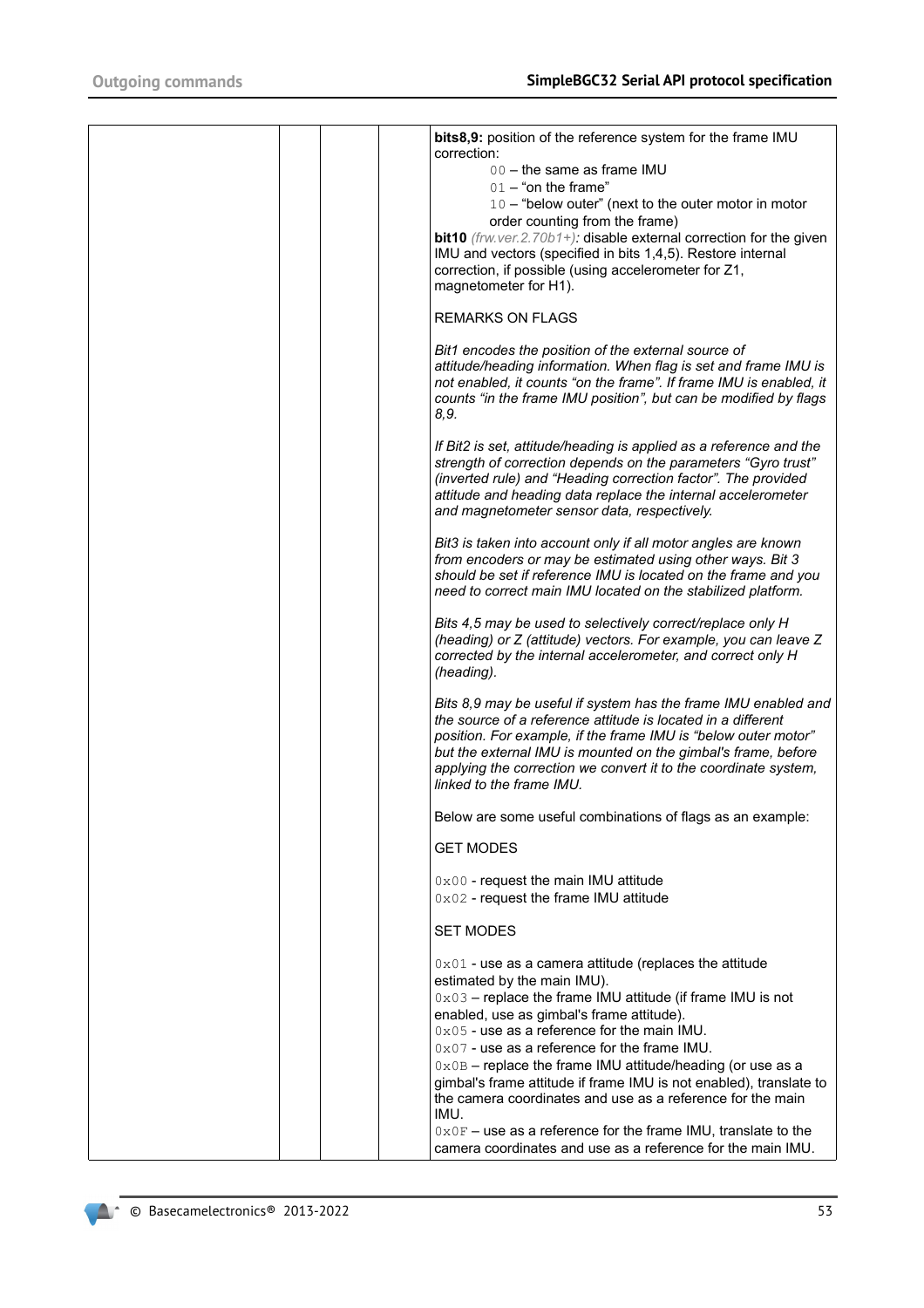| | | | | |
|---|---|---|---|---|
| | | | | **bits8,9:** position of the reference system for the frame IMU correction:<br>00 – the same as frame IMU<br>01 – "on the frame"<br>10 – "below outer" (next to the outer motor in motor order counting from the frame)<br>**bit10** *(frw.ver.2.70b1+)*: disable external correction for the given IMU and vectors (specified in bits 1,4,5). Restore internal correction, if possible (using accelerometer for Z1, magnetometer for H1).<br><br>REMARKS ON FLAGS<br><br>*Bit1 encodes the position of the external source of attitude/heading information. When flag is set and frame IMU is not enabled, it counts "on the frame". If frame IMU is enabled, it counts "in the frame IMU position", but can be modified by flags 8,9.*<br><br>*If Bit2 is set, attitude/heading is applied as a reference and the strength of correction depends on the parameters "Gyro trust" (inverted rule) and "Heading correction factor". The provided attitude and heading data replace the internal accelerometer and magnetometer sensor data, respectively.*<br><br>*Bit3 is taken into account only if all motor angles are known from encoders or may be estimated using other ways. Bit 3 should be set if reference IMU is located on the frame and you need to correct main IMU located on the stabilized platform.*<br><br>*Bits 4,5 may be used to selectively correct/replace only H (heading) or Z (attitude) vectors. For example, you can leave Z corrected by the internal accelerometer, and correct only H (heading).*<br><br>*Bits 8,9 may be useful if system has the frame IMU enabled and the source of a reference attitude is located in a different position. For example, if the frame IMU is "below outer motor" but the external IMU is mounted on the gimbal's frame, before applying the correction we convert it to the coordinate system, linked to the frame IMU.*<br><br>Below are some useful combinations of flags as an example:<br><br>GET MODES<br><br>0x00 - request the main IMU attitude<br>0x02 - request the frame IMU attitude<br><br>SET MODES<br><br>0x01 - use as a camera attitude (replaces the attitude estimated by the main IMU).<br>0x03 – replace the frame IMU attitude (if frame IMU is not enabled, use as gimbal's frame attitude).<br>0x05 - use as a reference for the main IMU.<br>0x07 - use as a reference for the frame IMU.<br>0x0B – replace the frame IMU attitude/heading (or use as a gimbal's frame attitude if frame IMU is not enabled), translate to the camera coordinates and use as a reference for the main IMU.<br>0x0F – use as a reference for the frame IMU, translate to the camera coordinates and use as a reference for the main IMU. |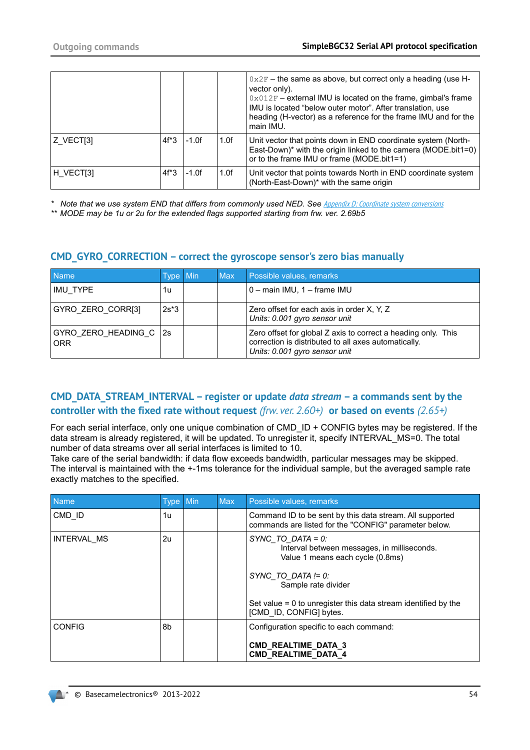| | | | | 0x2F – the same as above, but correct only a heading (use H-vector only).<br>0x012F – external IMU is located on the frame, gimbal's frame IMU is located “below outer motor”. After translation, use heading (H-vector) as a reference for the frame IMU and for the main IMU. |
|---|---|---|---|---|
| Z_VECT[3] | 4f*3 | -1.0f | 1.0f | Unit vector that points down in END coordinate system (North-East-Down)* with the origin linked to the camera (MODE.bit1=0) or to the frame IMU or frame (MODE.bit1=1) |
| H_VECT[3] | 4f*3 | -1.0f | 1.0f | Unit vector that points towards North in END coordinate system (North-East-Down)* with the same origin |

\* *Note that we use system END that differs from commonly used NED. See* [Appendix D: Coordinate system conversions]()
** *MODE may be 1u or 2u for the extended flags supported starting from frw. ver. 2.69b5*

## CMD_GYRO_CORRECTION – correct the gyroscope sensor's zero bias manually

| Name | Type | Min | Max | Possible values, remarks |
|---|---|---|---|---|
| IMU_TYPE | 1u | | | 0 – main IMU, 1 – frame IMU |
| GYRO_ZERO_CORR[3] | 2s*3 | | | Zero offset for each axis in order X, Y, Z<br>*Units: 0.001 gyro sensor unit* |
| GYRO_ZERO_HEADING_CORR | 2s | | | Zero offset for global Z axis to correct a heading only. This correction is distributed to all axes automatically.<br>*Units: 0.001 gyro sensor unit* |

## CMD_DATA_STREAM_INTERVAL – register or update *data stream* – a commands sent by the controller with the fixed rate without request *(frw. ver. 2.60+)* or based on events *(2.65+)*

For each serial interface, only one unique combination of CMD_ID + CONFIG bytes may be registered. If the data stream is already registered, it will be updated. To unregister it, specify INTERVAL_MS=0. The total number of data streams over all serial interfaces is limited to 10.
Take care of the serial bandwidth: if data flow exceeds bandwidth, particular messages may be skipped. The interval is maintained with the +-1ms tolerance for the individual sample, but the averaged sample rate exactly matches to the specified.

| Name | Type | Min | Max | Possible values, remarks |
|---|---|---|---|---|
| CMD_ID | 1u | | | Command ID to be sent by this data stream. All supported commands are listed for the "CONFIG" parameter below. |
| INTERVAL_MS | 2u | | | *SYNC_TO_DATA = 0:*<br>Interval between messages, in milliseconds. Value 1 means each cycle (0.8ms)<br><br>*SYNC_TO_DATA != 0:*<br>Sample rate divider<br><br>Set value = 0 to unregister this data stream identified by the [CMD_ID, CONFIG] bytes. |
| CONFIG | 8b | | | Configuration specific to each command:<br><br>**CMD_REALTIME_DATA_3**<br>**CMD_REALTIME_DATA_4** |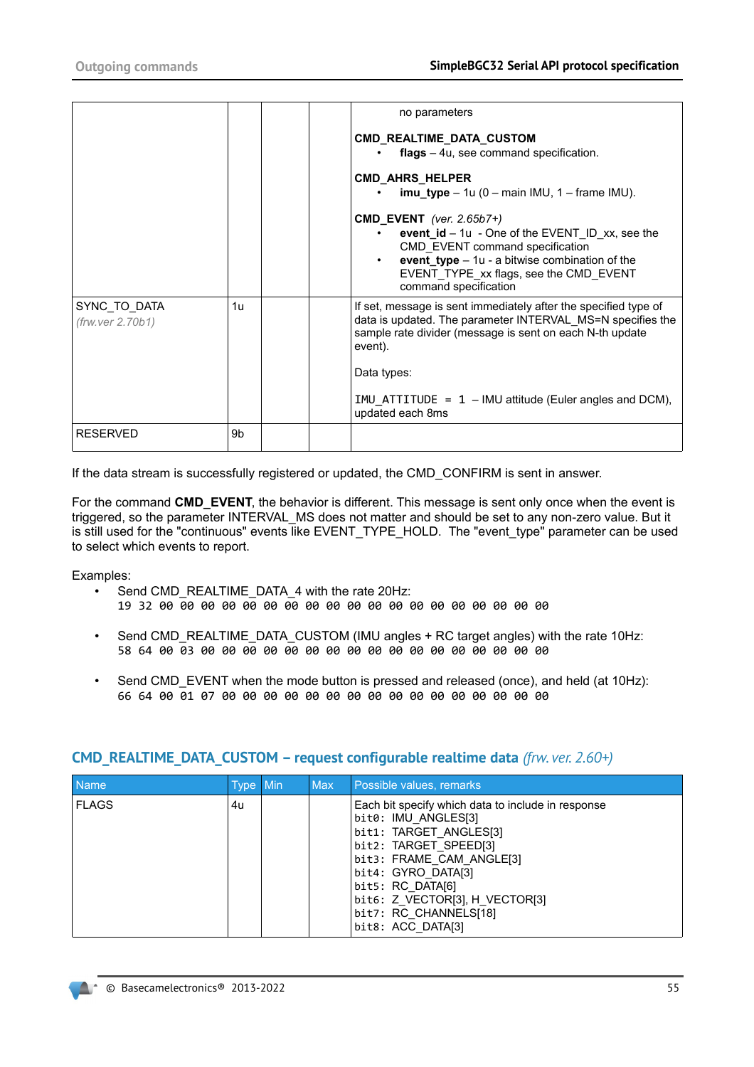| | | | | no parameters<br><br>**CMD_REALTIME_DATA_CUSTOM**<br>• **flags** – 4u, see command specification.<br><br>**CMD_AHRS_HELPER**<br>• **imu_type** – 1u (0 – main IMU, 1 – frame IMU).<br><br>**CMD_EVENT** *(ver. 2.65b7+)*<br>• **event_id** – 1u - One of the EVENT_ID_xx, see the CMD_EVENT command specification<br>• **event_type** – 1u - a bitwise combination of the EVENT_TYPE_xx flags, see the CMD_EVENT command specification |
|---|---|---|---|---|
| SYNC_TO_DATA<br>*(frw.ver 2.70b1)* | 1u | | | If set, message is sent immediately after the specified type of data is updated. The parameter INTERVAL_MS=N specifies the sample rate divider (message is sent on each N-th update event).<br><br>Data types:<br><br>`IMU_ATTITUDE = 1` – IMU attitude (Euler angles and DCM), updated each 8ms |
| RESERVED | 9b | | | |

If the data stream is successfully registered or updated, the CMD_CONFIRM is sent in answer.

For the command **CMD_EVENT**, the behavior is different. This message is sent only once when the event is triggered, so the parameter INTERVAL_MS does not matter and should be set to any non-zero value. But it is still used for the "continuous" events like EVENT_TYPE_HOLD. The "event_type" parameter can be used to select which events to report.

Examples:

- Send CMD_REALTIME_DATA_4 with the rate 20Hz:
  `19 32 00 00 00 00 00 00 00 00 00 00 00 00 00 00 00 00 00 00 00`
- Send CMD_REALTIME_DATA_CUSTOM (IMU angles + RC target angles) with the rate 10Hz:
  `58 64 00 03 00 00 00 00 00 00 00 00 00 00 00 00 00 00 00 00 00`
- Send CMD_EVENT when the mode button is pressed and released (once), and held (at 10Hz):
  `66 64 00 01 07 00 00 00 00 00 00 00 00 00 00 00 00 00 00 00 00`

## CMD_REALTIME_DATA_CUSTOM – request configurable realtime data *(frw. ver. 2.60+)*

| Name | Type | Min | Max | Possible values, remarks |
|---|---|---|---|---|
| FLAGS | 4u | | | Each bit specify which data to include in response<br>`bit0:` IMU_ANGLES[3]<br>`bit1:` TARGET_ANGLES[3]<br>`bit2:` TARGET_SPEED[3]<br>`bit3:` FRAME_CAM_ANGLE[3]<br>`bit4:` GYRO_DATA[3]<br>`bit5:` RC_DATA[6]<br>`bit6:` Z_VECTOR[3], H_VECTOR[3]<br>`bit7:` RC_CHANNELS[18]<br>`bit8:` ACC_DATA[3] |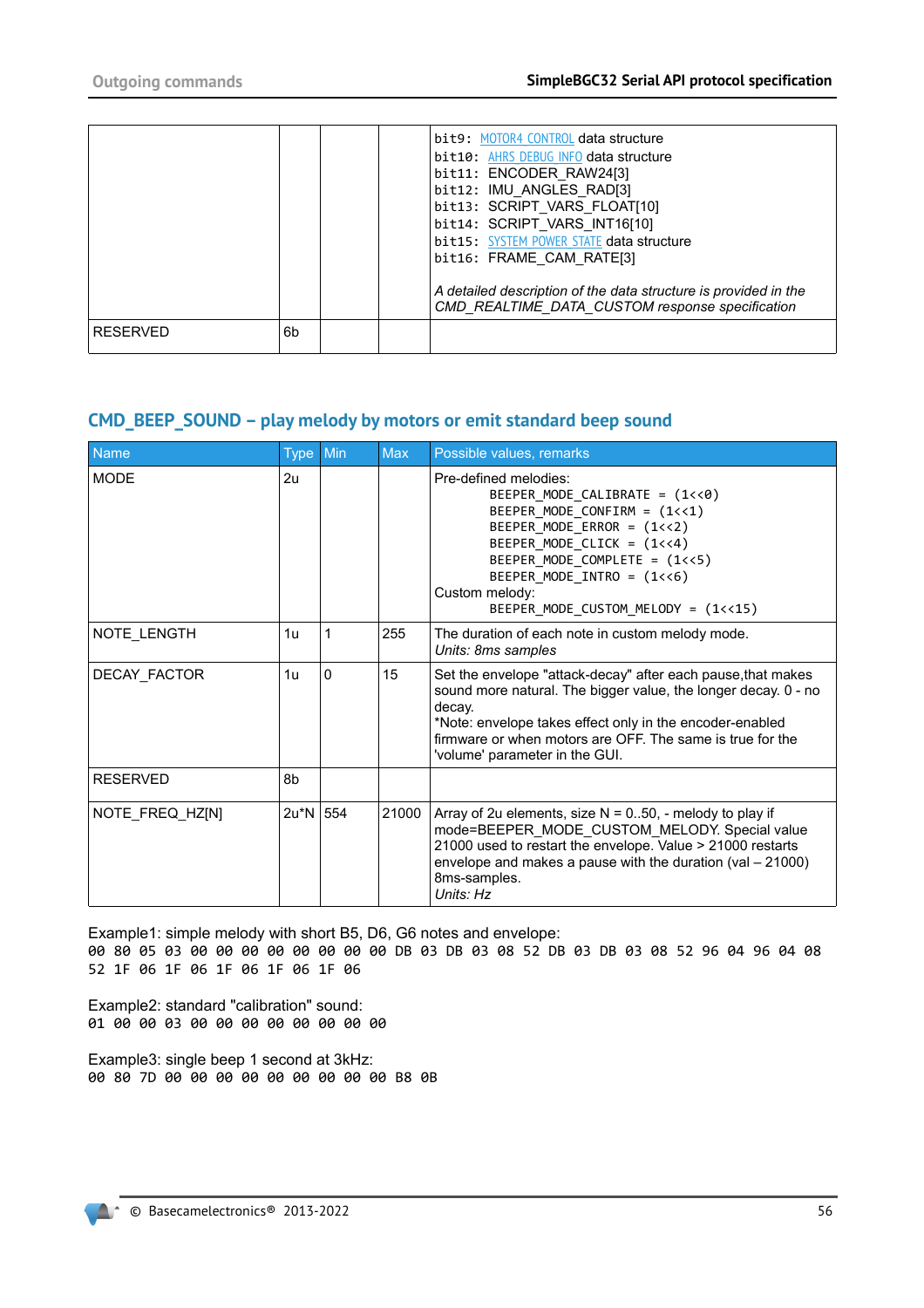| | | | | bit9: MOTOR4_CONTROL data structure<br>bit10: AHRS_DEBUG_INFO data structure<br>bit11: ENCODER_RAW24[3]<br>bit12: IMU_ANGLES_RAD[3]<br>bit13: SCRIPT_VARS_FLOAT[10]<br>bit14: SCRIPT_VARS_INT16[10]<br>bit15: SYSTEM_POWER_STATE data structure<br>bit16: FRAME_CAM_RATE[3]<br><br>*A detailed description of the data structure is provided in the CMD_REALTIME_DATA_CUSTOM response specification* |
|---|---|---|---|---|
| RESERVED | 6b | | | |

## CMD_BEEP_SOUND – play melody by motors or emit standard beep sound

| Name | Type | Min | Max | Possible values, remarks |
|---|---|---|---|---|
| MODE | 2u | | | Pre-defined melodies:<br>`BEEPER_MODE_CALIBRATE = (1<<0)`<br>`BEEPER_MODE_CONFIRM = (1<<1)`<br>`BEEPER_MODE_ERROR = (1<<2)`<br>`BEEPER_MODE_CLICK = (1<<4)`<br>`BEEPER_MODE_COMPLETE = (1<<5)`<br>`BEEPER_MODE_INTRO = (1<<6)`<br>Custom melody:<br>`BEEPER_MODE_CUSTOM_MELODY = (1<<15)` |
| NOTE_LENGTH | 1u | 1 | 255 | The duration of each note in custom melody mode.<br>*Units: 8ms samples* |
| DECAY_FACTOR | 1u | 0 | 15 | Set the envelope "attack-decay" after each pause,that makes sound more natural. The bigger value, the longer decay. 0 - no decay.<br>*Note: envelope takes effect only in the encoder-enabled firmware or when motors are OFF. The same is true for the 'volume' parameter in the GUI. |
| RESERVED | 8b | | | |
| NOTE_FREQ_HZ[N] | 2u*N | 554 | 21000 | Array of 2u elements, size N = 0..50, - melody to play if mode=BEEPER_MODE_CUSTOM_MELODY. Special value 21000 used to restart the envelope. Value > 21000 restarts envelope and makes a pause with the duration (val – 21000) 8ms-samples.<br>*Units: Hz* |

Example1: simple melody with short B5, D6, G6 notes and envelope:

```
00 80 05 03 00 00 00 00 00 00 00 00 DB 03 DB 03 08 52 DB 03 DB 03 08 52 96 04 96 04 08
52 1F 06 1F 06 1F 06 1F 06 1F 06
```

Example2: standard "calibration" sound:

```
01 00 00 03 00 00 00 00 00 00 00 00
```

Example3: single beep 1 second at 3kHz:

```
00 80 7D 00 00 00 00 00 00 00 00 00 B8 0B
```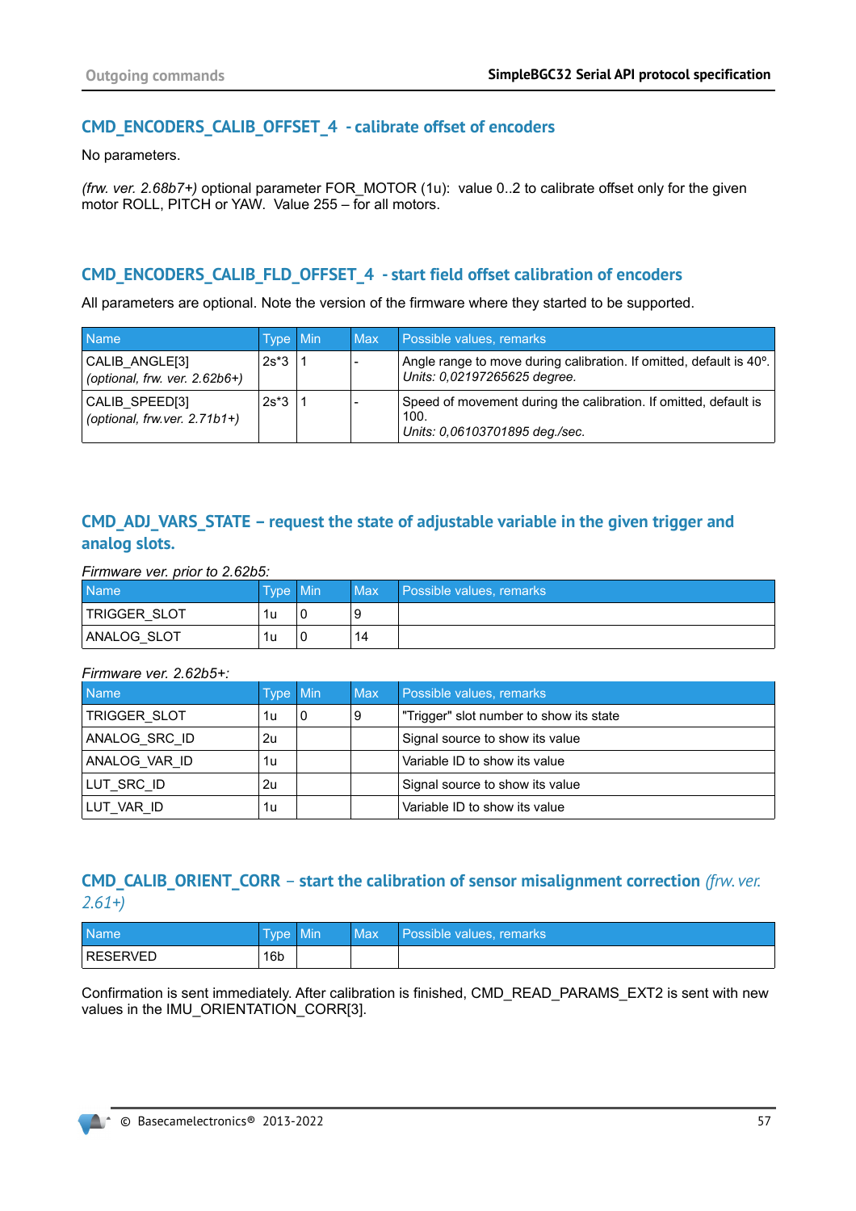## CMD_ENCODERS_CALIB_OFFSET_4 - calibrate offset of encoders

No parameters.

*(frw. ver. 2.68b7+)* optional parameter FOR_MOTOR (1u): value 0..2 to calibrate offset only for the given motor ROLL, PITCH or YAW. Value 255 – for all motors.

## CMD_ENCODERS_CALIB_FLD_OFFSET_4 - start field offset calibration of encoders

All parameters are optional. Note the version of the firmware where they started to be supported.

| Name | Type | Min | Max | Possible values, remarks |
|---|---|---|---|---|
| CALIB_ANGLE[3] *(optional, frw. ver. 2.62b6+)* | 2s*3 | 1 | - | Angle range to move during calibration. If omitted, default is 40º. *Units: 0,02197265625 degree.* |
| CALIB_SPEED[3] *(optional, frw.ver. 2.71b1+)* | 2s*3 | 1 | - | Speed of movement during the calibration. If omitted, default is 100. *Units: 0,06103701895 deg./sec.* |

## CMD_ADJ_VARS_STATE – request the state of adjustable variable in the given trigger and analog slots.

*Firmware ver. prior to 2.62b5:*

| Name | Type | Min | Max | Possible values, remarks |
|---|---|---|---|---|
| TRIGGER_SLOT | 1u | 0 | 9 | |
| ANALOG_SLOT | 1u | 0 | 14 | |

*Firmware ver. 2.62b5+:*

| Name | Type | Min | Max | Possible values, remarks |
|---|---|---|---|---|
| TRIGGER_SLOT | 1u | 0 | 9 | "Trigger" slot number to show its state |
| ANALOG_SRC_ID | 2u | | | Signal source to show its value |
| ANALOG_VAR_ID | 1u | | | Variable ID to show its value |
| LUT_SRC_ID | 2u | | | Signal source to show its value |
| LUT_VAR_ID | 1u | | | Variable ID to show its value |

## CMD_CALIB_ORIENT_CORR – start the calibration of sensor misalignment correction *(frw. ver. 2.61+)*

| Name | Type | Min | Max | Possible values, remarks |
|---|---|---|---|---|
| RESERVED | 16b | | | |

Confirmation is sent immediately. After calibration is finished, CMD_READ_PARAMS_EXT2 is sent with new values in the IMU_ORIENTATION_CORR[3].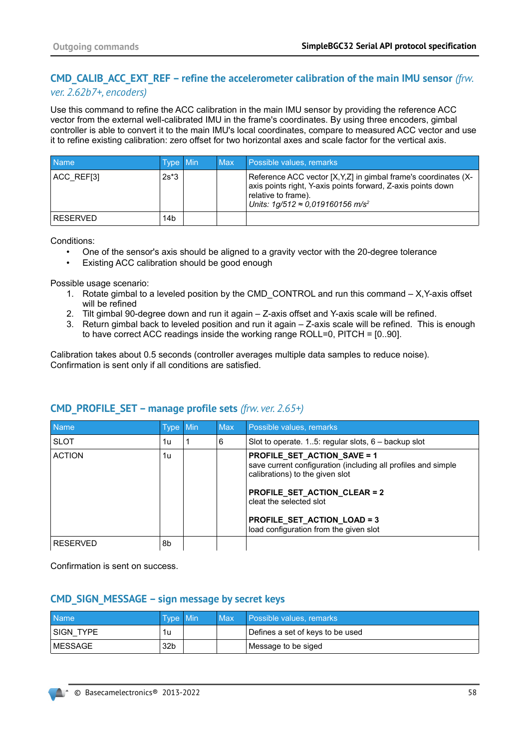## CMD_CALIB_ACC_EXT_REF – refine the accelerometer calibration of the main IMU sensor *(frw. ver. 2.62b7+, encoders)*

Use this command to refine the ACC calibration in the main IMU sensor by providing the reference ACC vector from the external well-calibrated IMU in the frame's coordinates. By using three encoders, gimbal controller is able to convert it to the main IMU's local coordinates, compare to measured ACC vector and use it to refine existing calibration: zero offset for two horizontal axes and scale factor for the vertical axis.

| Name | Type | Min | Max | Possible values, remarks |
|---|---|---|---|---|
| ACC_REF[3] | 2s*3 | | | Reference ACC vector [X,Y,Z] in gimbal frame's coordinates (X-axis points right, Y-axis points forward, Z-axis points down relative to frame).<br>*Units: 1g/512 ≈ 0,019160156 m/s$^2$* |
| RESERVED | 14b | | | |

Conditions:

- One of the sensor's axis should be aligned to a gravity vector with the 20-degree tolerance
- Existing ACC calibration should be good enough

Possible usage scenario:

1. Rotate gimbal to a leveled position by the CMD_CONTROL and run this command – X,Y-axis offset will be refined
2. Tilt gimbal 90-degree down and run it again – Z-axis offset and Y-axis scale will be refined.
3. Return gimbal back to leveled position and run it again – Z-axis scale will be refined. This is enough to have correct ACC readings inside the working range ROLL=0, PITCH = [0..90].

Calibration takes about 0.5 seconds (controller averages multiple data samples to reduce noise). Confirmation is sent only if all conditions are satisfied.

## CMD_PROFILE_SET – manage profile sets *(frw. ver. 2.65+)*

| Name | Type | Min | Max | Possible values, remarks |
|---|---|---|---|---|
| SLOT | 1u | 1 | 6 | Slot to operate. 1..5: regular slots, 6 – backup slot |
| ACTION | 1u | | | **PROFILE_SET_ACTION_SAVE = 1**<br>save current configuration (including all profiles and simple calibrations) to the given slot<br><br>**PROFILE_SET_ACTION_CLEAR = 2**<br>cleat the selected slot<br><br>**PROFILE_SET_ACTION_LOAD = 3**<br>load configuration from the given slot |
| RESERVED | 8b | | | |

Confirmation is sent on success.

## CMD_SIGN_MESSAGE – sign message by secret keys

| Name | Type | Min | Max | Possible values, remarks |
|---|---|---|---|---|
| SIGN_TYPE | 1u | | | Defines a set of keys to be used |
| MESSAGE | 32b | | | Message to be siged |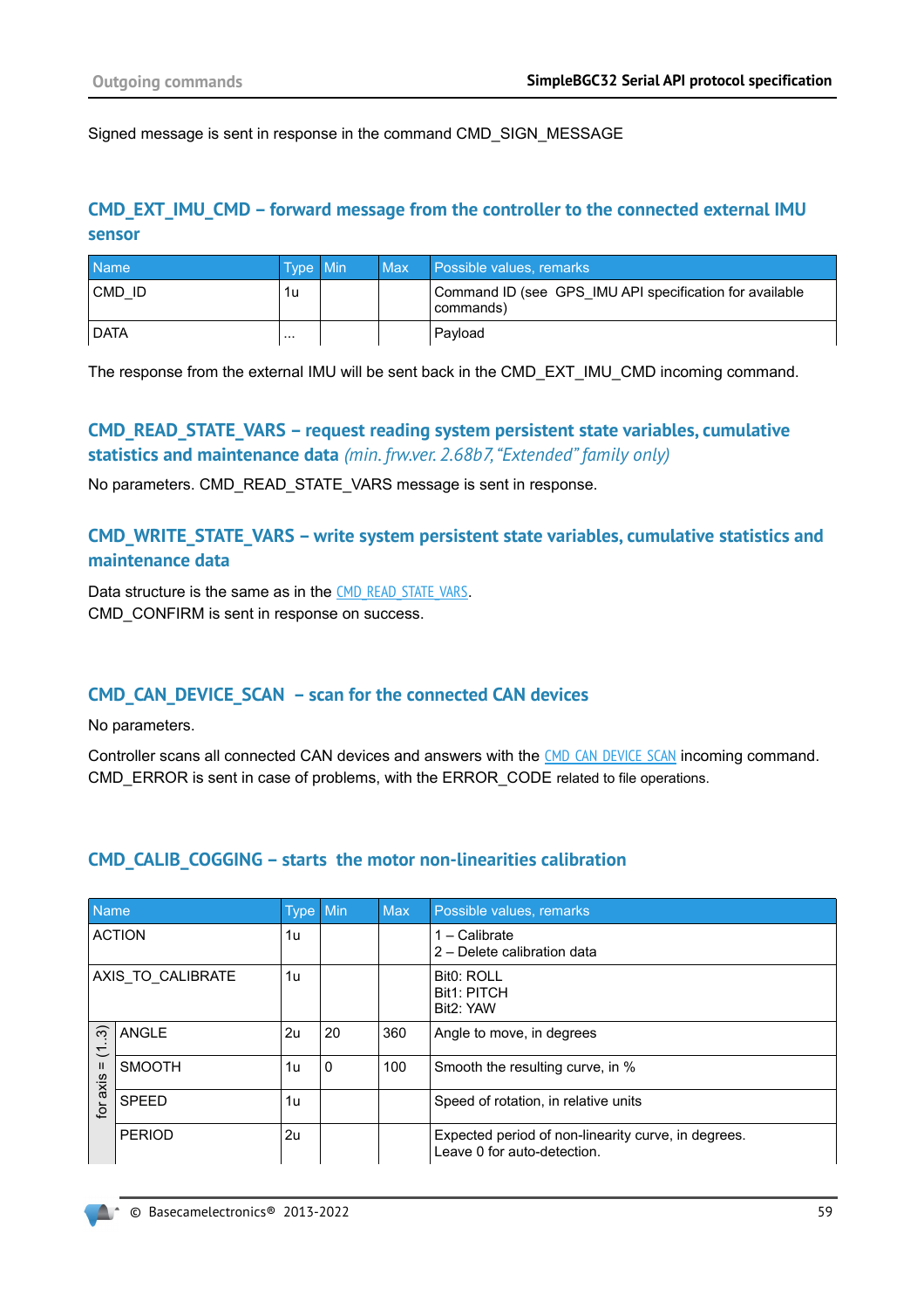Signed message is sent in response in the command CMD_SIGN_MESSAGE

### CMD_EXT_IMU_CMD – forward message from the controller to the connected external IMU sensor

| Name | Type | Min | Max | Possible values, remarks |
|---|---|---|---|---|
| CMD_ID | 1u | | | Command ID (see GPS_IMU API specification for available commands) |
| DATA | ... | | | Payload |

The response from the external IMU will be sent back in the CMD_EXT_IMU_CMD incoming command.

### CMD_READ_STATE_VARS – request reading system persistent state variables, cumulative statistics and maintenance data *(min. frw.ver. 2.68b7, "Extended" family only)*

No parameters. CMD_READ_STATE_VARS message is sent in response.

### CMD_WRITE_STATE_VARS – write system persistent state variables, cumulative statistics and maintenance data

Data structure is the same as in the CMD_READ_STATE_VARS.
CMD_CONFIRM is sent in response on success.

### CMD_CAN_DEVICE_SCAN – scan for the connected CAN devices

No parameters.

Controller scans all connected CAN devices and answers with the CMD_CAN_DEVICE_SCAN incoming command. CMD_ERROR is sent in case of problems, with the ERROR_CODE related to file operations.

### CMD_CALIB_COGGING – starts the motor non-linearities calibration

| Name | | Type | Min | Max | Possible values, remarks |
|---|---|---|---|---|---|
| ACTION | | 1u | | | 1 – Calibrate<br>2 – Delete calibration data |
| AXIS_TO_CALIBRATE | | 1u | | | Bit0: ROLL<br>Bit1: PITCH<br>Bit2: YAW |
| for axis = (1..3) | ANGLE | 2u | 20 | 360 | Angle to move, in degrees |
| | SMOOTH | 1u | 0 | 100 | Smooth the resulting curve, in % |
| | SPEED | 1u | | | Speed of rotation, in relative units |
| | PERIOD | 2u | | | Expected period of non-linearity curve, in degrees. Leave 0 for auto-detection. |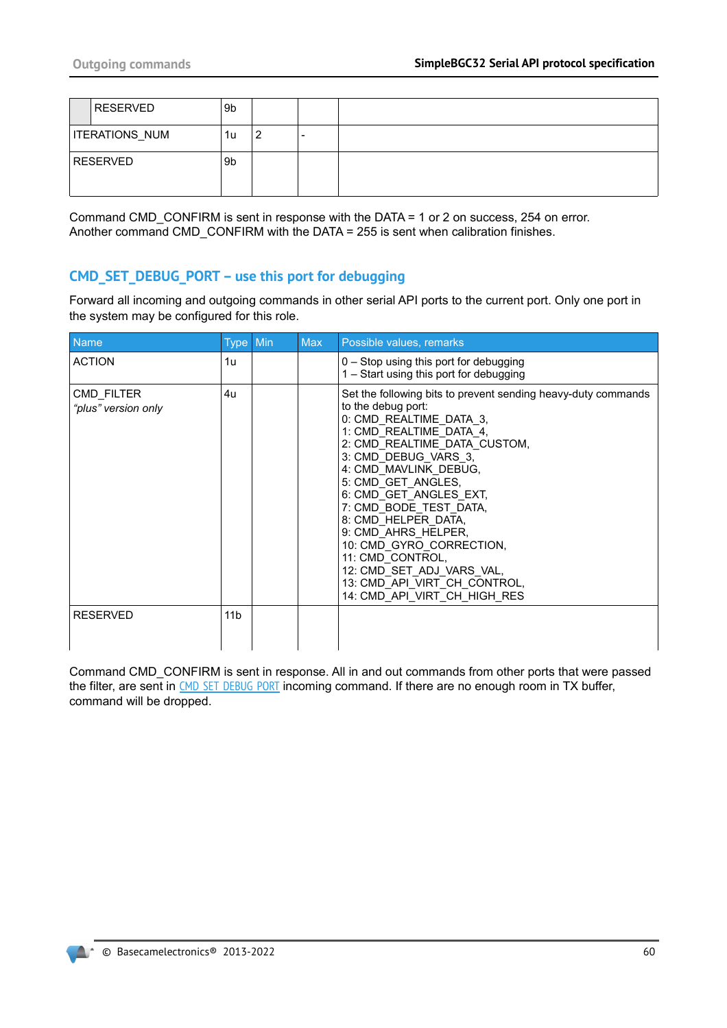| | | | | |
|---|---|---|---|---|
| RESERVED | 9b | | | |
| ITERATIONS_NUM | 1u | 2 | - | |
| RESERVED | 9b | | | |

Command CMD_CONFIRM is sent in response with the DATA = 1 or 2 on success, 254 on error.
Another command CMD_CONFIRM with the DATA = 255 is sent when calibration finishes.

## CMD_SET_DEBUG_PORT – use this port for debugging

Forward all incoming and outgoing commands in other serial API ports to the current port. Only one port in the system may be configured for this role.

| Name | Type | Min | Max | Possible values, remarks |
|---|---|---|---|---|
| ACTION | 1u | | | 0 – Stop using this port for debugging<br>1 – Start using this port for debugging |
| CMD_FILTER<br>*"plus" version only* | 4u | | | Set the following bits to prevent sending heavy-duty commands to the debug port:<br>0: CMD_REALTIME_DATA_3,<br>1: CMD_REALTIME_DATA_4,<br>2: CMD_REALTIME_DATA_CUSTOM,<br>3: CMD_DEBUG_VARS_3,<br>4: CMD_MAVLINK_DEBUG,<br>5: CMD_GET_ANGLES,<br>6: CMD_GET_ANGLES_EXT,<br>7: CMD_BODE_TEST_DATA,<br>8: CMD_HELPER_DATA,<br>9: CMD_AHRS_HELPER,<br>10: CMD_GYRO_CORRECTION,<br>11: CMD_CONTROL,<br>12: CMD_SET_ADJ_VARS_VAL,<br>13: CMD_API_VIRT_CH_CONTROL,<br>14: CMD_API_VIRT_CH_HIGH_RES |
| RESERVED | 11b | | | |

Command CMD_CONFIRM is sent in response. All in and out commands from other ports that were passed the filter, are sent in CMD_SET_DEBUG_PORT incoming command. If there are no enough room in TX buffer, command will be dropped.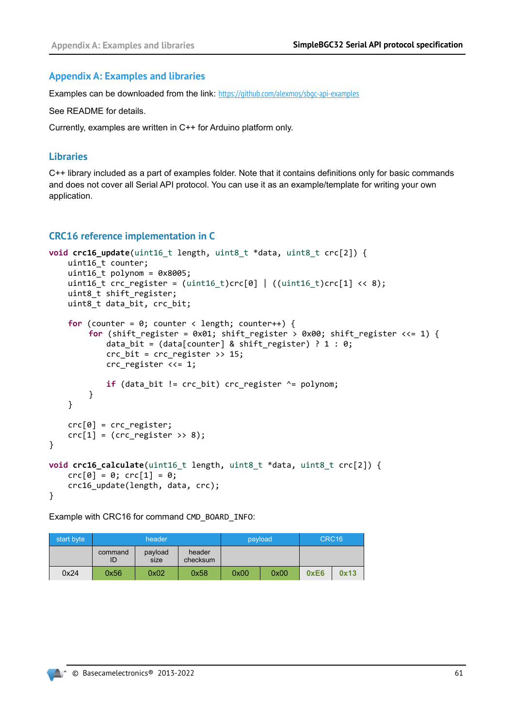## Appendix A: Examples and libraries

Examples can be downloaded from the link: https://github.com/alexmos/sbgc-api-examples

See README for details.

Currently, examples are written in C++ for Arduino platform only.

### Libraries

C++ library included as a part of examples folder. Note that it contains definitions only for basic commands and does not cover all Serial API protocol. You can use it as an example/template for writing your own application.

### CRC16 reference implementation in C

```
void crc16_update(uint16_t length, uint8_t *data, uint8_t crc[2]) {
    uint16_t counter;
    uint16_t polynom = 0x8005;
    uint16_t crc_register = (uint16_t)crc[0] | ((uint16_t)crc[1] << 8);
    uint8_t shift_register;
    uint8_t data_bit, crc_bit;

    for (counter = 0; counter < length; counter++) {
         for (shift_register = 0x01; shift_register > 0x00; shift_register <<= 1) {
             data_bit = (data[counter] & shift_register) ? 1 : 0;
             crc_bit = crc_register >> 15;
             crc_register <<= 1;

             if (data_bit != crc_bit) crc_register ^= polynom;
         }
    }

    crc[0] = crc_register;
    crc[1] = (crc_register >> 8);
}

void crc16_calculate(uint16_t length, uint8_t *data, uint8_t crc[2]) {
    crc[0] = 0; crc[1] = 0;
    crc16_update(length, data, crc);
}
```

Example with CRC16 for command `CMD_BOARD_INFO`:

| start byte | header | | | payload | | CRC16 | |
|---|---|---|---|---|---|---|---|
| | command ID | payload size | header checksum | | | | |
| 0x24 | 0x56 | 0x02 | 0x58 | 0x00 | 0x00 | **0xE6** | **0x13** |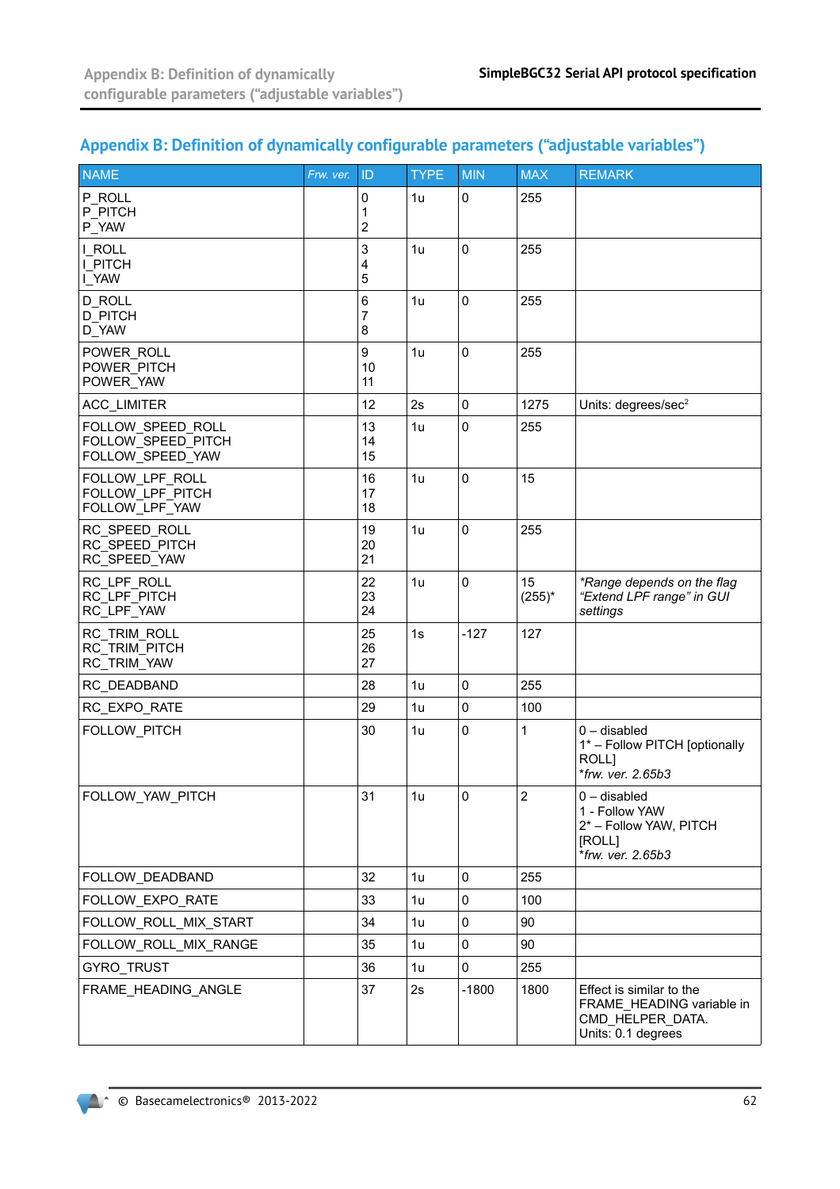# Appendix B: Definition of dynamically configurable parameters ("adjustable variables")

| NAME | *Frw. ver.* | ID | TYPE | MIN | MAX | REMARK |
|---|---|---|---|---|---|---|
| P_ROLL<br>P_PITCH<br>P_YAW | | 0<br>1<br>2 | 1u | 0 | 255 | |
| I_ROLL<br>I_PITCH<br>I_YAW | | 3<br>4<br>5 | 1u | 0 | 255 | |
| D_ROLL<br>D_PITCH<br>D_YAW | | 6<br>7<br>8 | 1u | 0 | 255 | |
| POWER_ROLL<br>POWER_PITCH<br>POWER_YAW | | 9<br>10<br>11 | 1u | 0 | 255 | |
| ACC_LIMITER | | 12 | 2s | 0 | 1275 | Units: degrees/sec$^2$ |
| FOLLOW_SPEED_ROLL<br>FOLLOW_SPEED_PITCH<br>FOLLOW_SPEED_YAW | | 13<br>14<br>15 | 1u | 0 | 255 | |
| FOLLOW_LPF_ROLL<br>FOLLOW_LPF_PITCH<br>FOLLOW_LPF_YAW | | 16<br>17<br>18 | 1u | 0 | 15 | |
| RC_SPEED_ROLL<br>RC_SPEED_PITCH<br>RC_SPEED_YAW | | 19<br>20<br>21 | 1u | 0 | 255 | |
| RC_LPF_ROLL<br>RC_LPF_PITCH<br>RC_LPF_YAW | | 22<br>23<br>24 | 1u | 0 | 15<br>(255)* | *\*Range depends on the flag "Extend LPF range" in GUI settings* |
| RC_TRIM_ROLL<br>RC_TRIM_PITCH<br>RC_TRIM_YAW | | 25<br>26<br>27 | 1s | -127 | 127 | |
| RC_DEADBAND | | 28 | 1u | 0 | 255 | |
| RC_EXPO_RATE | | 29 | 1u | 0 | 100 | |
| FOLLOW_PITCH | | 30 | 1u | 0 | 1 | 0 – disabled<br>1* – Follow PITCH [optionally ROLL]<br>**frw. ver. 2.65b3* |
| FOLLOW_YAW_PITCH | | 31 | 1u | 0 | 2 | 0 – disabled<br>1 - Follow YAW<br>2* – Follow YAW, PITCH [ROLL]<br>**frw. ver. 2.65b3* |
| FOLLOW_DEADBAND | | 32 | 1u | 0 | 255 | |
| FOLLOW_EXPO_RATE | | 33 | 1u | 0 | 100 | |
| FOLLOW_ROLL_MIX_START | | 34 | 1u | 0 | 90 | |
| FOLLOW_ROLL_MIX_RANGE | | 35 | 1u | 0 | 90 | |
| GYRO_TRUST | | 36 | 1u | 0 | 255 | |
| FRAME_HEADING_ANGLE | | 37 | 2s | -1800 | 1800 | Effect is similar to the FRAME_HEADING variable in CMD_HELPER_DATA.<br>Units: 0.1 degrees |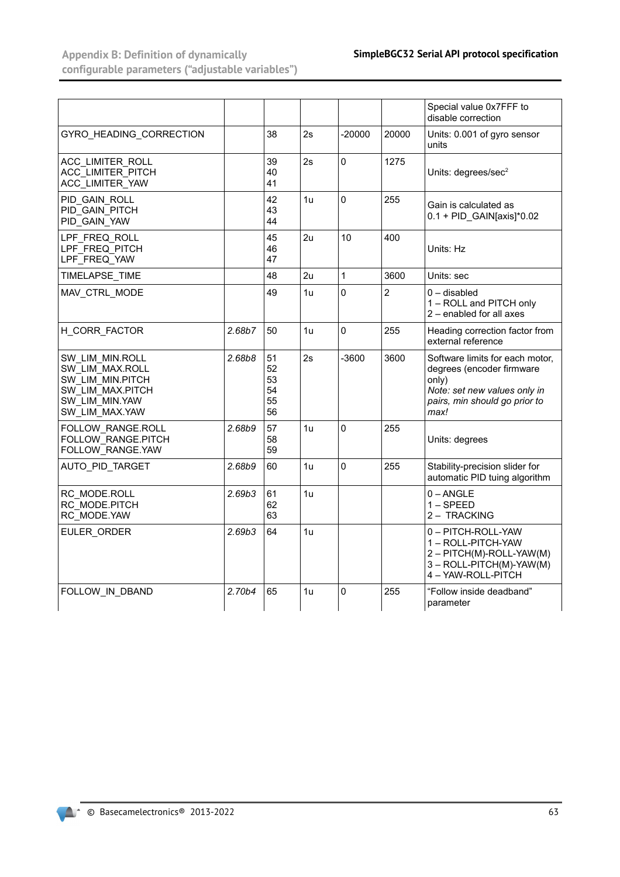| | | | | | | |
|---|---|---|---|---|---|---|
| | | | | | | Special value 0x7FFF to disable correction |
| GYRO_HEADING_CORRECTION | | 38 | 2s | -20000 | 20000 | Units: 0.001 of gyro sensor units |
| ACC_LIMITER_ROLL<br>ACC_LIMITER_PITCH<br>ACC_LIMITER_YAW | | 39<br>40<br>41 | 2s | 0 | 1275 | Units: degrees/sec$^2$ |
| PID_GAIN_ROLL<br>PID_GAIN_PITCH<br>PID_GAIN_YAW | | 42<br>43<br>44 | 1u | 0 | 255 | Gain is calculated as 0.1 + PID_GAIN[axis]*0.02 |
| LPF_FREQ_ROLL<br>LPF_FREQ_PITCH<br>LPF_FREQ_YAW | | 45<br>46<br>47 | 2u | 10 | 400 | Units: Hz |
| TIMELAPSE_TIME | | 48 | 2u | 1 | 3600 | Units: sec |
| MAV_CTRL_MODE | | 49 | 1u | 0 | 2 | 0 – disabled<br>1 – ROLL and PITCH only<br>2 – enabled for all axes |
| H_CORR_FACTOR | *2.68b7* | 50 | 1u | 0 | 255 | Heading correction factor from external reference |
| SW_LIM_MIN.ROLL<br>SW_LIM_MAX.ROLL<br>SW_LIM_MIN.PITCH<br>SW_LIM_MAX.PITCH<br>SW_LIM_MIN.YAW<br>SW_LIM_MAX.YAW | *2.68b8* | 51<br>52<br>53<br>54<br>55<br>56 | 2s | -3600 | 3600 | Software limits for each motor, degrees (encoder firmware only)<br>*Note: set new values only in pairs, min should go prior to max!* |
| FOLLOW_RANGE.ROLL<br>FOLLOW_RANGE.PITCH<br>FOLLOW_RANGE.YAW | *2.68b9* | 57<br>58<br>59 | 1u | 0 | 255 | Units: degrees |
| AUTO_PID_TARGET | *2.68b9* | 60 | 1u | 0 | 255 | Stability-precision slider for automatic PID tuing algorithm |
| RC_MODE.ROLL<br>RC_MODE.PITCH<br>RC_MODE.YAW | *2.69b3* | 61<br>62<br>63 | 1u | | | 0 – ANGLE<br>1 – SPEED<br>2 – TRACKING |
| EULER_ORDER | *2.69b3* | 64 | 1u | | | 0 – PITCH-ROLL-YAW<br>1 – ROLL-PITCH-YAW<br>2 – PITCH(M)-ROLL-YAW(M)<br>3 – ROLL-PITCH(M)-YAW(M)<br>4 – YAW-ROLL-PITCH |
| FOLLOW_IN_DBAND | *2.70b4* | 65 | 1u | 0 | 255 | "Follow inside deadband" parameter |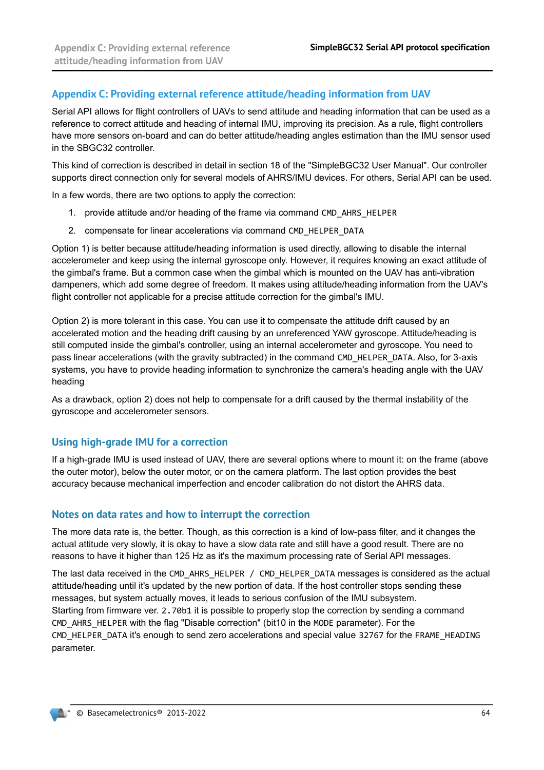## Appendix C: Providing external reference attitude/heading information from UAV

Serial API allows for flight controllers of UAVs to send attitude and heading information that can be used as a reference to correct attitude and heading of internal IMU, improving its precision. As a rule, flight controllers have more sensors on-board and can do better attitude/heading angles estimation than the IMU sensor used in the SBGC32 controller.

This kind of correction is described in detail in section 18 of the "SimpleBGC32 User Manual". Our controller supports direct connection only for several models of AHRS/IMU devices. For others, Serial API can be used.

In a few words, there are two options to apply the correction:

1. provide attitude and/or heading of the frame via command `CMD_AHRS_HELPER`
2. compensate for linear accelerations via command `CMD_HELPER_DATA`

Option 1) is better because attitude/heading information is used directly, allowing to disable the internal accelerometer and keep using the internal gyroscope only. However, it requires knowing an exact attitude of the gimbal's frame. But a common case when the gimbal which is mounted on the UAV has anti-vibration dampeners, which add some degree of freedom. It makes using attitude/heading information from the UAV's flight controller not applicable for a precise attitude correction for the gimbal's IMU.

Option 2) is more tolerant in this case. You can use it to compensate the attitude drift caused by an accelerated motion and the heading drift causing by an unreferenced YAW gyroscope. Attitude/heading is still computed inside the gimbal's controller, using an internal accelerometer and gyroscope. You need to pass linear accelerations (with the gravity subtracted) in the command `CMD_HELPER_DATA`. Also, for 3-axis systems, you have to provide heading information to synchronize the camera's heading angle with the UAV heading

As a drawback, option 2) does not help to compensate for a drift caused by the thermal instability of the gyroscope and accelerometer sensors.

### Using high-grade IMU for a correction

If a high-grade IMU is used instead of UAV, there are several options where to mount it: on the frame (above the outer motor), below the outer motor, or on the camera platform. The last option provides the best accuracy because mechanical imperfection and encoder calibration do not distort the AHRS data.

### Notes on data rates and how to interrupt the correction

The more data rate is, the better. Though, as this correction is a kind of low-pass filter, and it changes the actual attitude very slowly, it is okay to have a slow data rate and still have a good result. There are no reasons to have it higher than 125 Hz as it's the maximum processing rate of Serial API messages.

The last data received in the `CMD_AHRS_HELPER / CMD_HELPER_DATA` messages is considered as the actual attitude/heading until it's updated by the new portion of data. If the host controller stops sending these messages, but system actually moves, it leads to serious confusion of the IMU subsystem.
Starting from firmware ver. `2.70b1` it is possible to properly stop the correction by sending a command `CMD_AHRS_HELPER` with the flag "Disable correction" (bit10 in the `MODE` parameter). For the `CMD_HELPER_DATA` it's enough to send zero accelerations and special value `32767` for the `FRAME_HEADING` parameter.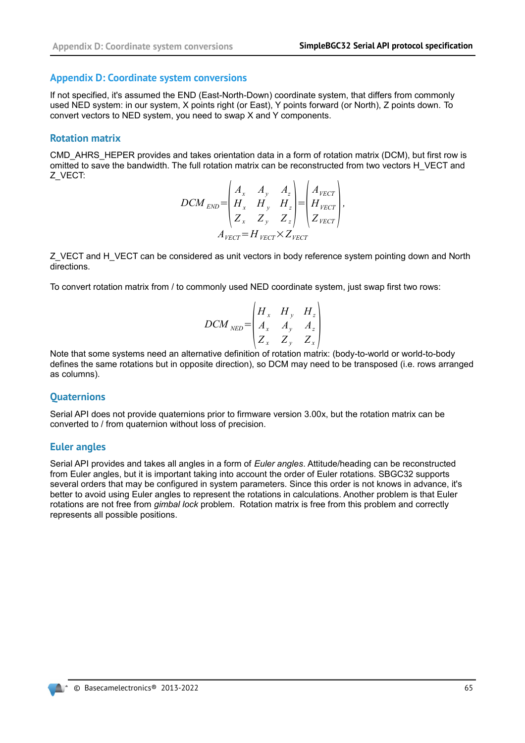## Appendix D: Coordinate system conversions

If not specified, it's assumed the END (East-North-Down) coordinate system, that differs from commonly used NED system: in our system, X points right (or East), Y points forward (or North), Z points down. To convert vectors to NED system, you need to swap X and Y components.

### Rotation matrix

CMD_AHRS_HEPER provides and takes orientation data in a form of rotation matrix (DCM), but first row is omitted to save the bandwidth. The full rotation matrix can be reconstructed from two vectors H_VECT and Z_VECT:

$$DCM_{END} = \begin{pmatrix} A_x & A_y & A_z \\ H_x & H_y & H_z \\ Z_x & Z_y & Z_z \end{pmatrix} = \begin{pmatrix} A_{VECT} \\ H_{VECT} \\ Z_{VECT} \end{pmatrix},$$
$$A_{VECT} = H_{VECT} \times Z_{VECT}$$

Z_VECT and H_VECT can be considered as unit vectors in body reference system pointing down and North directions.

To convert rotation matrix from / to commonly used NED coordinate system, just swap first two rows:

$$DCM_{NED} = \begin{pmatrix} H_x & H_y & H_z \\ A_x & A_y & A_z \\ Z_x & Z_y & Z_x \end{pmatrix}$$

Note that some systems need an alternative definition of rotation matrix: (body-to-world or world-to-body defines the same rotations but in opposite direction), so DCM may need to be transposed (i.e. rows arranged as columns).

### Quaternions

Serial API does not provide quaternions prior to firmware version 3.00x, but the rotation matrix can be converted to / from quaternion without loss of precision.

### Euler angles

Serial API provides and takes all angles in a form of *Euler angles*. Attitude/heading can be reconstructed from Euler angles, but it is important taking into account the order of Euler rotations. SBGC32 supports several orders that may be configured in system parameters. Since this order is not knows in advance, it's better to avoid using Euler angles to represent the rotations in calculations. Another problem is that Euler rotations are not free from *gimbal lock* problem. Rotation matrix is free from this problem and correctly represents all possible positions.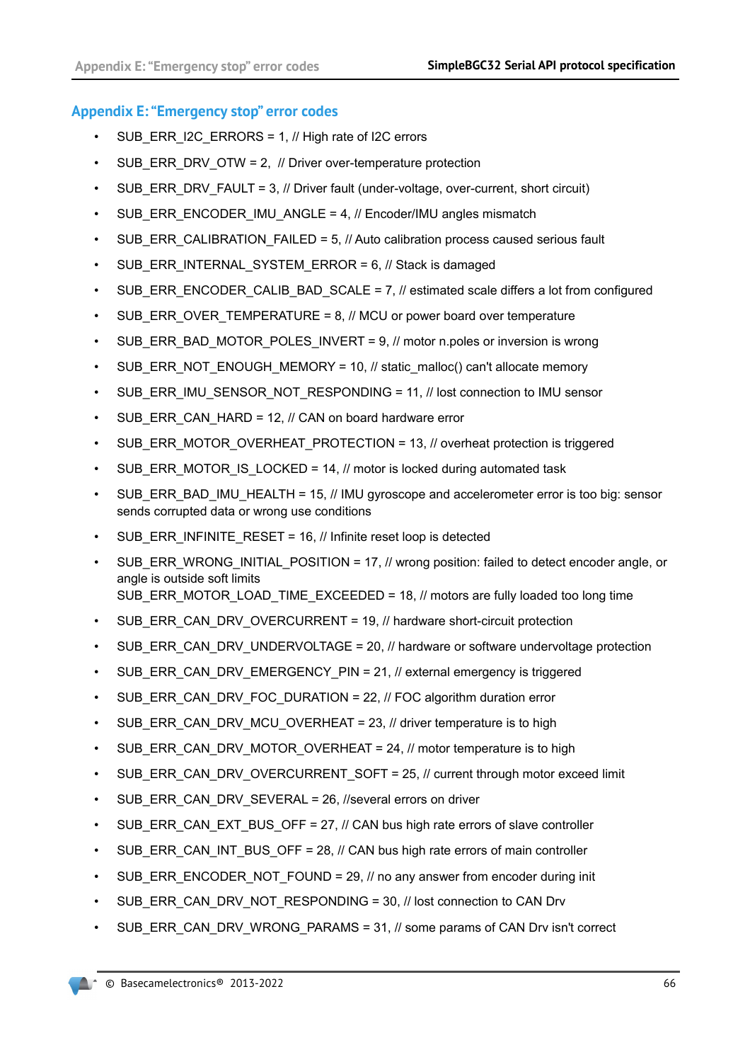## Appendix E: "Emergency stop" error codes

- SUB_ERR_I2C_ERRORS = 1, // High rate of I2C errors
- SUB_ERR_DRV_OTW = 2, // Driver over-temperature protection
- SUB_ERR_DRV_FAULT = 3, // Driver fault (under-voltage, over-current, short circuit)
- SUB_ERR_ENCODER_IMU_ANGLE = 4, // Encoder/IMU angles mismatch
- SUB_ERR_CALIBRATION_FAILED = 5, // Auto calibration process caused serious fault
- SUB_ERR_INTERNAL_SYSTEM_ERROR = 6, // Stack is damaged
- SUB_ERR_ENCODER_CALIB_BAD_SCALE = 7, // estimated scale differs a lot from configured
- SUB_ERR_OVER_TEMPERATURE = 8, // MCU or power board over temperature
- SUB_ERR_BAD_MOTOR_POLES_INVERT = 9, // motor n.poles or inversion is wrong
- SUB_ERR_NOT_ENOUGH_MEMORY = 10, // static_malloc() can't allocate memory
- SUB_ERR_IMU_SENSOR_NOT_RESPONDING = 11, // lost connection to IMU sensor
- SUB_ERR_CAN_HARD = 12, // CAN on board hardware error
- SUB_ERR_MOTOR_OVERHEAT_PROTECTION = 13, // overheat protection is triggered
- SUB_ERR_MOTOR_IS_LOCKED = 14, // motor is locked during automated task
- SUB_ERR_BAD_IMU_HEALTH = 15, // IMU gyroscope and accelerometer error is too big: sensor sends corrupted data or wrong use conditions
- SUB_ERR_INFINITE_RESET = 16, // Infinite reset loop is detected
- SUB_ERR_WRONG_INITIAL_POSITION = 17, // wrong position: failed to detect encoder angle, or angle is outside soft limits
  SUB_ERR_MOTOR_LOAD_TIME_EXCEEDED = 18, // motors are fully loaded too long time
- SUB_ERR_CAN_DRV_OVERCURRENT = 19, // hardware short-circuit protection
- SUB_ERR_CAN_DRV_UNDERVOLTAGE = 20, // hardware or software undervoltage protection
- SUB_ERR_CAN_DRV_EMERGENCY_PIN = 21, // external emergency is triggered
- SUB_ERR_CAN_DRV_FOC_DURATION = 22, // FOC algorithm duration error
- SUB_ERR_CAN_DRV_MCU_OVERHEAT = 23, // driver temperature is to high
- SUB_ERR_CAN_DRV_MOTOR_OVERHEAT = 24, // motor temperature is to high
- SUB_ERR_CAN_DRV_OVERCURRENT_SOFT = 25, // current through motor exceed limit
- SUB_ERR_CAN_DRV_SEVERAL = 26, //several errors on driver
- SUB_ERR_CAN_EXT_BUS_OFF = 27, // CAN bus high rate errors of slave controller
- SUB_ERR_CAN_INT_BUS_OFF = 28, // CAN bus high rate errors of main controller
- SUB_ERR_ENCODER_NOT_FOUND = 29, // no any answer from encoder during init
- SUB_ERR_CAN_DRV_NOT_RESPONDING = 30, // lost connection to CAN Drv
- SUB_ERR_CAN_DRV_WRONG_PARAMS = 31, // some params of CAN Drv isn't correct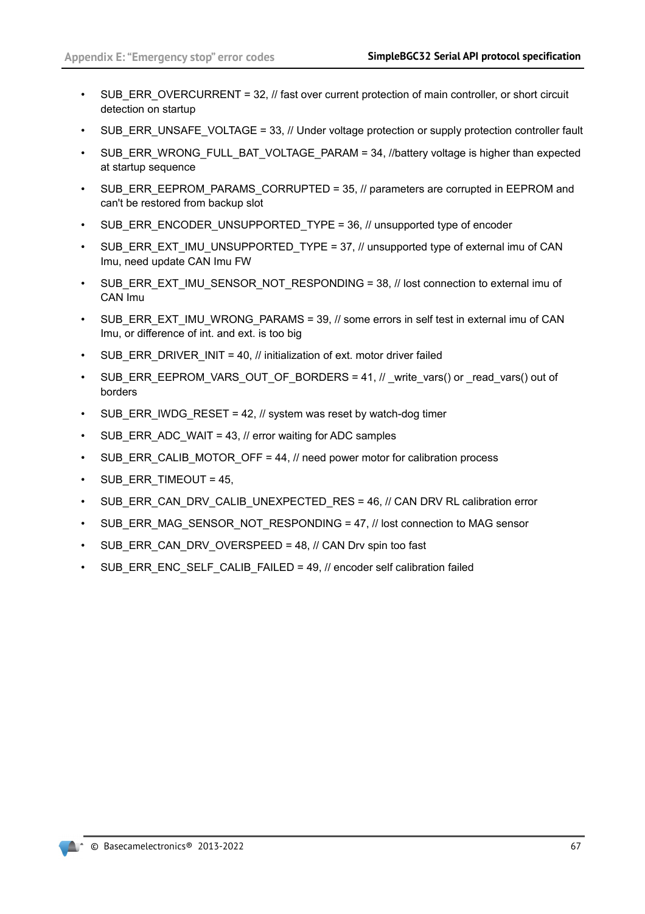- SUB_ERR_OVERCURRENT = 32, // fast over current protection of main controller, or short circuit detection on startup
- SUB_ERR_UNSAFE_VOLTAGE = 33, // Under voltage protection or supply protection controller fault
- SUB_ERR_WRONG_FULL_BAT_VOLTAGE_PARAM = 34, //battery voltage is higher than expected at startup sequence
- SUB_ERR_EEPROM_PARAMS_CORRUPTED = 35, // parameters are corrupted in EEPROM and can't be restored from backup slot
- SUB_ERR_ENCODER_UNSUPPORTED_TYPE = 36, // unsupported type of encoder
- SUB_ERR_EXT_IMU_UNSUPPORTED_TYPE = 37, // unsupported type of external imu of CAN Imu, need update CAN Imu FW
- SUB_ERR_EXT_IMU_SENSOR_NOT_RESPONDING = 38, // lost connection to external imu of CAN Imu
- SUB_ERR_EXT_IMU_WRONG_PARAMS = 39, // some errors in self test in external imu of CAN Imu, or difference of int. and ext. is too big
- SUB_ERR_DRIVER_INIT = 40, // initialization of ext. motor driver failed
- SUB_ERR_EEPROM_VARS_OUT_OF_BORDERS = 41, // _write_vars() or _read_vars() out of borders
- SUB_ERR_IWDG_RESET = 42, // system was reset by watch-dog timer
- SUB_ERR_ADC_WAIT = 43, // error waiting for ADC samples
- SUB_ERR_CALIB_MOTOR_OFF = 44, // need power motor for calibration process
- SUB_ERR_TIMEOUT = 45,
- SUB_ERR_CAN_DRV_CALIB_UNEXPECTED_RES = 46, // CAN DRV RL calibration error
- SUB_ERR_MAG_SENSOR_NOT_RESPONDING = 47, // lost connection to MAG sensor
- SUB_ERR_CAN_DRV_OVERSPEED = 48, // CAN Drv spin too fast
- SUB_ERR_ENC_SELF_CALIB_FAILED = 49, // encoder self calibration failed